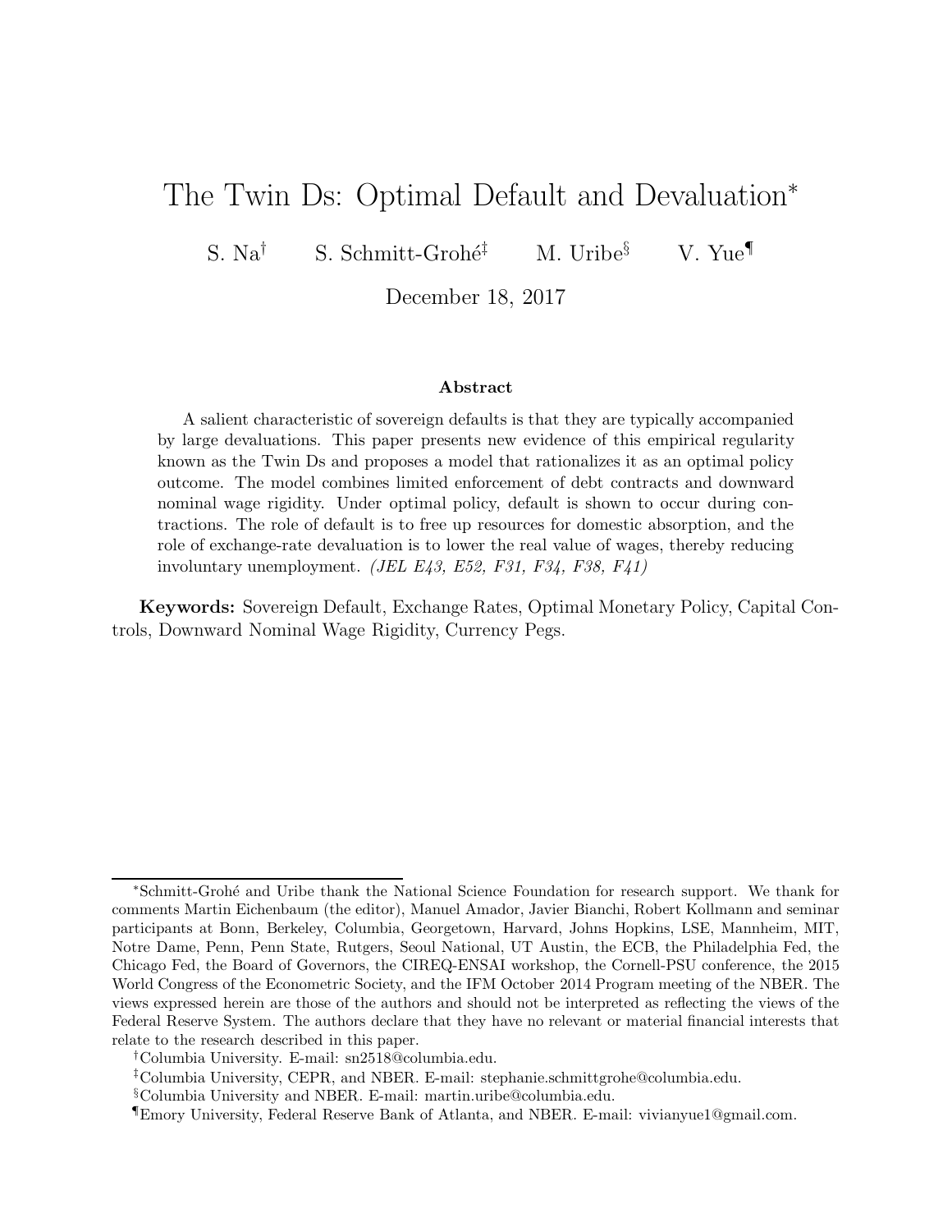# The Twin Ds: Optimal Default and Devaluation*

S. Na[†] S. Schmitt-Grohé[‡] M. Uribe[§] V. Yue[¶]

December 18, 2017

### Abstract

A salient characteristic of sovereign defaults is that they are typically accompanied by large devaluations. This paper presents new evidence of this empirical regularity known as the Twin Ds and proposes a model that rationalizes it as an optimal policy outcome. The model combines limited enforcement of debt contracts and downward nominal wage rigidity. Under optimal policy, default is shown to occur during contractions. The role of default is to free up resources for domestic absorption, and the role of exchange-rate devaluation is to lower the real value of wages, thereby reducing involuntary unemployment. *(JEL E43, E52, F31, F34, F38, F41)*

**Keywords:** Sovereign Default, Exchange Rates, Optimal Monetary Policy, Capital Controls, Downward Nominal Wage Rigidity, Currency Pegs.

---

*Schmitt-Grohé and Uribe thank the National Science Foundation for research support. We thank for comments Martin Eichenbaum (the editor), Manuel Amador, Javier Bianchi, Robert Kollmann and seminar participants at Bonn, Berkeley, Columbia, Georgetown, Harvard, Johns Hopkins, LSE, Mannheim, MIT, Notre Dame, Penn, Penn State, Rutgers, Seoul National, UT Austin, the ECB, the Philadelphia Fed, the Chicago Fed, the Board of Governors, the CIREQ-ENSAI workshop, the Cornell-PSU conference, the 2015 World Congress of the Econometric Society, and the IFM October 2014 Program meeting of the NBER. The views expressed herein are those of the authors and should not be interpreted as reflecting the views of the Federal Reserve System. The authors declare that they have no relevant or material financial interests that relate to the research described in this paper.

[†]Columbia University. E-mail: sn2518@columbia.edu.

[‡]Columbia University, CEPR, and NBER. E-mail: stephanie.schmittgrohe@columbia.edu.

[§]Columbia University and NBER. E-mail: martin.uribe@columbia.edu.

[¶]Emory University, Federal Reserve Bank of Atlanta, and NBER. E-mail: vivianyue1@gmail.com.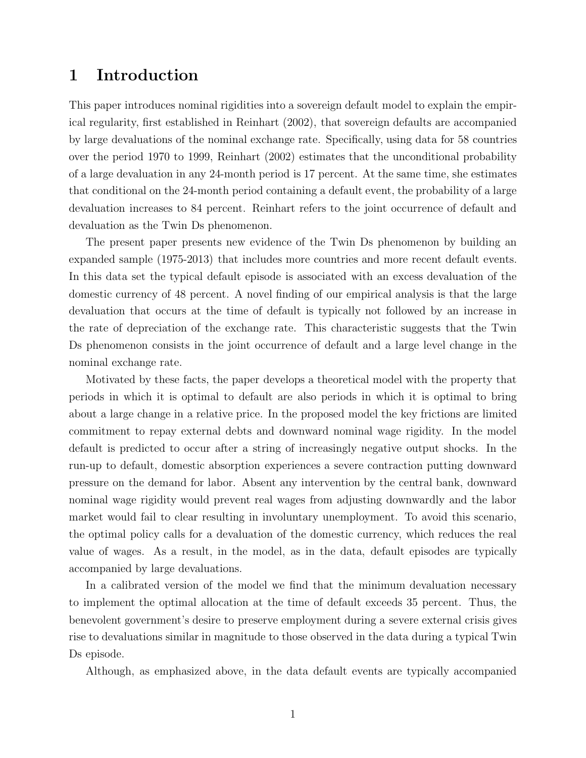# 1 Introduction

This paper introduces nominal rigidities into a sovereign default model to explain the empirical regularity, first established in Reinhart (2002), that sovereign defaults are accompanied by large devaluations of the nominal exchange rate. Specifically, using data for 58 countries over the period 1970 to 1999, Reinhart (2002) estimates that the unconditional probability of a large devaluation in any 24-month period is 17 percent. At the same time, she estimates that conditional on the 24-month period containing a default event, the probability of a large devaluation increases to 84 percent. Reinhart refers to the joint occurrence of default and devaluation as the Twin Ds phenomenon.

The present paper presents new evidence of the Twin Ds phenomenon by building an expanded sample (1975-2013) that includes more countries and more recent default events. In this data set the typical default episode is associated with an excess devaluation of the domestic currency of 48 percent. A novel finding of our empirical analysis is that the large devaluation that occurs at the time of default is typically not followed by an increase in the rate of depreciation of the exchange rate. This characteristic suggests that the Twin Ds phenomenon consists in the joint occurrence of default and a large level change in the nominal exchange rate.

Motivated by these facts, the paper develops a theoretical model with the property that periods in which it is optimal to default are also periods in which it is optimal to bring about a large change in a relative price. In the proposed model the key frictions are limited commitment to repay external debts and downward nominal wage rigidity. In the model default is predicted to occur after a string of increasingly negative output shocks. In the run-up to default, domestic absorption experiences a severe contraction putting downward pressure on the demand for labor. Absent any intervention by the central bank, downward nominal wage rigidity would prevent real wages from adjusting downwardly and the labor market would fail to clear resulting in involuntary unemployment. To avoid this scenario, the optimal policy calls for a devaluation of the domestic currency, which reduces the real value of wages. As a result, in the model, as in the data, default episodes are typically accompanied by large devaluations.

In a calibrated version of the model we find that the minimum devaluation necessary to implement the optimal allocation at the time of default exceeds 35 percent. Thus, the benevolent government's desire to preserve employment during a severe external crisis gives rise to devaluations similar in magnitude to those observed in the data during a typical Twin Ds episode.

Although, as emphasized above, in the data default events are typically accompanied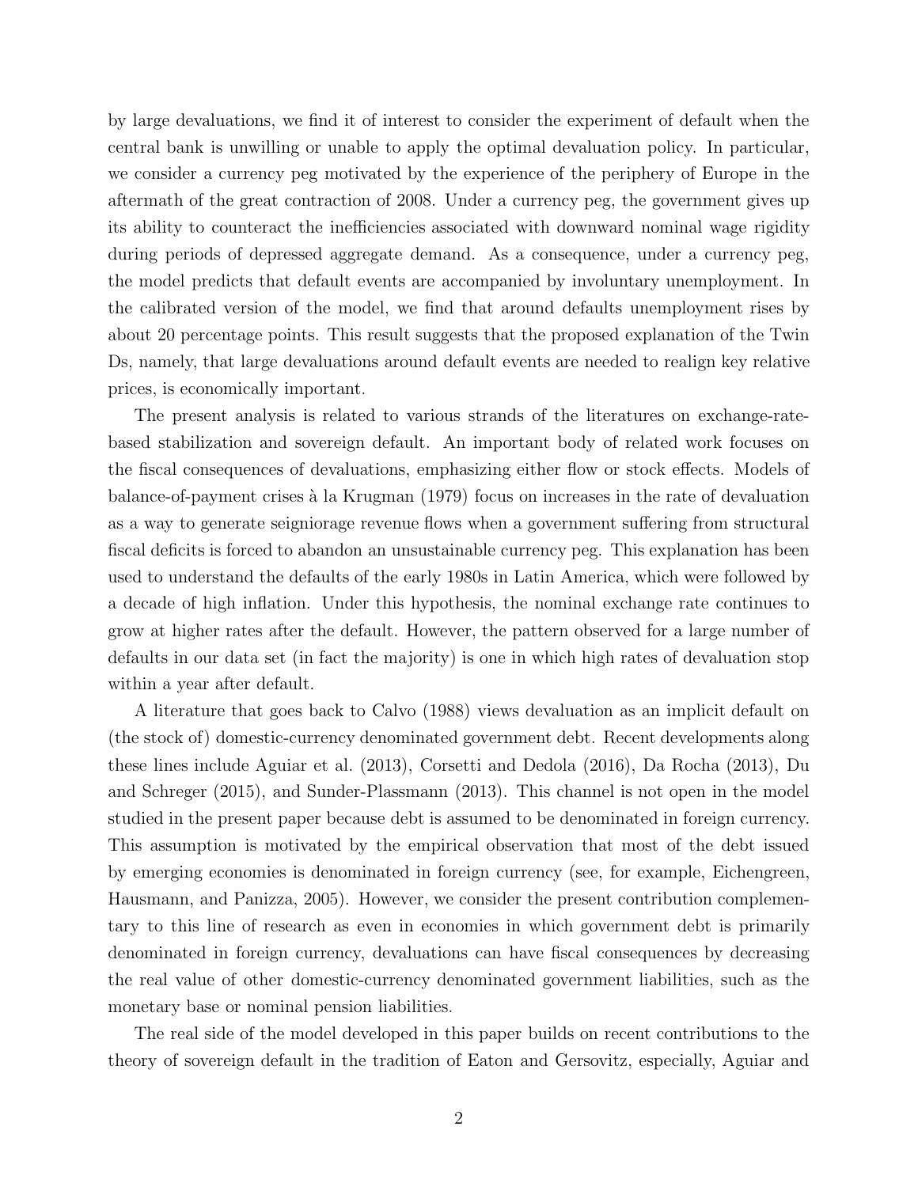by large devaluations, we find it of interest to consider the experiment of default when the central bank is unwilling or unable to apply the optimal devaluation policy. In particular, we consider a currency peg motivated by the experience of the periphery of Europe in the aftermath of the great contraction of 2008. Under a currency peg, the government gives up its ability to counteract the inefficiencies associated with downward nominal wage rigidity during periods of depressed aggregate demand. As a consequence, under a currency peg, the model predicts that default events are accompanied by involuntary unemployment. In the calibrated version of the model, we find that around defaults unemployment rises by about 20 percentage points. This result suggests that the proposed explanation of the Twin Ds, namely, that large devaluations around default events are needed to realign key relative prices, is economically important.

The present analysis is related to various strands of the literatures on exchange-rate-based stabilization and sovereign default. An important body of related work focuses on the fiscal consequences of devaluations, emphasizing either flow or stock effects. Models of balance-of-payment crises à la Krugman (1979) focus on increases in the rate of devaluation as a way to generate seigniorage revenue flows when a government suffering from structural fiscal deficits is forced to abandon an unsustainable currency peg. This explanation has been used to understand the defaults of the early 1980s in Latin America, which were followed by a decade of high inflation. Under this hypothesis, the nominal exchange rate continues to grow at higher rates after the default. However, the pattern observed for a large number of defaults in our data set (in fact the majority) is one in which high rates of devaluation stop within a year after default.

A literature that goes back to Calvo (1988) views devaluation as an implicit default on (the stock of) domestic-currency denominated government debt. Recent developments along these lines include Aguiar et al. (2013), Corsetti and Dedola (2016), Da Rocha (2013), Du and Schreger (2015), and Sunder-Plassmann (2013). This channel is not open in the model studied in the present paper because debt is assumed to be denominated in foreign currency. This assumption is motivated by the empirical observation that most of the debt issued by emerging economies is denominated in foreign currency (see, for example, Eichengreen, Hausmann, and Panizza, 2005). However, we consider the present contribution complementary to this line of research as even in economies in which government debt is primarily denominated in foreign currency, devaluations can have fiscal consequences by decreasing the real value of other domestic-currency denominated government liabilities, such as the monetary base or nominal pension liabilities.

The real side of the model developed in this paper builds on recent contributions to the theory of sovereign default in the tradition of Eaton and Gersovitz, especially, Aguiar and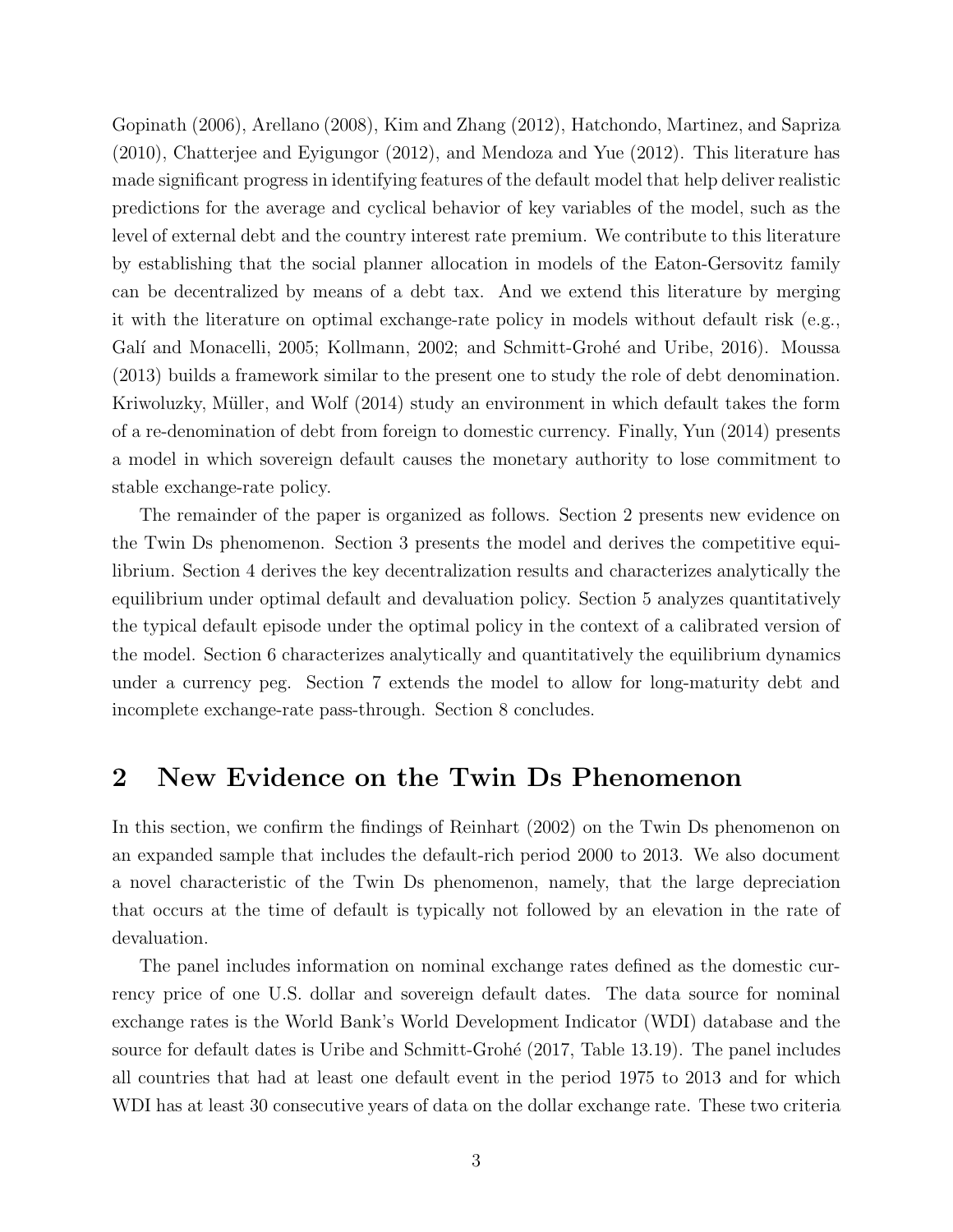Gopinath (2006), Arellano (2008), Kim and Zhang (2012), Hatchondo, Martinez, and Sapriza (2010), Chatterjee and Eyigungor (2012), and Mendoza and Yue (2012). This literature has made significant progress in identifying features of the default model that help deliver realistic predictions for the average and cyclical behavior of key variables of the model, such as the level of external debt and the country interest rate premium. We contribute to this literature by establishing that the social planner allocation in models of the Eaton-Gersovitz family can be decentralized by means of a debt tax. And we extend this literature by merging it with the literature on optimal exchange-rate policy in models without default risk (e.g., Galí and Monacelli, 2005; Kollmann, 2002; and Schmitt-Grohé and Uribe, 2016). Moussa (2013) builds a framework similar to the present one to study the role of debt denomination. Kriwoluzky, Müller, and Wolf (2014) study an environment in which default takes the form of a re-denomination of debt from foreign to domestic currency. Finally, Yun (2014) presents a model in which sovereign default causes the monetary authority to lose commitment to stable exchange-rate policy.

The remainder of the paper is organized as follows. Section 2 presents new evidence on the Twin Ds phenomenon. Section 3 presents the model and derives the competitive equilibrium. Section 4 derives the key decentralization results and characterizes analytically the equilibrium under optimal default and devaluation policy. Section 5 analyzes quantitatively the typical default episode under the optimal policy in the context of a calibrated version of the model. Section 6 characterizes analytically and quantitatively the equilibrium dynamics under a currency peg. Section 7 extends the model to allow for long-maturity debt and incomplete exchange-rate pass-through. Section 8 concludes.

# 2 New Evidence on the Twin Ds Phenomenon

In this section, we confirm the findings of Reinhart (2002) on the Twin Ds phenomenon on an expanded sample that includes the default-rich period 2000 to 2013. We also document a novel characteristic of the Twin Ds phenomenon, namely, that the large depreciation that occurs at the time of default is typically not followed by an elevation in the rate of devaluation.

The panel includes information on nominal exchange rates defined as the domestic currency price of one U.S. dollar and sovereign default dates. The data source for nominal exchange rates is the World Bank's World Development Indicator (WDI) database and the source for default dates is Uribe and Schmitt-Grohé (2017, Table 13.19). The panel includes all countries that had at least one default event in the period 1975 to 2013 and for which WDI has at least 30 consecutive years of data on the dollar exchange rate. These two criteria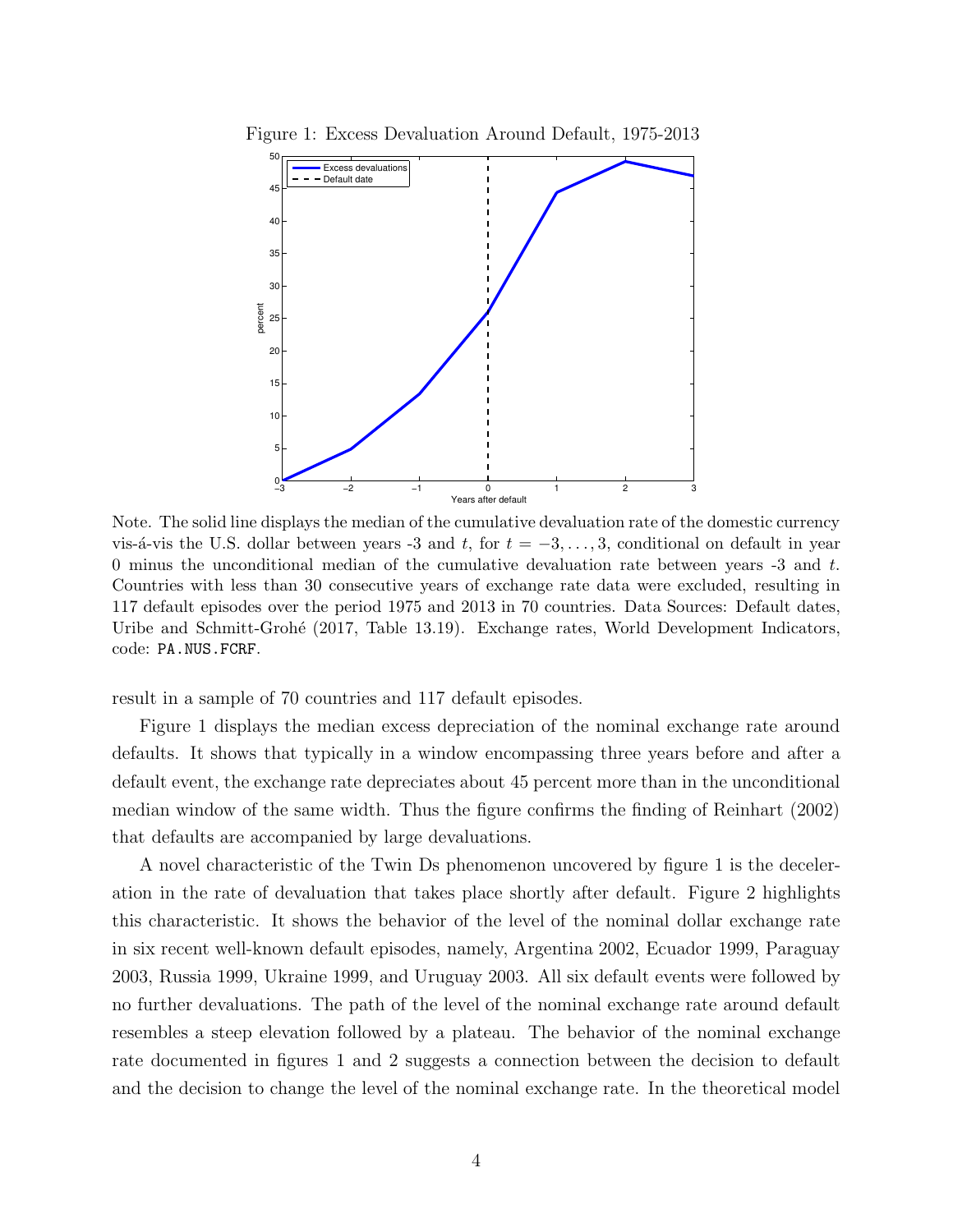Figure 1: Excess Devaluation Around Default, 1975-2013

Note. The solid line displays the median of the cumulative devaluation rate of the domestic currency vis-á-vis the U.S. dollar between years -3 and $t$, for $t = -3, \ldots, 3$, conditional on default in year 0 minus the unconditional median of the cumulative devaluation rate between years -3 and $t$. Countries with less than 30 consecutive years of exchange rate data were excluded, resulting in 117 default episodes over the period 1975 and 2013 in 70 countries. Data Sources: Default dates, Uribe and Schmitt-Grohé (2017, Table 13.19). Exchange rates, World Development Indicators, code: `PA.NUS.FCRF`.

result in a sample of 70 countries and 117 default episodes.

Figure 1 displays the median excess depreciation of the nominal exchange rate around defaults. It shows that typically in a window encompassing three years before and after a default event, the exchange rate depreciates about 45 percent more than in the unconditional median window of the same width. Thus the figure confirms the finding of Reinhart (2002) that defaults are accompanied by large devaluations.

A novel characteristic of the Twin Ds phenomenon uncovered by figure 1 is the deceleration in the rate of devaluation that takes place shortly after default. Figure 2 highlights this characteristic. It shows the behavior of the level of the nominal dollar exchange rate in six recent well-known default episodes, namely, Argentina 2002, Ecuador 1999, Paraguay 2003, Russia 1999, Ukraine 1999, and Uruguay 2003. All six default events were followed by no further devaluations. The path of the level of the nominal exchange rate around default resembles a steep elevation followed by a plateau. The behavior of the nominal exchange rate documented in figures 1 and 2 suggests a connection between the decision to default and the decision to change the level of the nominal exchange rate. In the theoretical model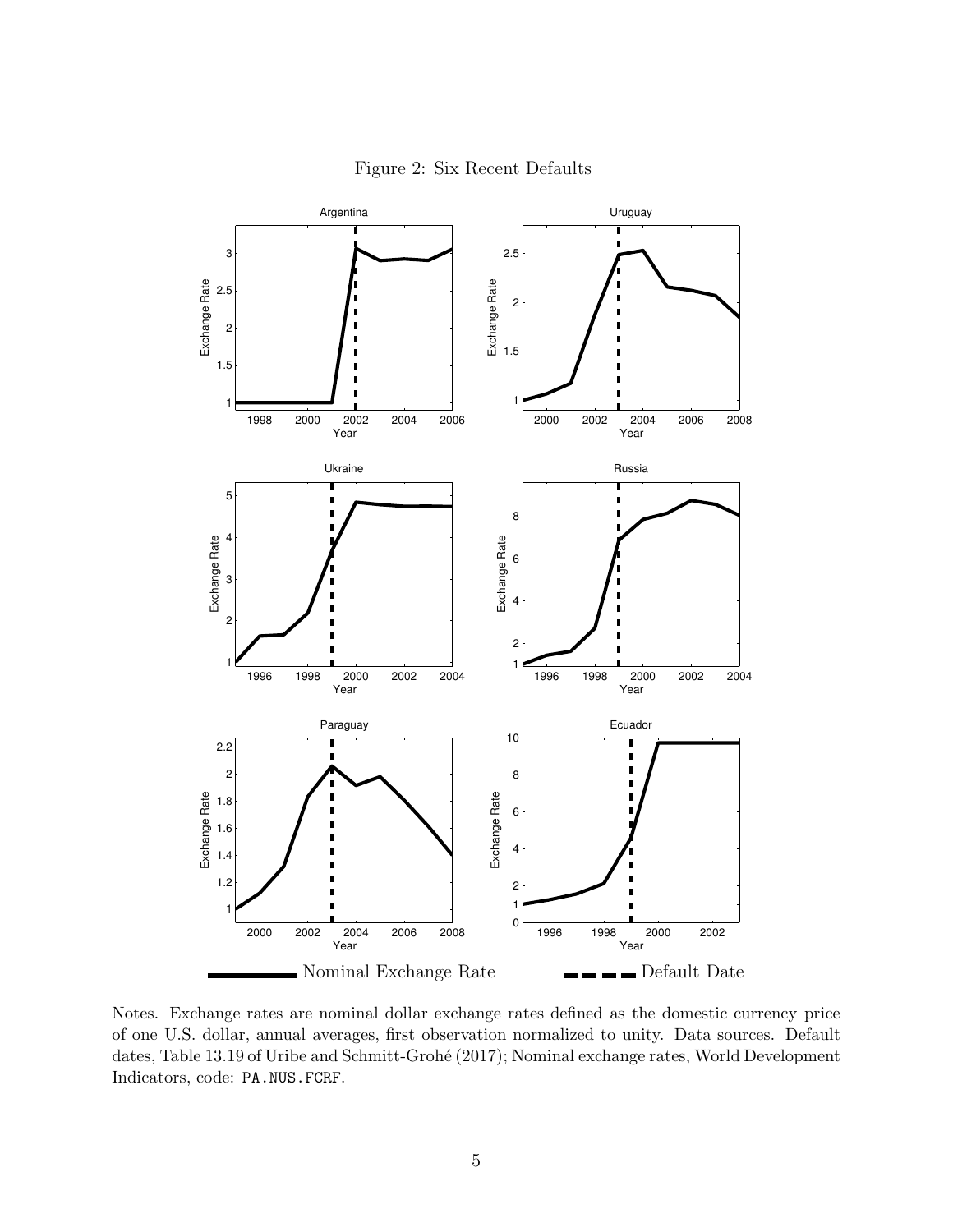Figure 2: Six Recent Defaults

Notes. Exchange rates are nominal dollar exchange rates defined as the domestic currency price of one U.S. dollar, annual averages, first observation normalized to unity. Data sources. Default dates, Table 13.19 of Uribe and Schmitt-Grohé (2017); Nominal exchange rates, World Development Indicators, code: PA.NUS.FCRF.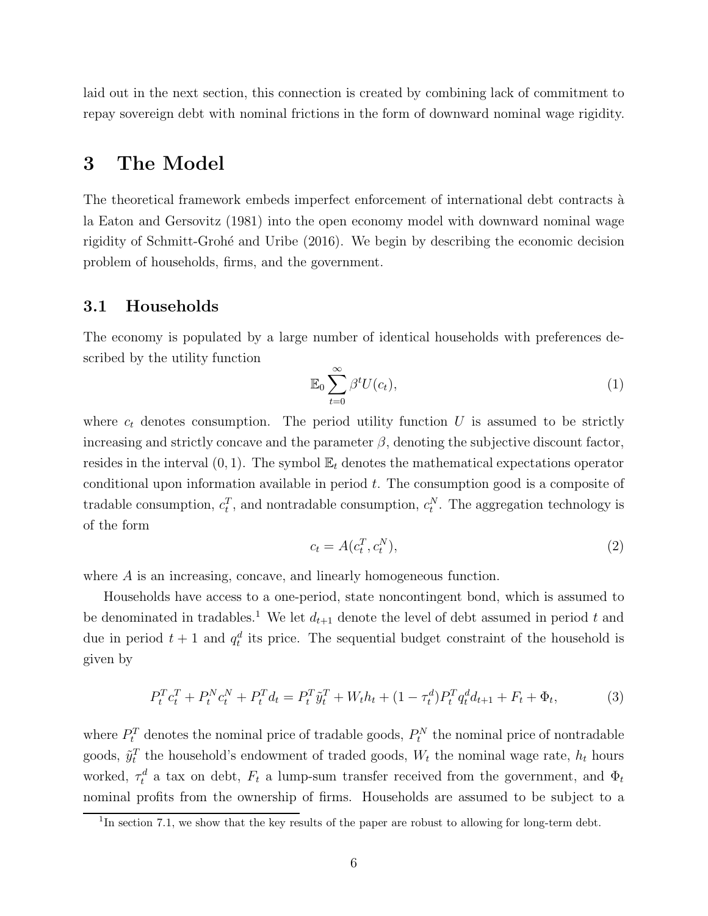laid out in the next section, this connection is created by combining lack of commitment to repay sovereign debt with nominal frictions in the form of downward nominal wage rigidity.

# 3 The Model

The theoretical framework embeds imperfect enforcement of international debt contracts à la Eaton and Gersovitz (1981) into the open economy model with downward nominal wage rigidity of Schmitt-Grohé and Uribe (2016). We begin by describing the economic decision problem of households, firms, and the government.

## 3.1 Households

The economy is populated by a large number of identical households with preferences described by the utility function

$$\mathbb{E}_0 \sum_{t=0}^{\infty} \beta^t U(c_t), \tag{1}$$

where $c_t$ denotes consumption. The period utility function $U$ is assumed to be strictly increasing and strictly concave and the parameter $\beta$, denoting the subjective discount factor, resides in the interval $(0, 1)$. The symbol $\mathbb{E}_t$ denotes the mathematical expectations operator conditional upon information available in period $t$. The consumption good is a composite of tradable consumption, $c_t^T$, and nontradable consumption, $c_t^N$. The aggregation technology is of the form

$$c_t = A(c_t^T, c_t^N), \tag{2}$$

where $A$ is an increasing, concave, and linearly homogeneous function.

Households have access to a one-period, state noncontingent bond, which is assumed to be denominated in tradables.[1] We let $d_{t+1}$ denote the level of debt assumed in period $t$ and due in period $t+1$ and $q_t^d$ its price. The sequential budget constraint of the household is given by

$$P_t^T c_t^T + P_t^N c_t^N + P_t^T d_t = P_t^T \tilde{y}_t^T + W_t h_t + (1 - \tau_t^d) P_t^T q_t^d d_{t+1} + F_t + \Phi_t, \tag{3}$$

where $P_t^T$ denotes the nominal price of tradable goods, $P_t^N$ the nominal price of nontradable goods, $\tilde{y}_t^T$ the household's endowment of traded goods, $W_t$ the nominal wage rate, $h_t$ hours worked, $\tau_t^d$ a tax on debt, $F_t$ a lump-sum transfer received from the government, and $\Phi_t$ nominal profits from the ownership of firms. Households are assumed to be subject to a

[1] In section 7.1, we show that the key results of the paper are robust to allowing for long-term debt.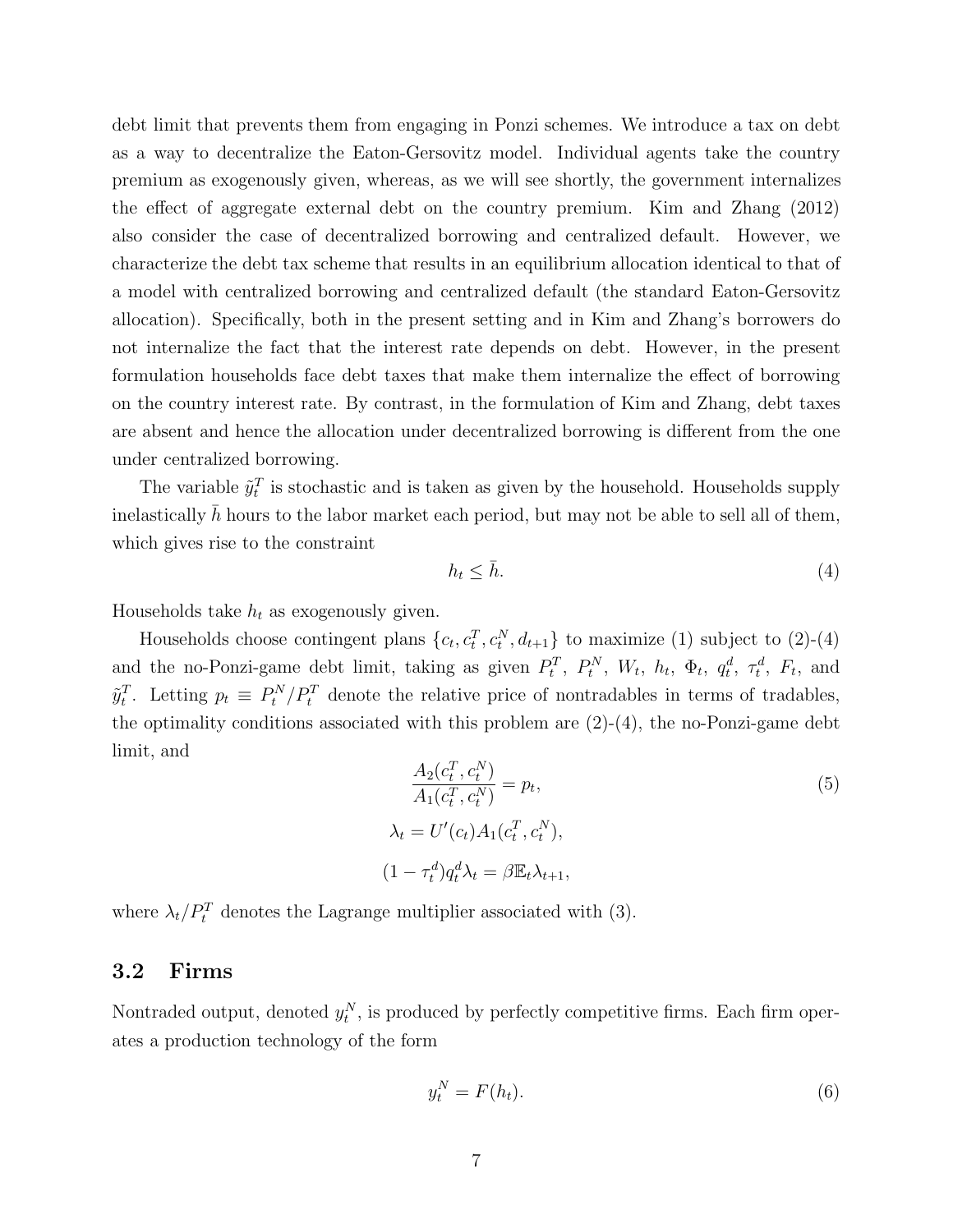debt limit that prevents them from engaging in Ponzi schemes. We introduce a tax on debt as a way to decentralize the Eaton-Gersovitz model. Individual agents take the country premium as exogenously given, whereas, as we will see shortly, the government internalizes the effect of aggregate external debt on the country premium. Kim and Zhang (2012) also consider the case of decentralized borrowing and centralized default. However, we characterize the debt tax scheme that results in an equilibrium allocation identical to that of a model with centralized borrowing and centralized default (the standard Eaton-Gersovitz allocation). Specifically, both in the present setting and in Kim and Zhang's borrowers do not internalize the fact that the interest rate depends on debt. However, in the present formulation households face debt taxes that make them internalize the effect of borrowing on the country interest rate. By contrast, in the formulation of Kim and Zhang, debt taxes are absent and hence the allocation under decentralized borrowing is different from the one under centralized borrowing.

The variable $\tilde{y}_t^T$ is stochastic and is taken as given by the household. Households supply inelastically $\bar{h}$ hours to the labor market each period, but may not be able to sell all of them, which gives rise to the constraint

$$h_t \leq \bar{h}. \tag{4}$$

Households take $h_t$ as exogenously given.

Households choose contingent plans $\{c_t, c_t^T, c_t^N, d_{t+1}\}$ to maximize (1) subject to (2)-(4) and the no-Ponzi-game debt limit, taking as given $P_t^T$, $P_t^N$, $W_t$, $h_t$, $\Phi_t$, $q_t^d$, $\tau_t^d$, $F_t$, and $\tilde{y}_t^T$. Letting $p_t \equiv P_t^N/P_t^T$ denote the relative price of nontradables in terms of tradables, the optimality conditions associated with this problem are (2)-(4), the no-Ponzi-game debt limit, and

$$\frac{A_2(c_t^T, c_t^N)}{A_1(c_t^T, c_t^N)} = p_t, \tag{5}$$

$$\lambda_t = U'(c_t)A_1(c_t^T, c_t^N),$$

$$(1 - \tau_t^d)q_t^d\lambda_t = \beta\mathbb{E}_t\lambda_{t+1},$$

where $\lambda_t/P_t^T$ denotes the Lagrange multiplier associated with (3).

## 3.2 Firms

Nontraded output, denoted $y_t^N$, is produced by perfectly competitive firms. Each firm operates a production technology of the form

$$y_t^N = F(h_t). \tag{6}$$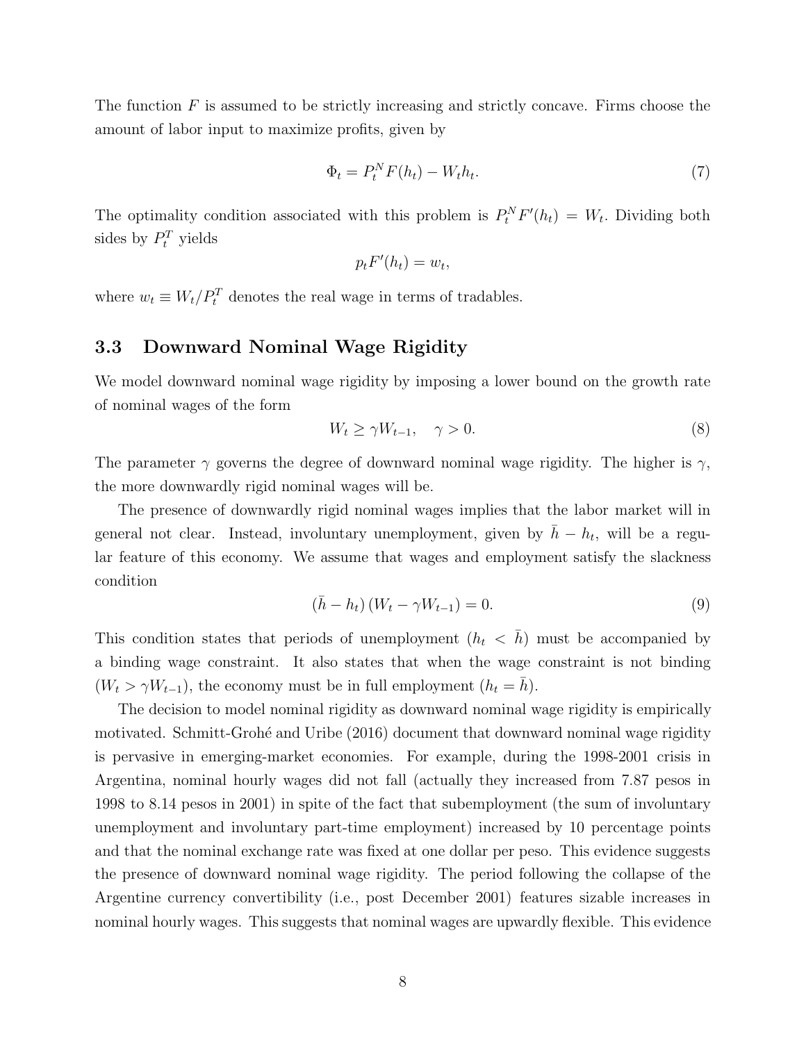The function $F$ is assumed to be strictly increasing and strictly concave. Firms choose the amount of labor input to maximize profits, given by

$$\Phi_t = P_t^N F(h_t) - W_t h_t. \tag{7}$$

The optimality condition associated with this problem is $P_t^N F'(h_t) = W_t$. Dividing both sides by $P_t^T$ yields

$$p_t F'(h_t) = w_t,$$

where $w_t \equiv W_t / P_t^T$ denotes the real wage in terms of tradables.

## 3.3 Downward Nominal Wage Rigidity

We model downward nominal wage rigidity by imposing a lower bound on the growth rate of nominal wages of the form

$$W_t \geq \gamma W_{t-1}, \quad \gamma > 0. \tag{8}$$

The parameter $\gamma$ governs the degree of downward nominal wage rigidity. The higher is $\gamma$, the more downwardly rigid nominal wages will be.

The presence of downwardly rigid nominal wages implies that the labor market will in general not clear. Instead, involuntary unemployment, given by $\bar{h} - h_t$, will be a regular feature of this economy. We assume that wages and employment satisfy the slackness condition

$$(\bar{h} - h_t)(W_t - \gamma W_{t-1}) = 0. \tag{9}$$

This condition states that periods of unemployment ($h_t < \bar{h}$) must be accompanied by a binding wage constraint. It also states that when the wage constraint is not binding ($W_t > \gamma W_{t-1}$), the economy must be in full employment ($h_t = \bar{h}$).

The decision to model nominal rigidity as downward nominal wage rigidity is empirically motivated. Schmitt-Grohé and Uribe (2016) document that downward nominal wage rigidity is pervasive in emerging-market economies. For example, during the 1998-2001 crisis in Argentina, nominal hourly wages did not fall (actually they increased from 7.87 pesos in 1998 to 8.14 pesos in 2001) in spite of the fact that subemployment (the sum of involuntary unemployment and involuntary part-time employment) increased by 10 percentage points and that the nominal exchange rate was fixed at one dollar per peso. This evidence suggests the presence of downward nominal wage rigidity. The period following the collapse of the Argentine currency convertibility (i.e., post December 2001) features sizable increases in nominal hourly wages. This suggests that nominal wages are upwardly flexible. This evidence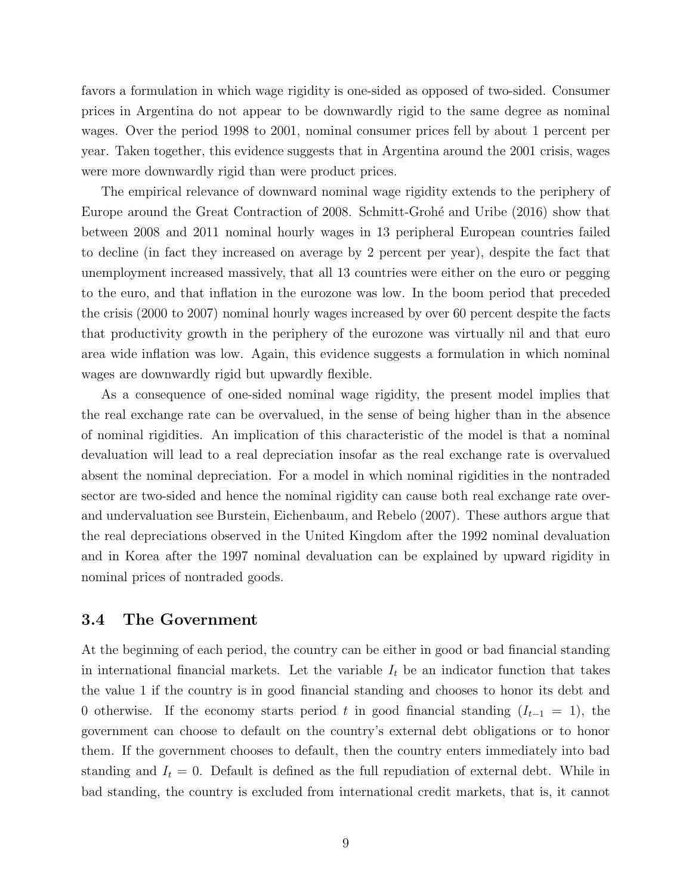favors a formulation in which wage rigidity is one-sided as opposed of two-sided. Consumer prices in Argentina do not appear to be downwardly rigid to the same degree as nominal wages. Over the period 1998 to 2001, nominal consumer prices fell by about 1 percent per year. Taken together, this evidence suggests that in Argentina around the 2001 crisis, wages were more downwardly rigid than were product prices.

The empirical relevance of downward nominal wage rigidity extends to the periphery of Europe around the Great Contraction of 2008. Schmitt-Grohé and Uribe (2016) show that between 2008 and 2011 nominal hourly wages in 13 peripheral European countries failed to decline (in fact they increased on average by 2 percent per year), despite the fact that unemployment increased massively, that all 13 countries were either on the euro or pegging to the euro, and that inflation in the eurozone was low. In the boom period that preceded the crisis (2000 to 2007) nominal hourly wages increased by over 60 percent despite the facts that productivity growth in the periphery of the eurozone was virtually nil and that euro area wide inflation was low. Again, this evidence suggests a formulation in which nominal wages are downwardly rigid but upwardly flexible.

As a consequence of one-sided nominal wage rigidity, the present model implies that the real exchange rate can be overvalued, in the sense of being higher than in the absence of nominal rigidities. An implication of this characteristic of the model is that a nominal devaluation will lead to a real depreciation insofar as the real exchange rate is overvalued absent the nominal depreciation. For a model in which nominal rigidities in the nontraded sector are two-sided and hence the nominal rigidity can cause both real exchange rate over- and undervaluation see Burstein, Eichenbaum, and Rebelo (2007). These authors argue that the real depreciations observed in the United Kingdom after the 1992 nominal devaluation and in Korea after the 1997 nominal devaluation can be explained by upward rigidity in nominal prices of nontraded goods.

## 3.4 The Government

At the beginning of each period, the country can be either in good or bad financial standing in international financial markets. Let the variable $I_t$ be an indicator function that takes the value 1 if the country is in good financial standing and chooses to honor its debt and 0 otherwise. If the economy starts period $t$ in good financial standing ($I_{t-1} = 1$), the government can choose to default on the country's external debt obligations or to honor them. If the government chooses to default, then the country enters immediately into bad standing and $I_t = 0$. Default is defined as the full repudiation of external debt. While in bad standing, the country is excluded from international credit markets, that is, it cannot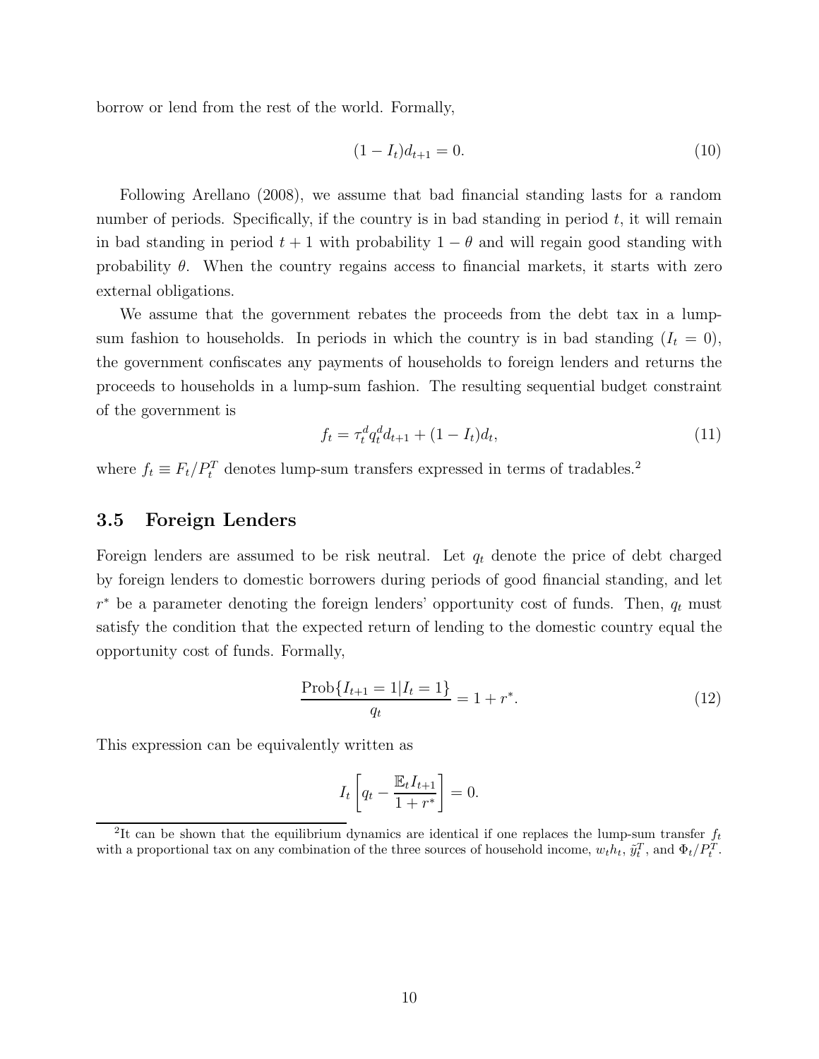borrow or lend from the rest of the world. Formally,

$$(1 - I_t)d_{t+1} = 0. \tag{10}$$

Following Arellano (2008), we assume that bad financial standing lasts for a random number of periods. Specifically, if the country is in bad standing in period $t$, it will remain in bad standing in period $t+1$ with probability $1-\theta$ and will regain good standing with probability $\theta$. When the country regains access to financial markets, it starts with zero external obligations.

We assume that the government rebates the proceeds from the debt tax in a lump-sum fashion to households. In periods in which the country is in bad standing ($I_t = 0$), the government confiscates any payments of households to foreign lenders and returns the proceeds to households in a lump-sum fashion. The resulting sequential budget constraint of the government is

$$f_t = \tau_t^d q_t^d d_{t+1} + (1 - I_t)d_t, \tag{11}$$

where $f_t \equiv F_t/P_t^T$ denotes lump-sum transfers expressed in terms of tradables.[2]

## 3.5 Foreign Lenders

Foreign lenders are assumed to be risk neutral. Let $q_t$ denote the price of debt charged by foreign lenders to domestic borrowers during periods of good financial standing, and let $r^*$ be a parameter denoting the foreign lenders' opportunity cost of funds. Then, $q_t$ must satisfy the condition that the expected return of lending to the domestic country equal the opportunity cost of funds. Formally,

$$\frac{\text{Prob}\{I_{t+1} = 1 | I_t = 1\}}{q_t} = 1 + r^*. \tag{12}$$

This expression can be equivalently written as

$$I_t \left[ q_t - \frac{\mathbb{E}_t I_{t+1}}{1 + r^*} \right] = 0.$$

[2] It can be shown that the equilibrium dynamics are identical if one replaces the lump-sum transfer $f_t$ with a proportional tax on any combination of the three sources of household income, $w_t h_t$, $\tilde{y}_t^T$, and $\Phi_t/P_t^T$.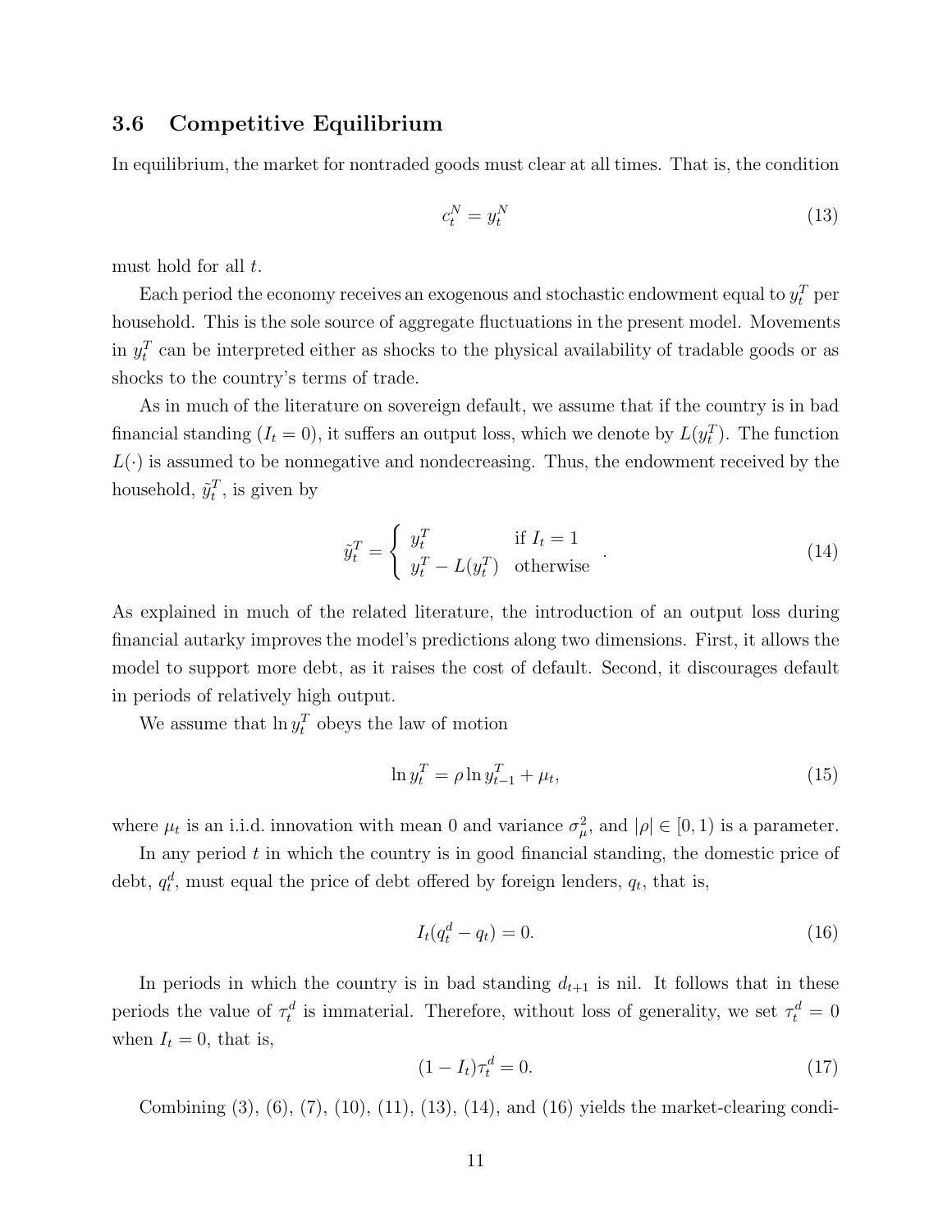### 3.6 Competitive Equilibrium

In equilibrium, the market for nontraded goods must clear at all times. That is, the condition

$$c_t^N = y_t^N \tag{13}$$

must hold for all $t$.

Each period the economy receives an exogenous and stochastic endowment equal to $y_t^T$ per household. This is the sole source of aggregate fluctuations in the present model. Movements in $y_t^T$ can be interpreted either as shocks to the physical availability of tradable goods or as shocks to the country's terms of trade.

As in much of the literature on sovereign default, we assume that if the country is in bad financial standing ($I_t = 0$), it suffers an output loss, which we denote by $L(y_t^T)$. The function $L(\cdot)$ is assumed to be nonnegative and nondecreasing. Thus, the endowment received by the household, $\tilde{y}_t^T$, is given by

$$\tilde{y}_t^T = \begin{cases} y_t^T & \text{if } I_t = 1 \\ y_t^T - L(y_t^T) & \text{otherwise} \end{cases}. \tag{14}$$

As explained in much of the related literature, the introduction of an output loss during financial autarky improves the model's predictions along two dimensions. First, it allows the model to support more debt, as it raises the cost of default. Second, it discourages default in periods of relatively high output.

We assume that $\ln y_t^T$ obeys the law of motion

$$\ln y_t^T = \rho \ln y_{t-1}^T + \mu_t, \tag{15}$$

where $\mu_t$ is an i.i.d. innovation with mean 0 and variance $\sigma_\mu^2$, and $|\rho| \in [0, 1)$ is a parameter.

In any period $t$ in which the country is in good financial standing, the domestic price of debt, $q_t^d$, must equal the price of debt offered by foreign lenders, $q_t$, that is,

$$I_t(q_t^d - q_t) = 0. \tag{16}$$

In periods in which the country is in bad standing $d_{t+1}$ is nil. It follows that in these periods the value of $\tau_t^d$ is immaterial. Therefore, without loss of generality, we set $\tau_t^d = 0$ when $I_t = 0$, that is,

$$(1 - I_t)\tau_t^d = 0. \tag{17}$$

Combining (3), (6), (7), (10), (11), (13), (14), and (16) yields the market-clearing condi-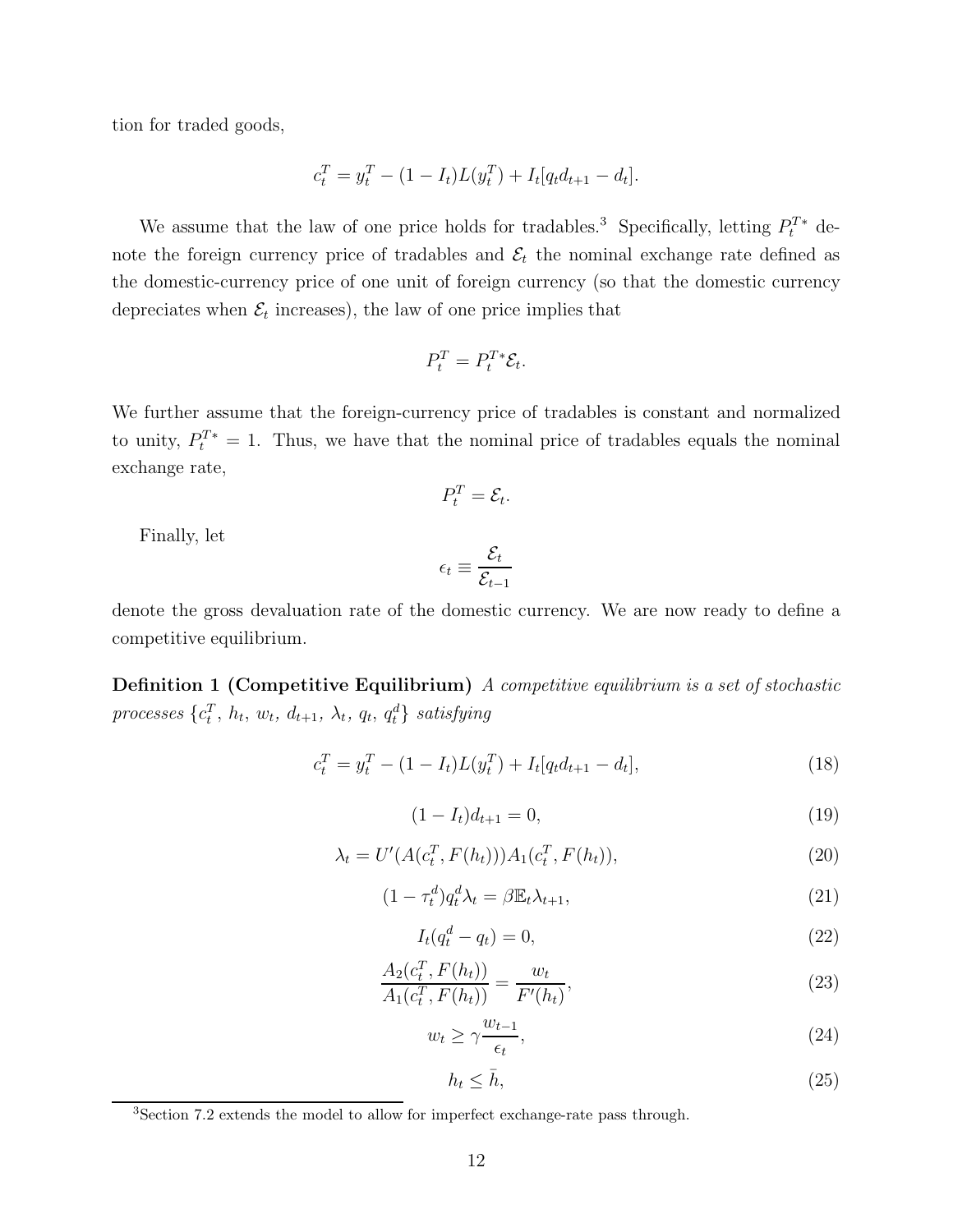tion for traded goods,

$$c_t^T = y_t^T - (1 - I_t)L(y_t^T) + I_t[q_t d_{t+1} - d_t].$$

We assume that the law of one price holds for tradables.[3] Specifically, letting $P_t^{T*}$ denote the foreign currency price of tradables and $\mathcal{E}_t$ the nominal exchange rate defined as the domestic-currency price of one unit of foreign currency (so that the domestic currency depreciates when $\mathcal{E}_t$ increases), the law of one price implies that

$$P_t^T = P_t^{T*}\mathcal{E}_t.$$

We further assume that the foreign-currency price of tradables is constant and normalized to unity, $P_t^{T*} = 1$. Thus, we have that the nominal price of tradables equals the nominal exchange rate,

$$P_t^T = \mathcal{E}_t.$$

Finally, let

$$\epsilon_t \equiv \frac{\mathcal{E}_t}{\mathcal{E}_{t-1}}$$

denote the gross devaluation rate of the domestic currency. We are now ready to define a competitive equilibrium.

**Definition 1 (Competitive Equilibrium)** *A competitive equilibrium is a set of stochastic processes* $\{c_t^T,\ h_t,\ w_t,\ d_{t+1},\ \lambda_t,\ q_t,\ q_t^d\}$ *satisfying*

$$c_t^T = y_t^T - (1 - I_t)L(y_t^T) + I_t[q_t d_{t+1} - d_t], \tag{18}$$

$$(1 - I_t)d_{t+1} = 0, \tag{19}$$

$$\lambda_t = U'(A(c_t^T, F(h_t)))A_1(c_t^T, F(h_t)), \tag{20}$$

$$(1 - \tau_t^d)q_t^d \lambda_t = \beta \mathbb{E}_t \lambda_{t+1}, \tag{21}$$

$$I_t(q_t^d - q_t) = 0, \tag{22}$$

$$\frac{A_2(c_t^T, F(h_t))}{A_1(c_t^T, F(h_t))} = \frac{w_t}{F'(h_t)}, \tag{23}$$

$$w_t \geq \gamma \frac{w_{t-1}}{\epsilon_t}, \tag{24}$$

$$h_t \leq \bar{h}, \tag{25}$$

[3]Section 7.2 extends the model to allow for imperfect exchange-rate pass through.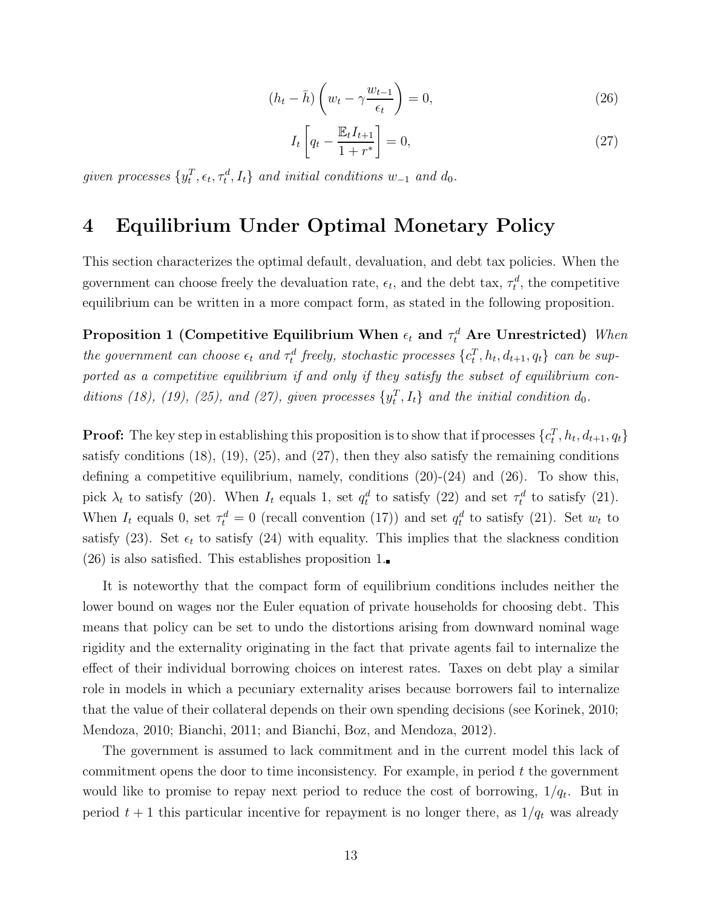$$(h_t - \bar{h}) \left( w_t - \gamma \frac{w_{t-1}}{\epsilon_t} \right) = 0, \tag{26}$$

$$I_t \left[ q_t - \frac{\mathbb{E}_t I_{t+1}}{1 + r^*} \right] = 0, \tag{27}$$

*given processes* $\{y_t^T, \epsilon_t, \tau_t^d, I_t\}$ *and initial conditions* $w_{-1}$ *and* $d_0$.

# 4 Equilibrium Under Optimal Monetary Policy

This section characterizes the optimal default, devaluation, and debt tax policies. When the government can choose freely the devaluation rate, $\epsilon_t$, and the debt tax, $\tau_t^d$, the competitive equilibrium can be written in a more compact form, as stated in the following proposition.

**Proposition 1 (Competitive Equilibrium When $\epsilon_t$ and $\tau_t^d$ Are Unrestricted)** *When the government can choose* $\epsilon_t$ *and* $\tau_t^d$ *freely, stochastic processes* $\{c_t^T, h_t, d_{t+1}, q_t\}$ *can be supported as a competitive equilibrium if and only if they satisfy the subset of equilibrium conditions (18), (19), (25), and (27), given processes* $\{y_t^T, I_t\}$ *and the initial condition* $d_0$.

**Proof:** The key step in establishing this proposition is to show that if processes $\{c_t^T, h_t, d_{t+1}, q_t\}$ satisfy conditions (18), (19), (25), and (27), then they also satisfy the remaining conditions defining a competitive equilibrium, namely, conditions (20)-(24) and (26). To show this, pick $\lambda_t$ to satisfy (20). When $I_t$ equals 1, set $q_t^d$ to satisfy (22) and set $\tau_t^d$ to satisfy (21). When $I_t$ equals 0, set $\tau_t^d = 0$ (recall convention (17)) and set $q_t^d$ to satisfy (21). Set $w_t$ to satisfy (23). Set $\epsilon_t$ to satisfy (24) with equality. This implies that the slackness condition (26) is also satisfied. This establishes proposition 1.■

It is noteworthy that the compact form of equilibrium conditions includes neither the lower bound on wages nor the Euler equation of private households for choosing debt. This means that policy can be set to undo the distortions arising from downward nominal wage rigidity and the externality originating in the fact that private agents fail to internalize the effect of their individual borrowing choices on interest rates. Taxes on debt play a similar role in models in which a pecuniary externality arises because borrowers fail to internalize that the value of their collateral depends on their own spending decisions (see Korinek, 2010; Mendoza, 2010; Bianchi, 2011; and Bianchi, Boz, and Mendoza, 2012).

The government is assumed to lack commitment and in the current model this lack of commitment opens the door to time inconsistency. For example, in period $t$ the government would like to promise to repay next period to reduce the cost of borrowing, $1/q_t$. But in period $t+1$ this particular incentive for repayment is no longer there, as $1/q_t$ was already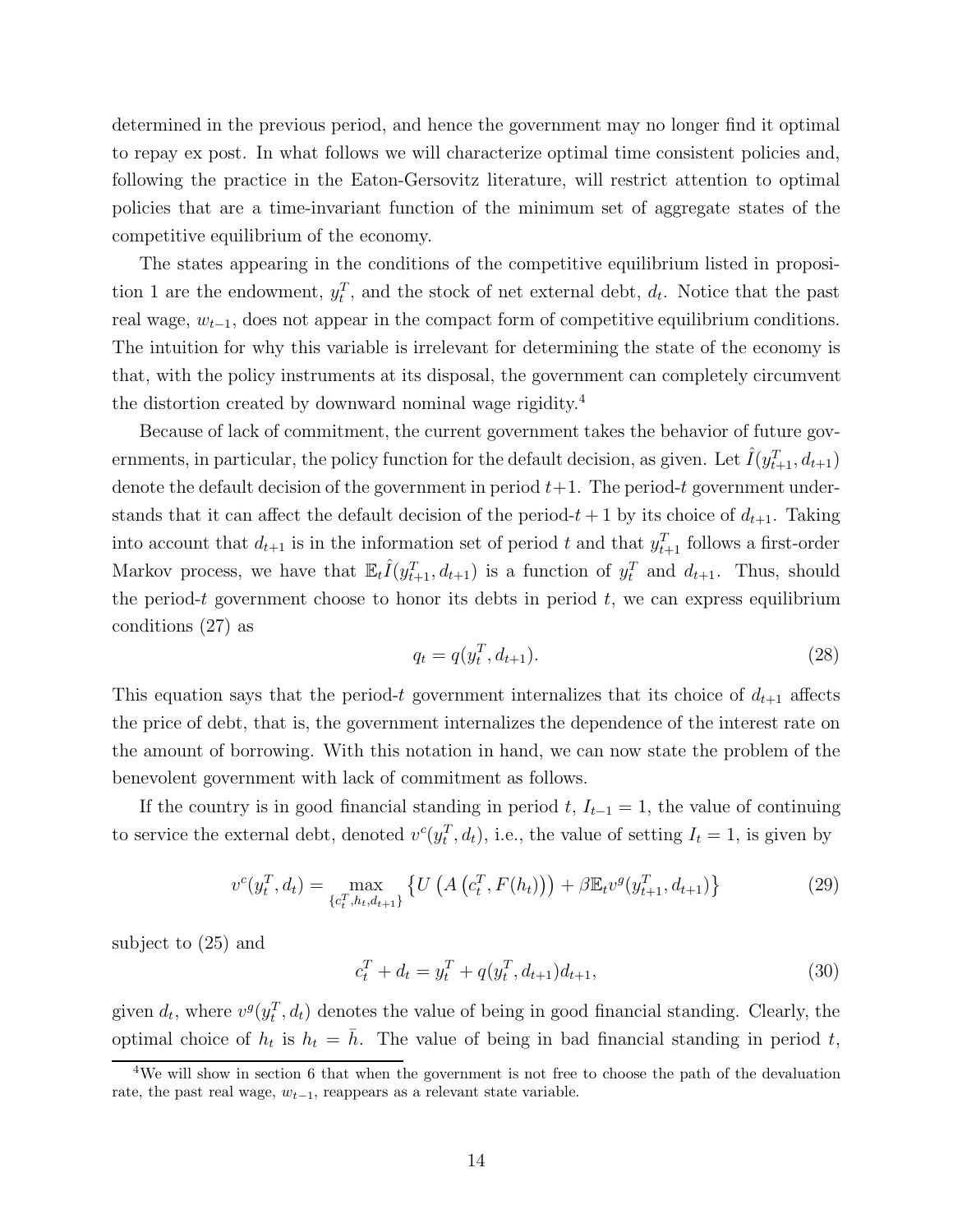determined in the previous period, and hence the government may no longer find it optimal to repay ex post. In what follows we will characterize optimal time consistent policies and, following the practice in the Eaton-Gersovitz literature, will restrict attention to optimal policies that are a time-invariant function of the minimum set of aggregate states of the competitive equilibrium of the economy.

The states appearing in the conditions of the competitive equilibrium listed in proposition 1 are the endowment, $y_t^T$, and the stock of net external debt, $d_t$. Notice that the past real wage, $w_{t-1}$, does not appear in the compact form of competitive equilibrium conditions. The intuition for why this variable is irrelevant for determining the state of the economy is that, with the policy instruments at its disposal, the government can completely circumvent the distortion created by downward nominal wage rigidity.[4]

Because of lack of commitment, the current government takes the behavior of future governments, in particular, the policy function for the default decision, as given. Let $\hat{I}(y_{t+1}^T, d_{t+1})$ denote the default decision of the government in period $t+1$. The period-$t$ government understands that it can affect the default decision of the period-$t+1$ by its choice of $d_{t+1}$. Taking into account that $d_{t+1}$ is in the information set of period $t$ and that $y_{t+1}^T$ follows a first-order Markov process, we have that $\mathbb{E}_t \hat{I}(y_{t+1}^T, d_{t+1})$ is a function of $y_t^T$ and $d_{t+1}$. Thus, should the period-$t$ government choose to honor its debts in period $t$, we can express equilibrium conditions (27) as

$$q_t = q(y_t^T, d_{t+1}). \tag{28}$$

This equation says that the period-$t$ government internalizes that its choice of $d_{t+1}$ affects the price of debt, that is, the government internalizes the dependence of the interest rate on the amount of borrowing. With this notation in hand, we can now state the problem of the benevolent government with lack of commitment as follows.

If the country is in good financial standing in period $t$, $I_{t-1} = 1$, the value of continuing to service the external debt, denoted $v^c(y_t^T, d_t)$, i.e., the value of setting $I_t = 1$, is given by

$$v^c(y_t^T, d_t) = \max_{\{c_t^T, h_t, d_{t+1}\}} \left\{ U\left(A\left(c_t^T, F(h_t)\right)\right) + \beta \mathbb{E}_t v^g(y_{t+1}^T, d_{t+1}) \right\} \tag{29}$$

subject to (25) and

$$c_t^T + d_t = y_t^T + q(y_t^T, d_{t+1}) d_{t+1}, \tag{30}$$

given $d_t$, where $v^g(y_t^T, d_t)$ denotes the value of being in good financial standing. Clearly, the optimal choice of $h_t$ is $h_t = \bar{h}$. The value of being in bad financial standing in period $t$,

[4]We will show in section 6 that when the government is not free to choose the path of the devaluation rate, the past real wage, $w_{t-1}$, reappears as a relevant state variable.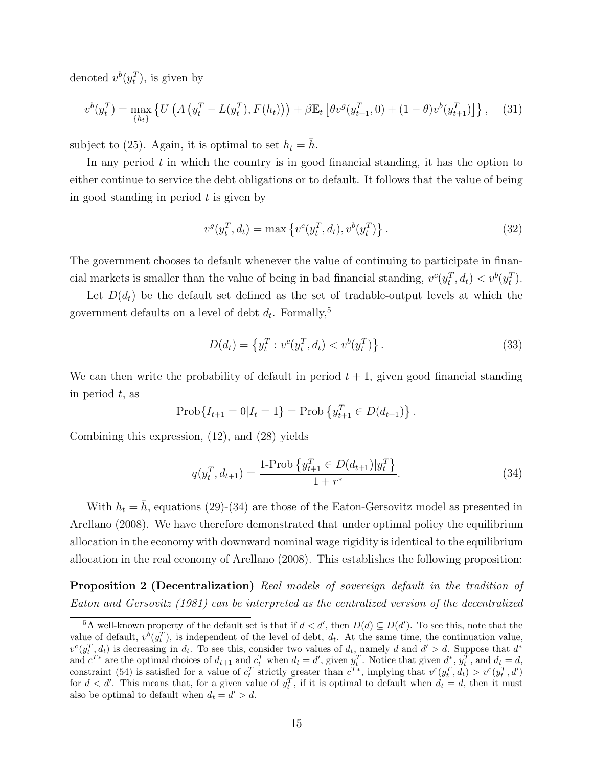denoted $v^b(y_t^T)$, is given by

$$v^b(y_t^T) = \max_{\{h_t\}} \left\{ U\left(A\left(y_t^T - L(y_t^T), F(h_t)\right)\right) + \beta \mathbb{E}_t \left[\theta v^g(y_{t+1}^T, 0) + (1-\theta) v^b(y_{t+1}^T)\right] \right\}, \quad (31)$$

subject to (25). Again, it is optimal to set $h_t = \bar{h}$.

In any period $t$ in which the country is in good financial standing, it has the option to either continue to service the debt obligations or to default. It follows that the value of being in good standing in period $t$ is given by

$$v^g(y_t^T, d_t) = \max\left\{v^c(y_t^T, d_t), v^b(y_t^T)\right\}. \quad (32)$$

The government chooses to default whenever the value of continuing to participate in financial markets is smaller than the value of being in bad financial standing, $v^c(y_t^T, d_t) < v^b(y_t^T)$.

Let $D(d_t)$ be the default set defined as the set of tradable-output levels at which the government defaults on a level of debt $d_t$. Formally,[5]

$$D(d_t) = \left\{y_t^T : v^c(y_t^T, d_t) < v^b(y_t^T)\right\}. \quad (33)$$

We can then write the probability of default in period $t+1$, given good financial standing in period $t$, as

$$\text{Prob}\{I_{t+1} = 0 | I_t = 1\} = \text{Prob}\left\{y_{t+1}^T \in D(d_{t+1})\right\}.$$

Combining this expression, (12), and (28) yields

$$q(y_t^T, d_{t+1}) = \frac{1\text{-Prob}\left\{y_{t+1}^T \in D(d_{t+1}) | y_t^T\right\}}{1 + r^*}. \quad (34)$$

With $h_t = \bar{h}$, equations (29)-(34) are those of the Eaton-Gersovitz model as presented in Arellano (2008). We have therefore demonstrated that under optimal policy the equilibrium allocation in the economy with downward nominal wage rigidity is identical to the equilibrium allocation in the real economy of Arellano (2008). This establishes the following proposition:

**Proposition 2 (Decentralization)** *Real models of sovereign default in the tradition of Eaton and Gersovitz (1981) can be interpreted as the centralized version of the decentralized*

[5] A well-known property of the default set is that if $d < d'$, then $D(d) \subseteq D(d')$. To see this, note that the value of default, $v^b(y_t^T)$, is independent of the level of debt, $d_t$. At the same time, the continuation value, $v^c(y_t^T, d_t)$ is decreasing in $d_t$. To see this, consider two values of $d_t$, namely $d$ and $d' > d$. Suppose that $d^*$ and $c^{T*}$ are the optimal choices of $d_{t+1}$ and $c_t^T$ when $d_t = d'$, given $y_t^T$. Notice that given $d^*$, $y_t^T$, and $d_t = d$, constraint (54) is satisfied for a value of $c_t^T$ strictly greater than $c^{T*}$, implying that $v^c(y_t^T, d_t) > v^c(y_t^T, d')$ for $d < d'$. This means that, for a given value of $y_t^T$, if it is optimal to default when $d_t = d$, then it must also be optimal to default when $d_t = d' > d$.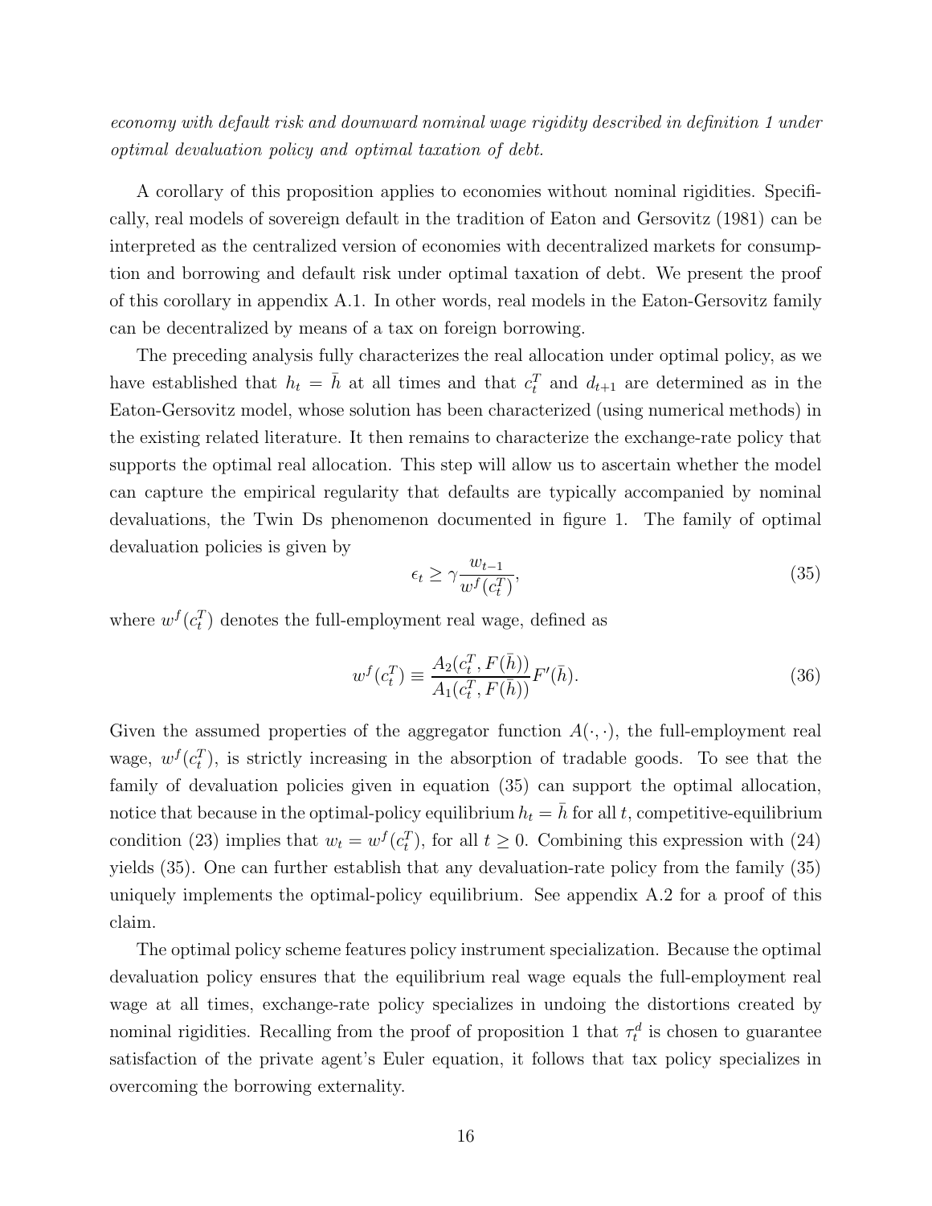*economy with default risk and downward nominal wage rigidity described in definition 1 under optimal devaluation policy and optimal taxation of debt.*

A corollary of this proposition applies to economies without nominal rigidities. Specifically, real models of sovereign default in the tradition of Eaton and Gersovitz (1981) can be interpreted as the centralized version of economies with decentralized markets for consumption and borrowing and default risk under optimal taxation of debt. We present the proof of this corollary in appendix A.1. In other words, real models in the Eaton-Gersovitz family can be decentralized by means of a tax on foreign borrowing.

The preceding analysis fully characterizes the real allocation under optimal policy, as we have established that $h_t = \bar{h}$ at all times and that $c_t^T$ and $d_{t+1}$ are determined as in the Eaton-Gersovitz model, whose solution has been characterized (using numerical methods) in the existing related literature. It then remains to characterize the exchange-rate policy that supports the optimal real allocation. This step will allow us to ascertain whether the model can capture the empirical regularity that defaults are typically accompanied by nominal devaluations, the Twin Ds phenomenon documented in figure 1. The family of optimal devaluation policies is given by

$$\epsilon_t \geq \gamma \frac{w_{t-1}}{w^f(c_t^T)}, \tag{35}$$

where $w^f(c_t^T)$ denotes the full-employment real wage, defined as

$$w^f(c_t^T) \equiv \frac{A_2(c_t^T, F(\bar{h}))}{A_1(c_t^T, F(\bar{h}))} F'(\bar{h}). \tag{36}$$

Given the assumed properties of the aggregator function $A(\cdot,\cdot)$, the full-employment real wage, $w^f(c_t^T)$, is strictly increasing in the absorption of tradable goods. To see that the family of devaluation policies given in equation (35) can support the optimal allocation, notice that because in the optimal-policy equilibrium $h_t = \bar{h}$ for all $t$, competitive-equilibrium condition (23) implies that $w_t = w^f(c_t^T)$, for all $t \geq 0$. Combining this expression with (24) yields (35). One can further establish that any devaluation-rate policy from the family (35) uniquely implements the optimal-policy equilibrium. See appendix A.2 for a proof of this claim.

The optimal policy scheme features policy instrument specialization. Because the optimal devaluation policy ensures that the equilibrium real wage equals the full-employment real wage at all times, exchange-rate policy specializes in undoing the distortions created by nominal rigidities. Recalling from the proof of proposition 1 that $\tau_t^d$ is chosen to guarantee satisfaction of the private agent's Euler equation, it follows that tax policy specializes in overcoming the borrowing externality.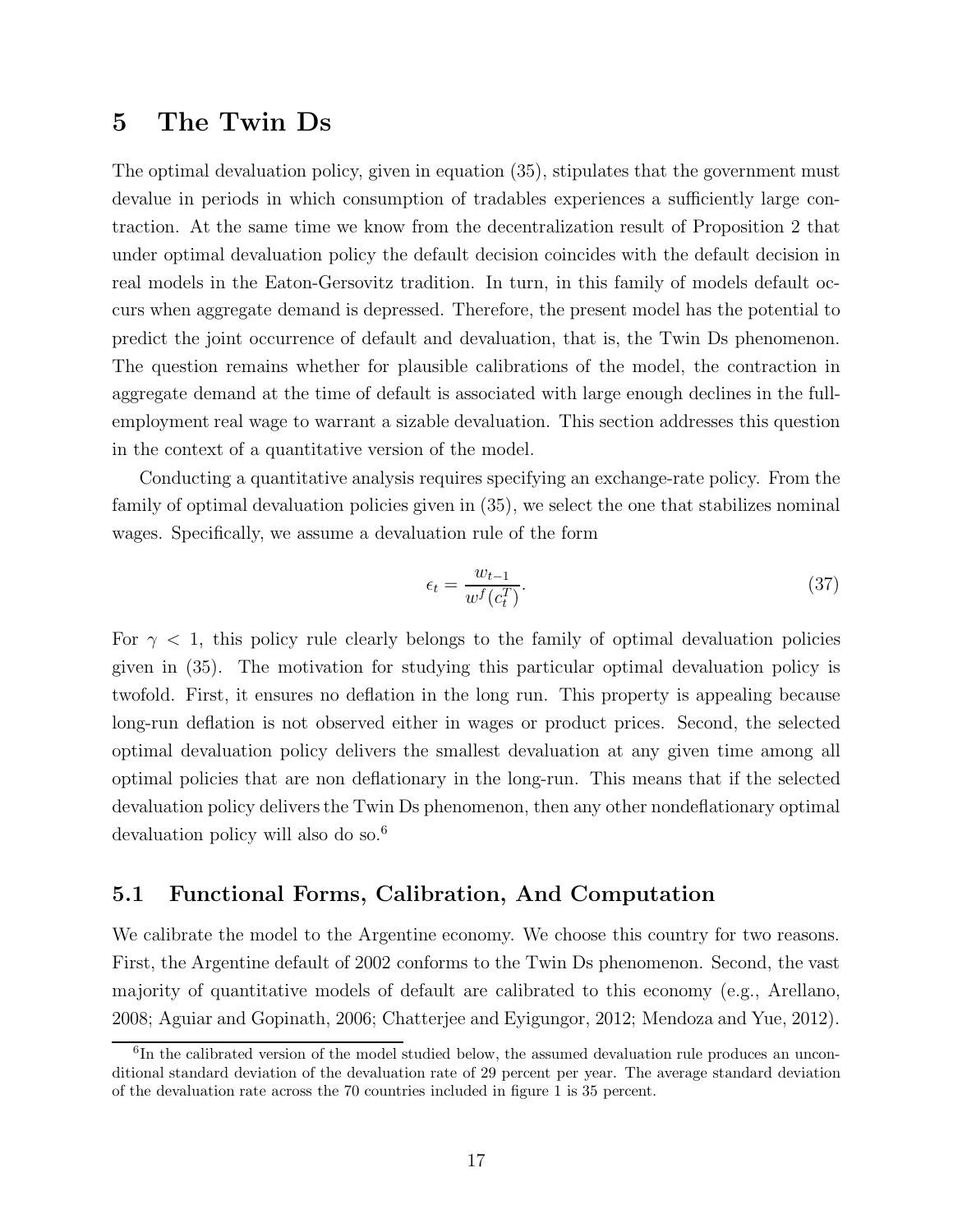# 5 The Twin Ds

The optimal devaluation policy, given in equation (35), stipulates that the government must devalue in periods in which consumption of tradables experiences a sufficiently large contraction. At the same time we know from the decentralization result of Proposition 2 that under optimal devaluation policy the default decision coincides with the default decision in real models in the Eaton-Gersovitz tradition. In turn, in this family of models default occurs when aggregate demand is depressed. Therefore, the present model has the potential to predict the joint occurrence of default and devaluation, that is, the Twin Ds phenomenon. The question remains whether for plausible calibrations of the model, the contraction in aggregate demand at the time of default is associated with large enough declines in the full-employment real wage to warrant a sizable devaluation. This section addresses this question in the context of a quantitative version of the model.

Conducting a quantitative analysis requires specifying an exchange-rate policy. From the family of optimal devaluation policies given in (35), we select the one that stabilizes nominal wages. Specifically, we assume a devaluation rule of the form

$$\epsilon_t = \frac{w_{t-1}}{w^f(c_t^T)}. \tag{37}$$

For $\gamma < 1$, this policy rule clearly belongs to the family of optimal devaluation policies given in (35). The motivation for studying this particular optimal devaluation policy is twofold. First, it ensures no deflation in the long run. This property is appealing because long-run deflation is not observed either in wages or product prices. Second, the selected optimal devaluation policy delivers the smallest devaluation at any given time among all optimal policies that are non deflationary in the long-run. This means that if the selected devaluation policy delivers the Twin Ds phenomenon, then any other nondeflationary optimal devaluation policy will also do so.[6]

## 5.1 Functional Forms, Calibration, And Computation

We calibrate the model to the Argentine economy. We choose this country for two reasons. First, the Argentine default of 2002 conforms to the Twin Ds phenomenon. Second, the vast majority of quantitative models of default are calibrated to this economy (e.g., Arellano, 2008; Aguiar and Gopinath, 2006; Chatterjee and Eyigungor, 2012; Mendoza and Yue, 2012).

[6] In the calibrated version of the model studied below, the assumed devaluation rule produces an unconditional standard deviation of the devaluation rate of 29 percent per year. The average standard deviation of the devaluation rate across the 70 countries included in figure 1 is 35 percent.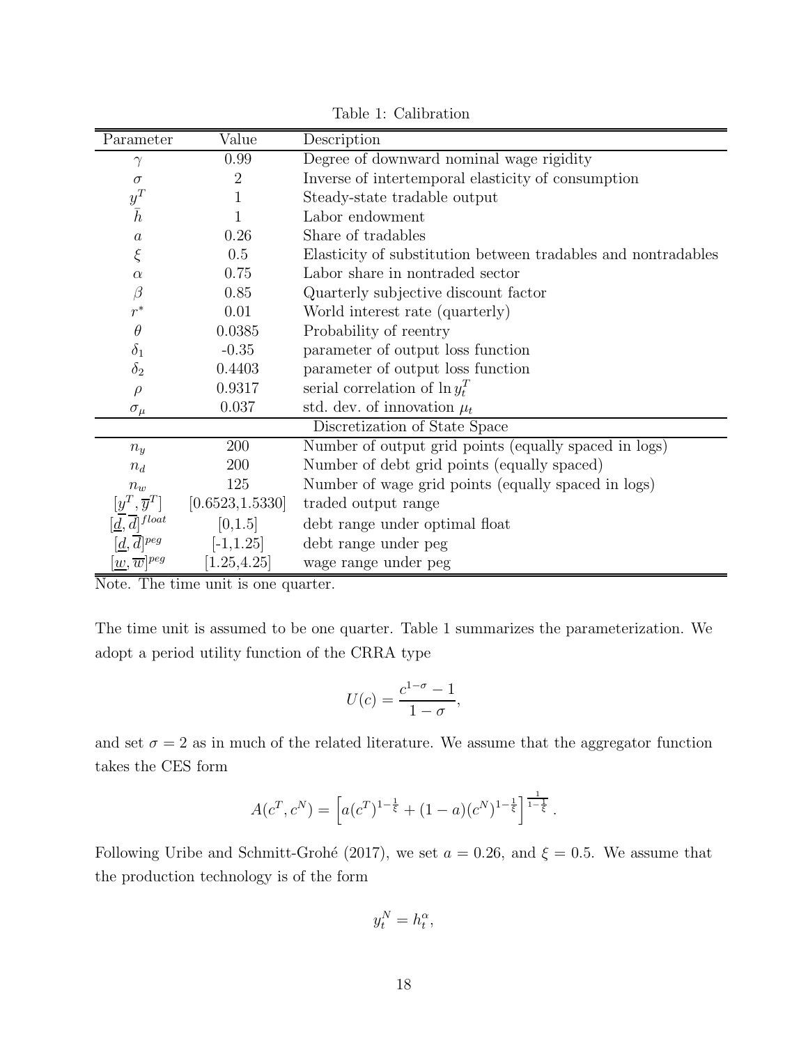Table 1: Calibration

| Parameter | Value | Description |
|---|---|---|
| $\gamma$ | 0.99 | Degree of downward nominal wage rigidity |
| $\sigma$ | 2 | Inverse of intertemporal elasticity of consumption |
| $y^T$ | 1 | Steady-state tradable output |
| $\bar{h}$ | 1 | Labor endowment |
| $a$ | 0.26 | Share of tradables |
| $\xi$ | 0.5 | Elasticity of substitution between tradables and nontradables |
| $\alpha$ | 0.75 | Labor share in nontraded sector |
| $\beta$ | 0.85 | Quarterly subjective discount factor |
| $r^*$ | 0.01 | World interest rate (quarterly) |
| $\theta$ | 0.0385 | Probability of reentry |
| $\delta_1$ | -0.35 | parameter of output loss function |
| $\delta_2$ | 0.4403 | parameter of output loss function |
| $\rho$ | 0.9317 | serial correlation of $\ln y_t^T$ |
| $\sigma_\mu$ | 0.037 | std. dev. of innovation $\mu_t$ |
| | | Discretization of State Space |
| $n_y$ | 200 | Number of output grid points (equally spaced in logs) |
| $n_d$ | 200 | Number of debt grid points (equally spaced) |
| $n_w$ | 125 | Number of wage grid points (equally spaced in logs) |
| $[\underline{y}^T, \overline{y}^T]$ | [0.6523,1.5330] | traded output range |
| $[\underline{d}, \overline{d}]^{float}$ | [0,1.5] | debt range under optimal float |
| $[\underline{d}, \overline{d}]^{peg}$ | [-1,1.25] | debt range under peg |
| $[\underline{w}, \overline{w}]^{peg}$ | [1.25,4.25] | wage range under peg |

Note. The time unit is one quarter.

The time unit is assumed to be one quarter. Table 1 summarizes the parameterization. We adopt a period utility function of the CRRA type

$$U(c) = \frac{c^{1-\sigma} - 1}{1 - \sigma},$$

and set $\sigma = 2$ as in much of the related literature. We assume that the aggregator function takes the CES form

$$A(c^T, c^N) = \left[ a(c^T)^{1-\frac{1}{\xi}} + (1-a)(c^N)^{1-\frac{1}{\xi}} \right]^{\frac{1}{1-\frac{1}{\xi}}}.$$

Following Uribe and Schmitt-Grohé (2017), we set $a = 0.26$, and $\xi = 0.5$. We assume that the production technology is of the form

$$y_t^N = h_t^\alpha,$$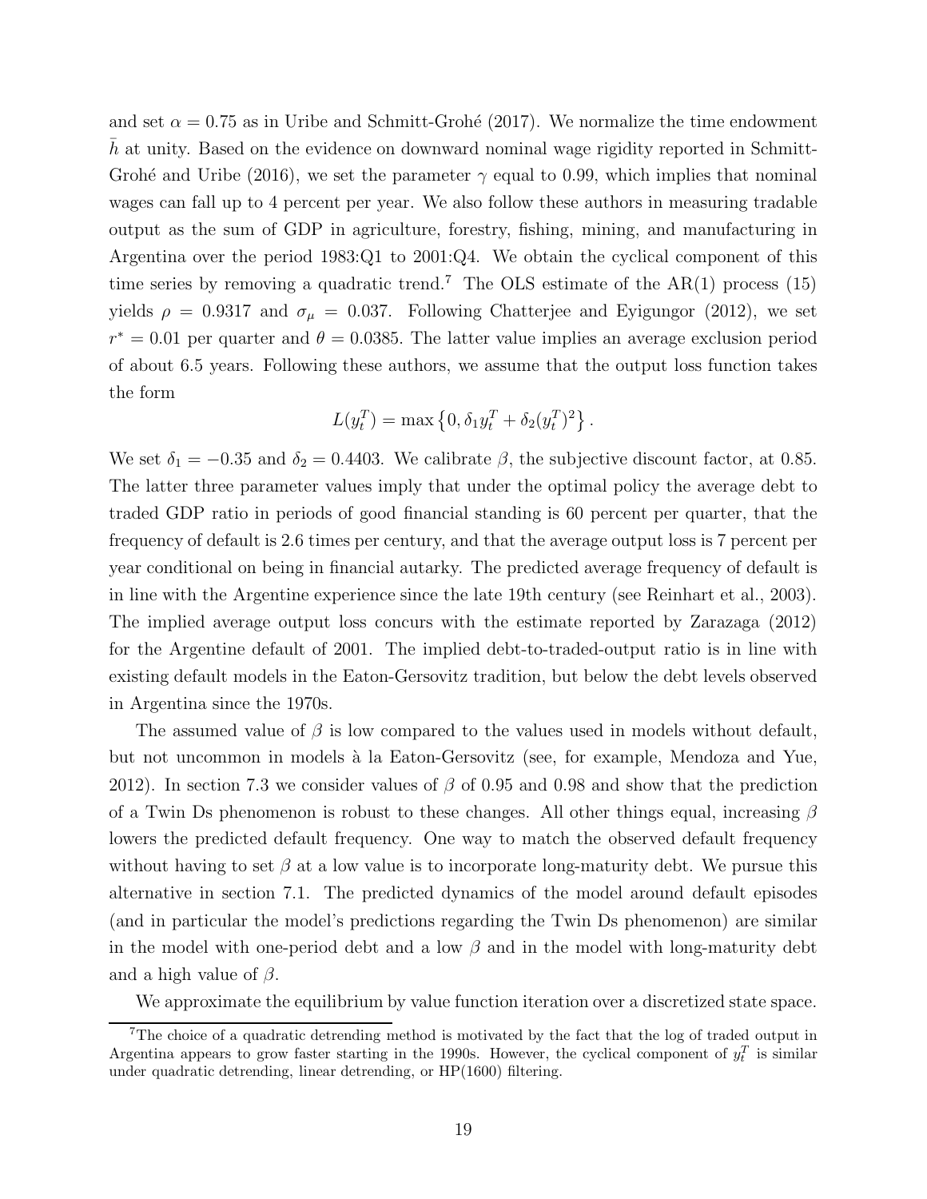and set $\alpha = 0.75$ as in Uribe and Schmitt-Grohé (2017). We normalize the time endowment $\bar{h}$ at unity. Based on the evidence on downward nominal wage rigidity reported in Schmitt-Grohé and Uribe (2016), we set the parameter $\gamma$ equal to 0.99, which implies that nominal wages can fall up to 4 percent per year. We also follow these authors in measuring tradable output as the sum of GDP in agriculture, forestry, fishing, mining, and manufacturing in Argentina over the period 1983:Q1 to 2001:Q4. We obtain the cyclical component of this time series by removing a quadratic trend.[7] The OLS estimate of the AR(1) process (15) yields $\rho = 0.9317$ and $\sigma_\mu = 0.037$. Following Chatterjee and Eyigungor (2012), we set $r^* = 0.01$ per quarter and $\theta = 0.0385$. The latter value implies an average exclusion period of about 6.5 years. Following these authors, we assume that the output loss function takes the form

$$L(y_t^T) = \max\left\{0, \delta_1 y_t^T + \delta_2 (y_t^T)^2\right\}.$$

We set $\delta_1 = -0.35$ and $\delta_2 = 0.4403$. We calibrate $\beta$, the subjective discount factor, at 0.85. The latter three parameter values imply that under the optimal policy the average debt to traded GDP ratio in periods of good financial standing is 60 percent per quarter, that the frequency of default is 2.6 times per century, and that the average output loss is 7 percent per year conditional on being in financial autarky. The predicted average frequency of default is in line with the Argentine experience since the late 19th century (see Reinhart et al., 2003). The implied average output loss concurs with the estimate reported by Zarazaga (2012) for the Argentine default of 2001. The implied debt-to-traded-output ratio is in line with existing default models in the Eaton-Gersovitz tradition, but below the debt levels observed in Argentina since the 1970s.

The assumed value of $\beta$ is low compared to the values used in models without default, but not uncommon in models à la Eaton-Gersovitz (see, for example, Mendoza and Yue, 2012). In section 7.3 we consider values of $\beta$ of 0.95 and 0.98 and show that the prediction of a Twin Ds phenomenon is robust to these changes. All other things equal, increasing $\beta$ lowers the predicted default frequency. One way to match the observed default frequency without having to set $\beta$ at a low value is to incorporate long-maturity debt. We pursue this alternative in section 7.1. The predicted dynamics of the model around default episodes (and in particular the model's predictions regarding the Twin Ds phenomenon) are similar in the model with one-period debt and a low $\beta$ and in the model with long-maturity debt and a high value of $\beta$.

We approximate the equilibrium by value function iteration over a discretized state space.

[7] The choice of a quadratic detrending method is motivated by the fact that the log of traded output in Argentina appears to grow faster starting in the 1990s. However, the cyclical component of $y_t^T$ is similar under quadratic detrending, linear detrending, or HP(1600) filtering.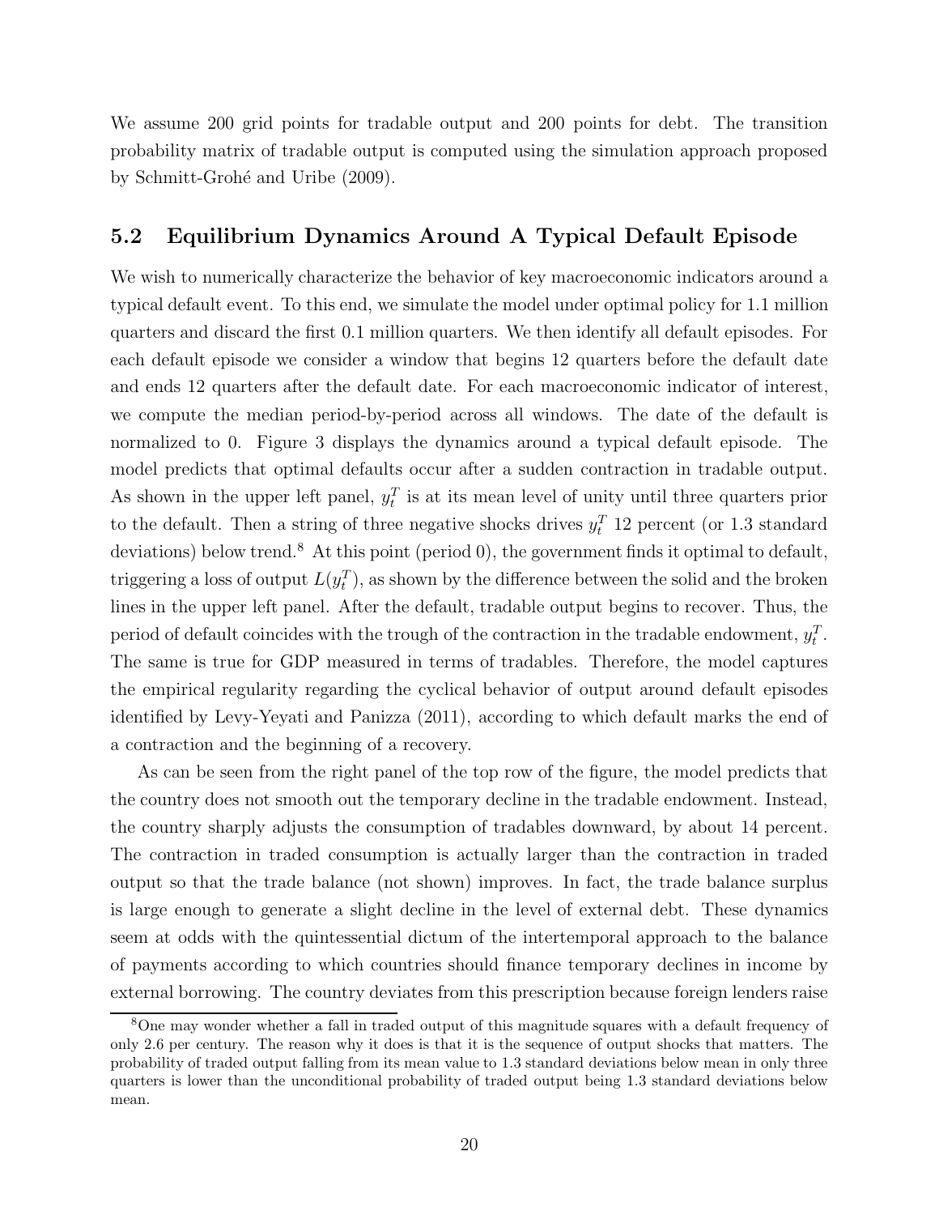We assume 200 grid points for tradable output and 200 points for debt. The transition probability matrix of tradable output is computed using the simulation approach proposed by Schmitt-Grohé and Uribe (2009).

## 5.2 Equilibrium Dynamics Around A Typical Default Episode

We wish to numerically characterize the behavior of key macroeconomic indicators around a typical default event. To this end, we simulate the model under optimal policy for 1.1 million quarters and discard the first 0.1 million quarters. We then identify all default episodes. For each default episode we consider a window that begins 12 quarters before the default date and ends 12 quarters after the default date. For each macroeconomic indicator of interest, we compute the median period-by-period across all windows. The date of the default is normalized to 0. Figure 3 displays the dynamics around a typical default episode. The model predicts that optimal defaults occur after a sudden contraction in tradable output. As shown in the upper left panel, $y_t^T$ is at its mean level of unity until three quarters prior to the default. Then a string of three negative shocks drives $y_t^T$ 12 percent (or 1.3 standard deviations) below trend.[8] At this point (period 0), the government finds it optimal to default, triggering a loss of output $L(y_t^T)$, as shown by the difference between the solid and the broken lines in the upper left panel. After the default, tradable output begins to recover. Thus, the period of default coincides with the trough of the contraction in the tradable endowment, $y_t^T$. The same is true for GDP measured in terms of tradables. Therefore, the model captures the empirical regularity regarding the cyclical behavior of output around default episodes identified by Levy-Yeyati and Panizza (2011), according to which default marks the end of a contraction and the beginning of a recovery.

As can be seen from the right panel of the top row of the figure, the model predicts that the country does not smooth out the temporary decline in the tradable endowment. Instead, the country sharply adjusts the consumption of tradables downward, by about 14 percent. The contraction in traded consumption is actually larger than the contraction in traded output so that the trade balance (not shown) improves. In fact, the trade balance surplus is large enough to generate a slight decline in the level of external debt. These dynamics seem at odds with the quintessential dictum of the intertemporal approach to the balance of payments according to which countries should finance temporary declines in income by external borrowing. The country deviates from this prescription because foreign lenders raise

[8] One may wonder whether a fall in traded output of this magnitude squares with a default frequency of only 2.6 per century. The reason why it does is that it is the sequence of output shocks that matters. The probability of traded output falling from its mean value to 1.3 standard deviations below mean in only three quarters is lower than the unconditional probability of traded output being 1.3 standard deviations below mean.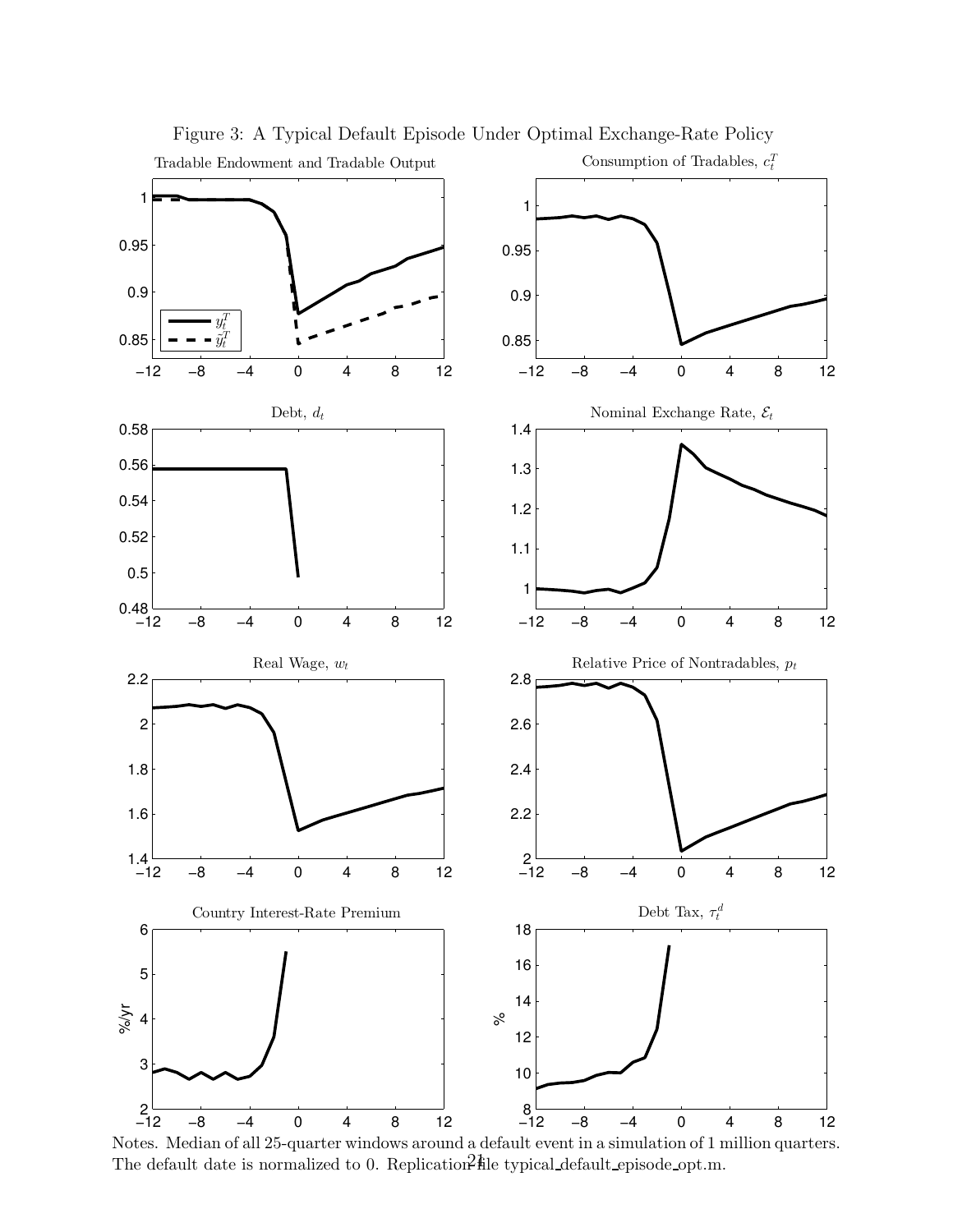Figure 3: A Typical Default Episode Under Optimal Exchange-Rate Policy

Notes. Median of all 25-quarter windows around a default event in a simulation of 1 million quarters. The default date is normalized to 0. Replication file typical_default_episode_opt.m.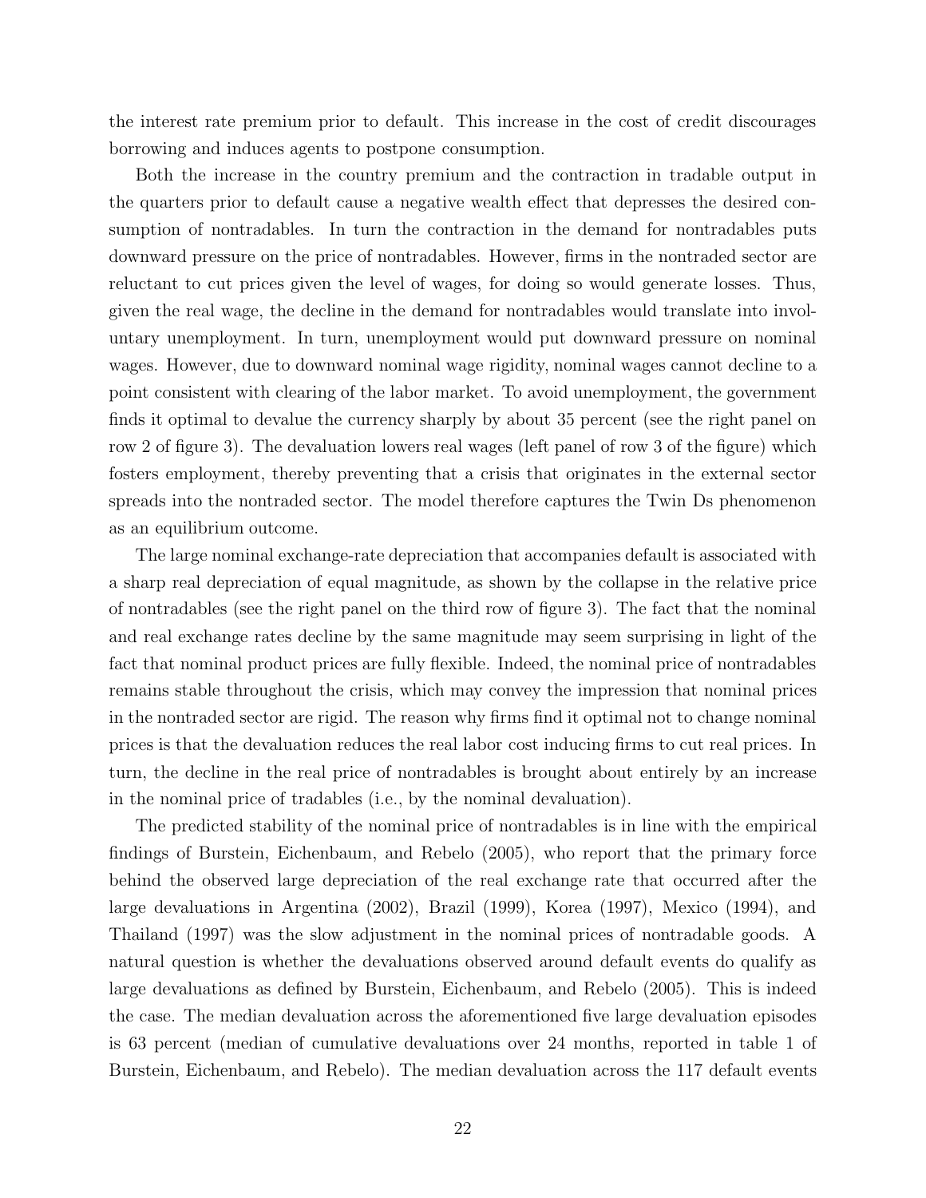the interest rate premium prior to default. This increase in the cost of credit discourages borrowing and induces agents to postpone consumption.

Both the increase in the country premium and the contraction in tradable output in the quarters prior to default cause a negative wealth effect that depresses the desired consumption of nontradables. In turn the contraction in the demand for nontradables puts downward pressure on the price of nontradables. However, firms in the nontraded sector are reluctant to cut prices given the level of wages, for doing so would generate losses. Thus, given the real wage, the decline in the demand for nontradables would translate into involuntary unemployment. In turn, unemployment would put downward pressure on nominal wages. However, due to downward nominal wage rigidity, nominal wages cannot decline to a point consistent with clearing of the labor market. To avoid unemployment, the government finds it optimal to devalue the currency sharply by about 35 percent (see the right panel on row 2 of figure 3). The devaluation lowers real wages (left panel of row 3 of the figure) which fosters employment, thereby preventing that a crisis that originates in the external sector spreads into the nontraded sector. The model therefore captures the Twin Ds phenomenon as an equilibrium outcome.

The large nominal exchange-rate depreciation that accompanies default is associated with a sharp real depreciation of equal magnitude, as shown by the collapse in the relative price of nontradables (see the right panel on the third row of figure 3). The fact that the nominal and real exchange rates decline by the same magnitude may seem surprising in light of the fact that nominal product prices are fully flexible. Indeed, the nominal price of nontradables remains stable throughout the crisis, which may convey the impression that nominal prices in the nontraded sector are rigid. The reason why firms find it optimal not to change nominal prices is that the devaluation reduces the real labor cost inducing firms to cut real prices. In turn, the decline in the real price of nontradables is brought about entirely by an increase in the nominal price of tradables (i.e., by the nominal devaluation).

The predicted stability of the nominal price of nontradables is in line with the empirical findings of Burstein, Eichenbaum, and Rebelo (2005), who report that the primary force behind the observed large depreciation of the real exchange rate that occurred after the large devaluations in Argentina (2002), Brazil (1999), Korea (1997), Mexico (1994), and Thailand (1997) was the slow adjustment in the nominal prices of nontradable goods. A natural question is whether the devaluations observed around default events do qualify as large devaluations as defined by Burstein, Eichenbaum, and Rebelo (2005). This is indeed the case. The median devaluation across the aforementioned five large devaluation episodes is 63 percent (median of cumulative devaluations over 24 months, reported in table 1 of Burstein, Eichenbaum, and Rebelo). The median devaluation across the 117 default events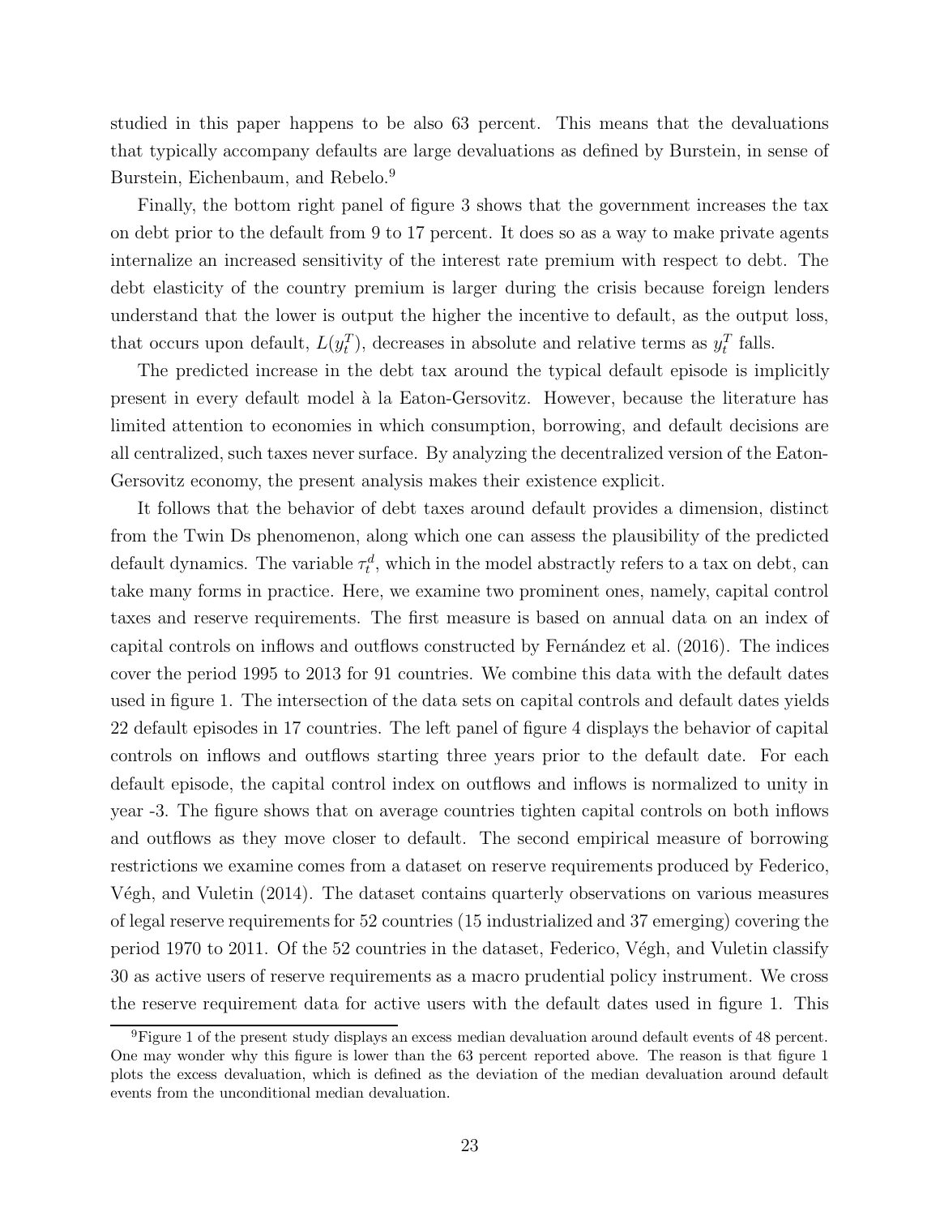studied in this paper happens to be also 63 percent. This means that the devaluations that typically accompany defaults are large devaluations as defined by Burstein, in sense of Burstein, Eichenbaum, and Rebelo.[9]

Finally, the bottom right panel of figure 3 shows that the government increases the tax on debt prior to the default from 9 to 17 percent. It does so as a way to make private agents internalize an increased sensitivity of the interest rate premium with respect to debt. The debt elasticity of the country premium is larger during the crisis because foreign lenders understand that the lower is output the higher the incentive to default, as the output loss, that occurs upon default, $L(y_t^T)$, decreases in absolute and relative terms as $y_t^T$ falls.

The predicted increase in the debt tax around the typical default episode is implicitly present in every default model à la Eaton-Gersovitz. However, because the literature has limited attention to economies in which consumption, borrowing, and default decisions are all centralized, such taxes never surface. By analyzing the decentralized version of the Eaton-Gersovitz economy, the present analysis makes their existence explicit.

It follows that the behavior of debt taxes around default provides a dimension, distinct from the Twin Ds phenomenon, along which one can assess the plausibility of the predicted default dynamics. The variable $\tau_t^d$, which in the model abstractly refers to a tax on debt, can take many forms in practice. Here, we examine two prominent ones, namely, capital control taxes and reserve requirements. The first measure is based on annual data on an index of capital controls on inflows and outflows constructed by Fernández et al. (2016). The indices cover the period 1995 to 2013 for 91 countries. We combine this data with the default dates used in figure 1. The intersection of the data sets on capital controls and default dates yields 22 default episodes in 17 countries. The left panel of figure 4 displays the behavior of capital controls on inflows and outflows starting three years prior to the default date. For each default episode, the capital control index on outflows and inflows is normalized to unity in year -3. The figure shows that on average countries tighten capital controls on both inflows and outflows as they move closer to default. The second empirical measure of borrowing restrictions we examine comes from a dataset on reserve requirements produced by Federico, Végh, and Vuletin (2014). The dataset contains quarterly observations on various measures of legal reserve requirements for 52 countries (15 industrialized and 37 emerging) covering the period 1970 to 2011. Of the 52 countries in the dataset, Federico, Végh, and Vuletin classify 30 as active users of reserve requirements as a macro prudential policy instrument. We cross the reserve requirement data for active users with the default dates used in figure 1. This

[9] Figure 1 of the present study displays an excess median devaluation around default events of 48 percent. One may wonder why this figure is lower than the 63 percent reported above. The reason is that figure 1 plots the excess devaluation, which is defined as the deviation of the median devaluation around default events from the unconditional median devaluation.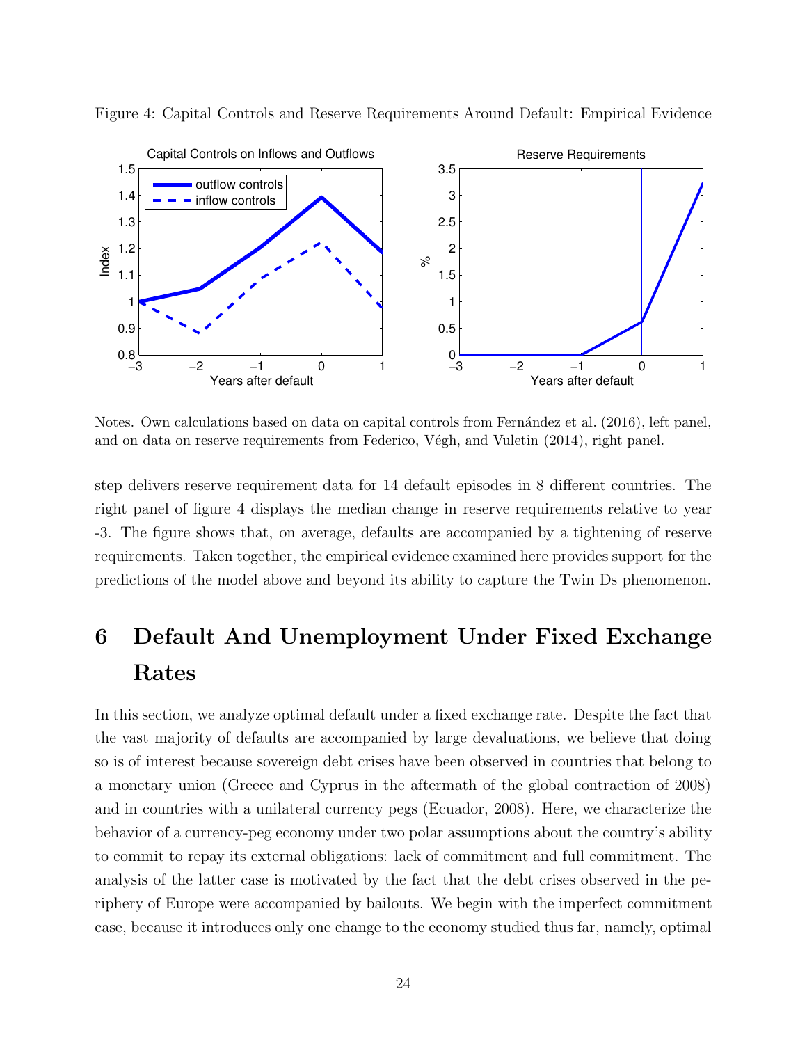Figure 4: Capital Controls and Reserve Requirements Around Default: Empirical Evidence

Notes. Own calculations based on data on capital controls from Fernández et al. (2016), left panel, and on data on reserve requirements from Federico, Végh, and Vuletin (2014), right panel.

step delivers reserve requirement data for 14 default episodes in 8 different countries. The right panel of figure 4 displays the median change in reserve requirements relative to year -3. The figure shows that, on average, defaults are accompanied by a tightening of reserve requirements. Taken together, the empirical evidence examined here provides support for the predictions of the model above and beyond its ability to capture the Twin Ds phenomenon.

# 6 Default And Unemployment Under Fixed Exchange Rates

In this section, we analyze optimal default under a fixed exchange rate. Despite the fact that the vast majority of defaults are accompanied by large devaluations, we believe that doing so is of interest because sovereign debt crises have been observed in countries that belong to a monetary union (Greece and Cyprus in the aftermath of the global contraction of 2008) and in countries with a unilateral currency pegs (Ecuador, 2008). Here, we characterize the behavior of a currency-peg economy under two polar assumptions about the country's ability to commit to repay its external obligations: lack of commitment and full commitment. The analysis of the latter case is motivated by the fact that the debt crises observed in the periphery of Europe were accompanied by bailouts. We begin with the imperfect commitment case, because it introduces only one change to the economy studied thus far, namely, optimal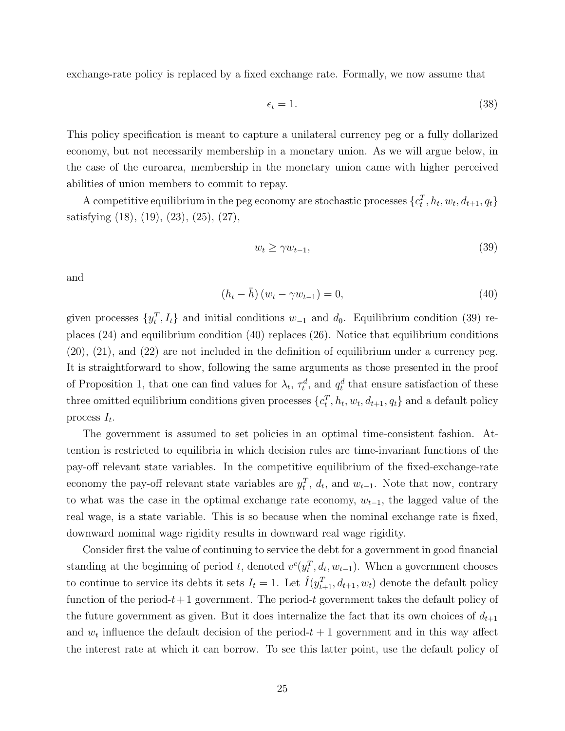exchange-rate policy is replaced by a fixed exchange rate. Formally, we now assume that

$$\epsilon_t = 1. \tag{38}$$

This policy specification is meant to capture a unilateral currency peg or a fully dollarized economy, but not necessarily membership in a monetary union. As we will argue below, in the case of the euroarea, membership in the monetary union came with higher perceived abilities of union members to commit to repay.

A competitive equilibrium in the peg economy are stochastic processes $\{c_t^T, h_t, w_t, d_{t+1}, q_t\}$ satisfying (18), (19), (23), (25), (27),

$$w_t \geq \gamma w_{t-1}, \tag{39}$$

and

$$(h_t - \bar{h})(w_t - \gamma w_{t-1}) = 0, \tag{40}$$

given processes $\{y_t^T, I_t\}$ and initial conditions $w_{-1}$ and $d_0$. Equilibrium condition (39) replaces (24) and equilibrium condition (40) replaces (26). Notice that equilibrium conditions (20), (21), and (22) are not included in the definition of equilibrium under a currency peg. It is straightforward to show, following the same arguments as those presented in the proof of Proposition 1, that one can find values for $\lambda_t$, $\tau_t^d$, and $q_t^d$ that ensure satisfaction of these three omitted equilibrium conditions given processes $\{c_t^T, h_t, w_t, d_{t+1}, q_t\}$ and a default policy process $I_t$.

The government is assumed to set policies in an optimal time-consistent fashion. Attention is restricted to equilibria in which decision rules are time-invariant functions of the pay-off relevant state variables. In the competitive equilibrium of the fixed-exchange-rate economy the pay-off relevant state variables are $y_t^T$, $d_t$, and $w_{t-1}$. Note that now, contrary to what was the case in the optimal exchange rate economy, $w_{t-1}$, the lagged value of the real wage, is a state variable. This is so because when the nominal exchange rate is fixed, downward nominal wage rigidity results in downward real wage rigidity.

Consider first the value of continuing to service the debt for a government in good financial standing at the beginning of period $t$, denoted $v^c(y_t^T, d_t, w_{t-1})$. When a government chooses to continue to service its debts it sets $I_t = 1$. Let $\hat{I}(y_{t+1}^T, d_{t+1}, w_t)$ denote the default policy function of the period-$t+1$ government. The period-$t$ government takes the default policy of the future government as given. But it does internalize the fact that its own choices of $d_{t+1}$ and $w_t$ influence the default decision of the period-$t+1$ government and in this way affect the interest rate at which it can borrow. To see this latter point, use the default policy of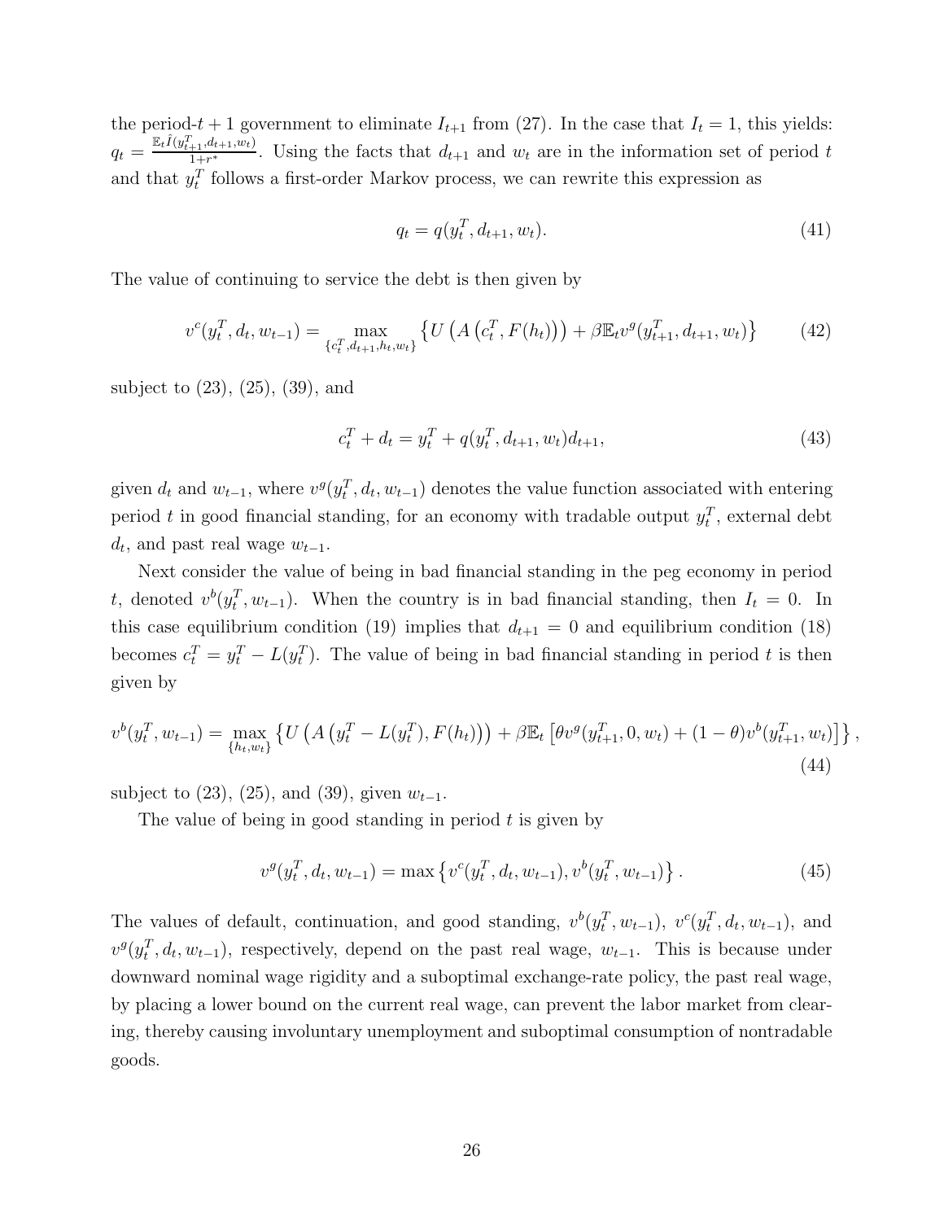the period-$t+1$ government to eliminate $I_{t+1}$ from (27). In the case that $I_t = 1$, this yields: $q_t = \frac{\mathbb{E}_t \hat{I}(y^T_{t+1}, d_{t+1}, w_t)}{1+r^*}$. Using the facts that $d_{t+1}$ and $w_t$ are in the information set of period $t$ and that $y^T_t$ follows a first-order Markov process, we can rewrite this expression as

$$q_t = q(y^T_t, d_{t+1}, w_t). \tag{41}$$

The value of continuing to service the debt is then given by

$$v^c(y^T_t, d_t, w_{t-1}) = \max_{\{c^T_t, d_{t+1}, h_t, w_t\}} \left\{ U\left(A\left(c^T_t, F(h_t)\right)\right) + \beta \mathbb{E}_t v^g(y^T_{t+1}, d_{t+1}, w_t) \right\} \tag{42}$$

subject to (23), (25), (39), and

$$c^T_t + d_t = y^T_t + q(y^T_t, d_{t+1}, w_t) d_{t+1}, \tag{43}$$

given $d_t$ and $w_{t-1}$, where $v^g(y^T_t, d_t, w_{t-1})$ denotes the value function associated with entering period $t$ in good financial standing, for an economy with tradable output $y^T_t$, external debt $d_t$, and past real wage $w_{t-1}$.

Next consider the value of being in bad financial standing in the peg economy in period $t$, denoted $v^b(y^T_t, w_{t-1})$. When the country is in bad financial standing, then $I_t = 0$. In this case equilibrium condition (19) implies that $d_{t+1} = 0$ and equilibrium condition (18) becomes $c^T_t = y^T_t - L(y^T_t)$. The value of being in bad financial standing in period $t$ is then given by

$$v^b(y^T_t, w_{t-1}) = \max_{\{h_t, w_t\}} \left\{ U\left(A\left(y^T_t - L(y^T_t), F(h_t)\right)\right) + \beta \mathbb{E}_t \left[\theta v^g(y^T_{t+1}, 0, w_t) + (1-\theta) v^b(y^T_{t+1}, w_t)\right] \right\}, \tag{44}$$

subject to (23), (25), and (39), given $w_{t-1}$.

The value of being in good standing in period $t$ is given by

$$v^g(y^T_t, d_t, w_{t-1}) = \max\left\{ v^c(y^T_t, d_t, w_{t-1}), v^b(y^T_t, w_{t-1}) \right\}. \tag{45}$$

The values of default, continuation, and good standing, $v^b(y^T_t, w_{t-1})$, $v^c(y^T_t, d_t, w_{t-1})$, and $v^g(y^T_t, d_t, w_{t-1})$, respectively, depend on the past real wage, $w_{t-1}$. This is because under downward nominal wage rigidity and a suboptimal exchange-rate policy, the past real wage, by placing a lower bound on the current real wage, can prevent the labor market from clearing, thereby causing involuntary unemployment and suboptimal consumption of nontradable goods.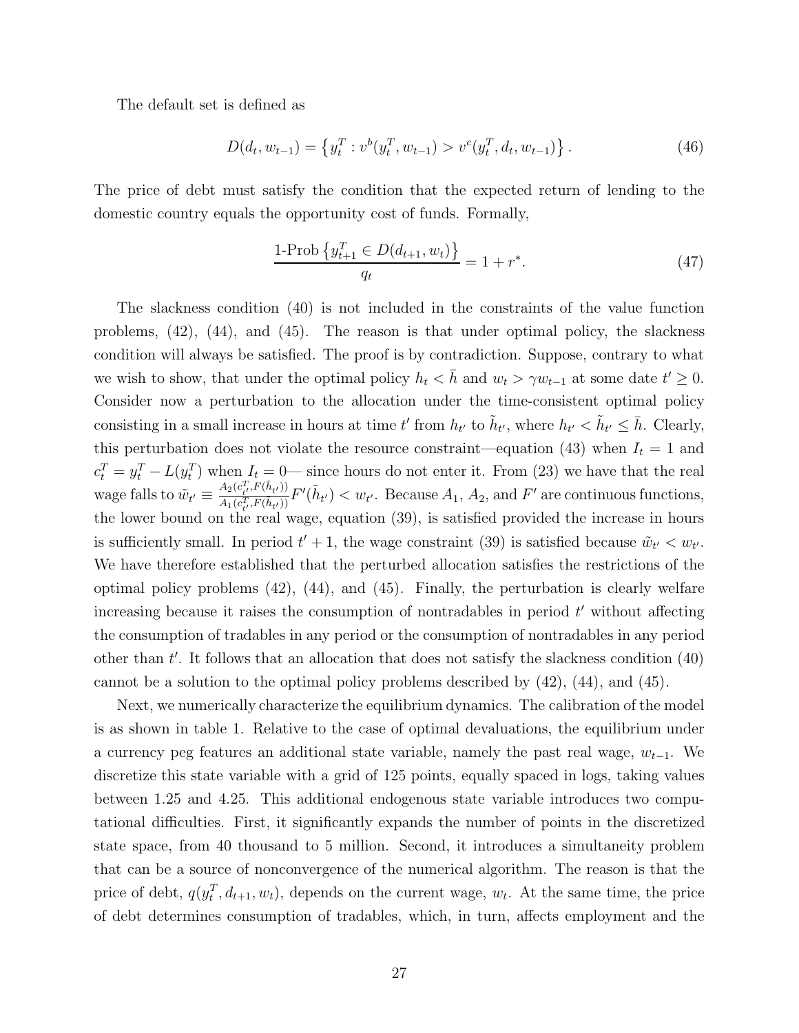The default set is defined as

$$D(d_t, w_{t-1}) = \left\{ y_t^T : v^b(y_t^T, w_{t-1}) > v^c(y_t^T, d_t, w_{t-1}) \right\}. \tag{46}$$

The price of debt must satisfy the condition that the expected return of lending to the domestic country equals the opportunity cost of funds. Formally,

$$\frac{\text{1-Prob}\left\{ y_{t+1}^T \in D(d_{t+1}, w_t) \right\}}{q_t} = 1 + r^*. \tag{47}$$

The slackness condition (40) is not included in the constraints of the value function problems, (42), (44), and (45). The reason is that under optimal policy, the slackness condition will always be satisfied. The proof is by contradiction. Suppose, contrary to what we wish to show, that under the optimal policy $h_t < \bar{h}$ and $w_t > \gamma w_{t-1}$ at some date $t' \geq 0$. Consider now a perturbation to the allocation under the time-consistent optimal policy consisting in a small increase in hours at time $t'$ from $h_{t'}$ to $\tilde{h}_{t'}$, where $h_{t'} < \tilde{h}_{t'} \leq \bar{h}$. Clearly, this perturbation does not violate the resource constraint—equation (43) when $I_t = 1$ and $c_t^T = y_t^T - L(y_t^T)$ when $I_t = 0$— since hours do not enter it. From (23) we have that the real wage falls to $\tilde{w}_{t'} \equiv \frac{A_2(c_{t'}^T, F(\tilde{h}_{t'}))}{A_1(c_{t'}^T, F(\tilde{h}_{t'}))} F'(\tilde{h}_{t'}) < w_{t'}$. Because $A_1$, $A_2$, and $F'$ are continuous functions, the lower bound on the real wage, equation (39), is satisfied provided the increase in hours is sufficiently small. In period $t'+1$, the wage constraint (39) is satisfied because $\tilde{w}_{t'} < w_{t'}$. We have therefore established that the perturbed allocation satisfies the restrictions of the optimal policy problems (42), (44), and (45). Finally, the perturbation is clearly welfare increasing because it raises the consumption of nontradables in period $t'$ without affecting the consumption of tradables in any period or the consumption of nontradables in any period other than $t'$. It follows that an allocation that does not satisfy the slackness condition (40) cannot be a solution to the optimal policy problems described by (42), (44), and (45).

Next, we numerically characterize the equilibrium dynamics. The calibration of the model is as shown in table 1. Relative to the case of optimal devaluations, the equilibrium under a currency peg features an additional state variable, namely the past real wage, $w_{t-1}$. We discretize this state variable with a grid of 125 points, equally spaced in logs, taking values between 1.25 and 4.25. This additional endogenous state variable introduces two computational difficulties. First, it significantly expands the number of points in the discretized state space, from 40 thousand to 5 million. Second, it introduces a simultaneity problem that can be a source of nonconvergence of the numerical algorithm. The reason is that the price of debt, $q(y_t^T, d_{t+1}, w_t)$, depends on the current wage, $w_t$. At the same time, the price of debt determines consumption of tradables, which, in turn, affects employment and the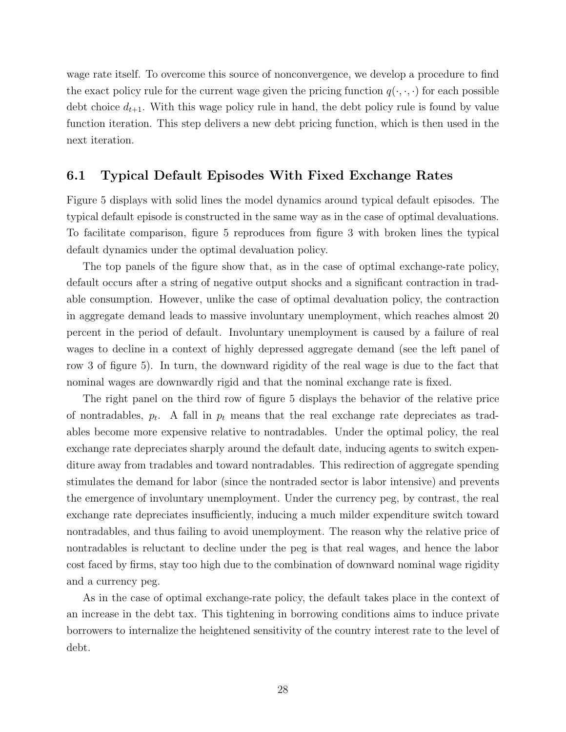wage rate itself. To overcome this source of nonconvergence, we develop a procedure to find the exact policy rule for the current wage given the pricing function $q(\cdot, \cdot, \cdot)$ for each possible debt choice $d_{t+1}$. With this wage policy rule in hand, the debt policy rule is found by value function iteration. This step delivers a new debt pricing function, which is then used in the next iteration.

## 6.1 Typical Default Episodes With Fixed Exchange Rates

Figure 5 displays with solid lines the model dynamics around typical default episodes. The typical default episode is constructed in the same way as in the case of optimal devaluations. To facilitate comparison, figure 5 reproduces from figure 3 with broken lines the typical default dynamics under the optimal devaluation policy.

The top panels of the figure show that, as in the case of optimal exchange-rate policy, default occurs after a string of negative output shocks and a significant contraction in tradable consumption. However, unlike the case of optimal devaluation policy, the contraction in aggregate demand leads to massive involuntary unemployment, which reaches almost 20 percent in the period of default. Involuntary unemployment is caused by a failure of real wages to decline in a context of highly depressed aggregate demand (see the left panel of row 3 of figure 5). In turn, the downward rigidity of the real wage is due to the fact that nominal wages are downwardly rigid and that the nominal exchange rate is fixed.

The right panel on the third row of figure 5 displays the behavior of the relative price of nontradables, $p_t$. A fall in $p_t$ means that the real exchange rate depreciates as tradables become more expensive relative to nontradables. Under the optimal policy, the real exchange rate depreciates sharply around the default date, inducing agents to switch expenditure away from tradables and toward nontradables. This redirection of aggregate spending stimulates the demand for labor (since the nontraded sector is labor intensive) and prevents the emergence of involuntary unemployment. Under the currency peg, by contrast, the real exchange rate depreciates insufficiently, inducing a much milder expenditure switch toward nontradables, and thus failing to avoid unemployment. The reason why the relative price of nontradables is reluctant to decline under the peg is that real wages, and hence the labor cost faced by firms, stay too high due to the combination of downward nominal wage rigidity and a currency peg.

As in the case of optimal exchange-rate policy, the default takes place in the context of an increase in the debt tax. This tightening in borrowing conditions aims to induce private borrowers to internalize the heightened sensitivity of the country interest rate to the level of debt.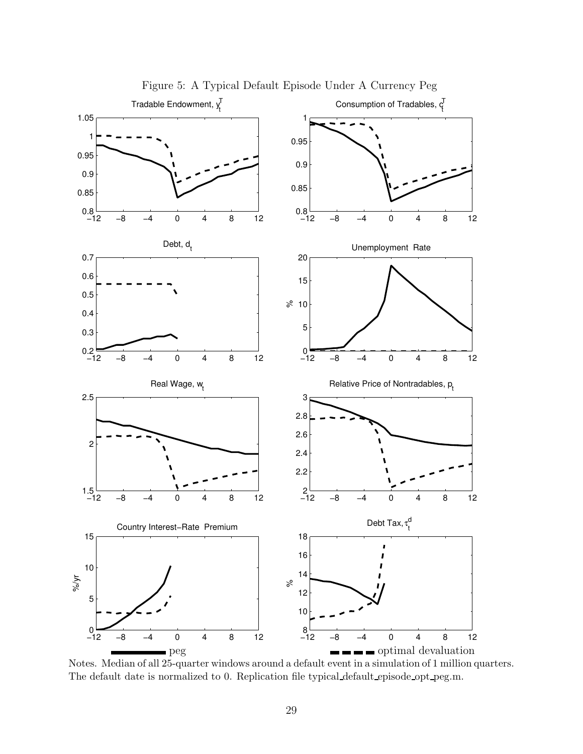Figure 5: A Typical Default Episode Under A Currency Peg

Notes. Median of all 25-quarter windows around a default event in a simulation of 1 million quarters. The default date is normalized to 0. Replication file typical_default_episode_opt_peg.m.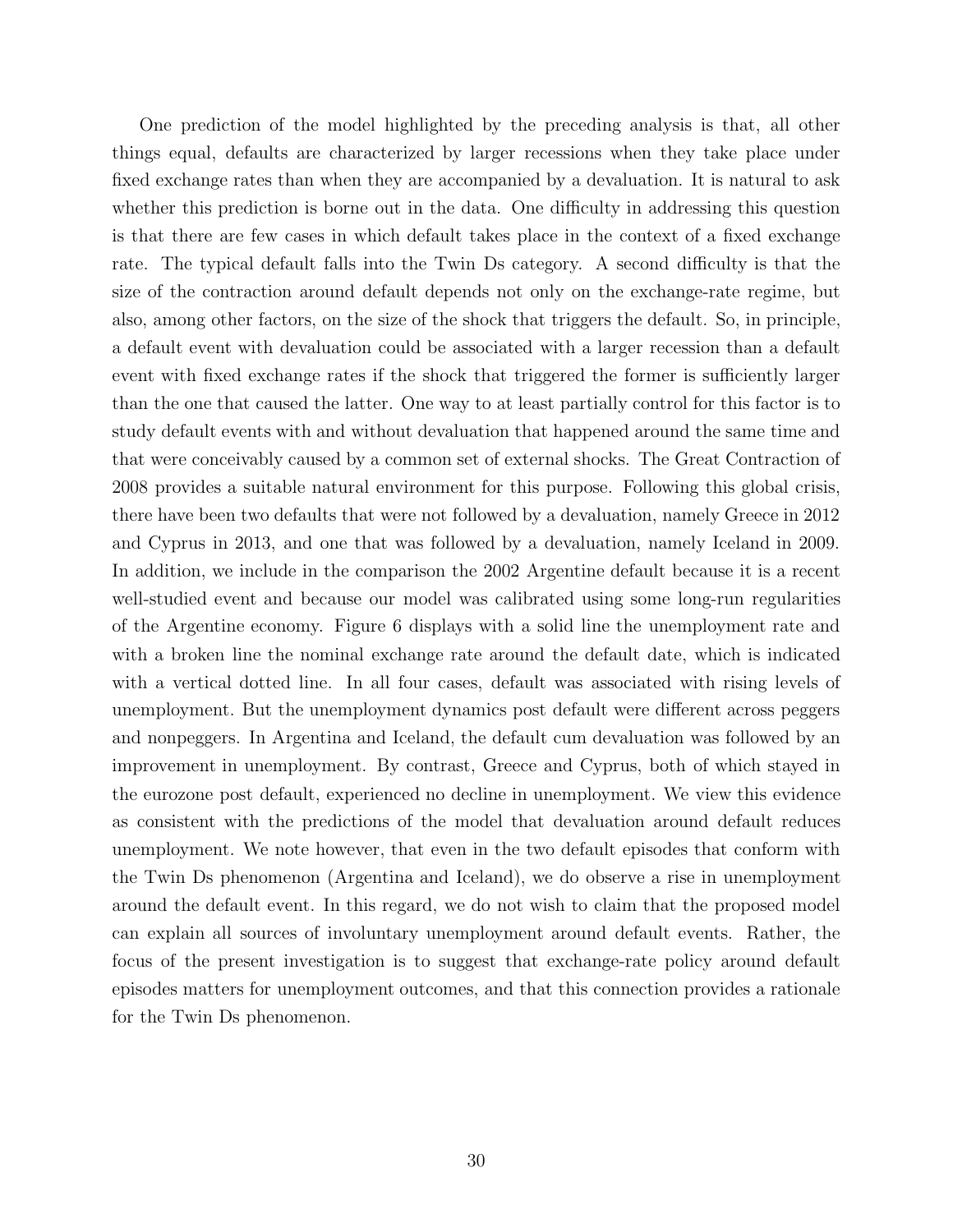One prediction of the model highlighted by the preceding analysis is that, all other things equal, defaults are characterized by larger recessions when they take place under fixed exchange rates than when they are accompanied by a devaluation. It is natural to ask whether this prediction is borne out in the data. One difficulty in addressing this question is that there are few cases in which default takes place in the context of a fixed exchange rate. The typical default falls into the Twin Ds category. A second difficulty is that the size of the contraction around default depends not only on the exchange-rate regime, but also, among other factors, on the size of the shock that triggers the default. So, in principle, a default event with devaluation could be associated with a larger recession than a default event with fixed exchange rates if the shock that triggered the former is sufficiently larger than the one that caused the latter. One way to at least partially control for this factor is to study default events with and without devaluation that happened around the same time and that were conceivably caused by a common set of external shocks. The Great Contraction of 2008 provides a suitable natural environment for this purpose. Following this global crisis, there have been two defaults that were not followed by a devaluation, namely Greece in 2012 and Cyprus in 2013, and one that was followed by a devaluation, namely Iceland in 2009. In addition, we include in the comparison the 2002 Argentine default because it is a recent well-studied event and because our model was calibrated using some long-run regularities of the Argentine economy. Figure 6 displays with a solid line the unemployment rate and with a broken line the nominal exchange rate around the default date, which is indicated with a vertical dotted line. In all four cases, default was associated with rising levels of unemployment. But the unemployment dynamics post default were different across peggers and nonpeggers. In Argentina and Iceland, the default cum devaluation was followed by an improvement in unemployment. By contrast, Greece and Cyprus, both of which stayed in the eurozone post default, experienced no decline in unemployment. We view this evidence as consistent with the predictions of the model that devaluation around default reduces unemployment. We note however, that even in the two default episodes that conform with the Twin Ds phenomenon (Argentina and Iceland), we do observe a rise in unemployment around the default event. In this regard, we do not wish to claim that the proposed model can explain all sources of involuntary unemployment around default events. Rather, the focus of the present investigation is to suggest that exchange-rate policy around default episodes matters for unemployment outcomes, and that this connection provides a rationale for the Twin Ds phenomenon.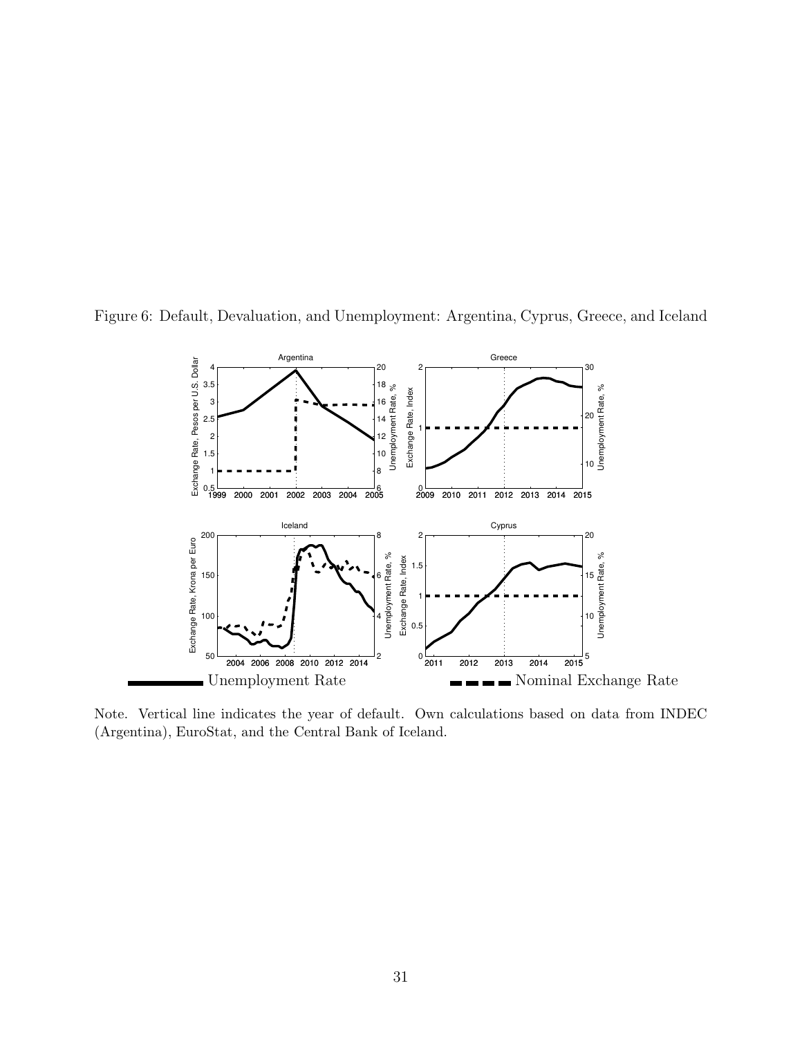Figure 6: Default, Devaluation, and Unemployment: Argentina, Cyprus, Greece, and Iceland

Note. Vertical line indicates the year of default. Own calculations based on data from INDEC (Argentina), EuroStat, and the Central Bank of Iceland.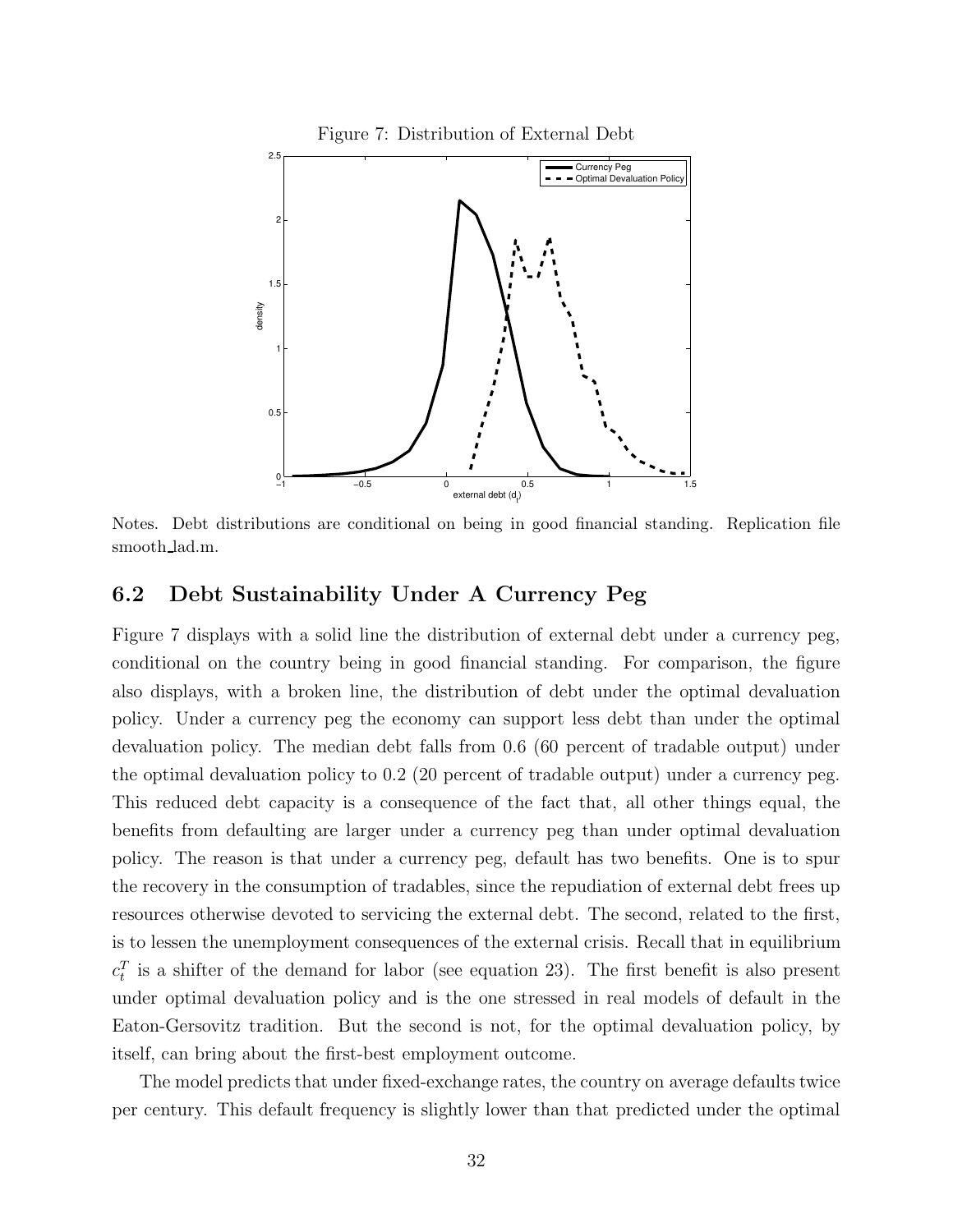Figure 7: Distribution of External Debt

Notes. Debt distributions are conditional on being in good financial standing. Replication file smooth_lad.m.

## 6.2 Debt Sustainability Under A Currency Peg

Figure 7 displays with a solid line the distribution of external debt under a currency peg, conditional on the country being in good financial standing. For comparison, the figure also displays, with a broken line, the distribution of debt under the optimal devaluation policy. Under a currency peg the economy can support less debt than under the optimal devaluation policy. The median debt falls from 0.6 (60 percent of tradable output) under the optimal devaluation policy to 0.2 (20 percent of tradable output) under a currency peg. This reduced debt capacity is a consequence of the fact that, all other things equal, the benefits from defaulting are larger under a currency peg than under optimal devaluation policy. The reason is that under a currency peg, default has two benefits. One is to spur the recovery in the consumption of tradables, since the repudiation of external debt frees up resources otherwise devoted to servicing the external debt. The second, related to the first, is to lessen the unemployment consequences of the external crisis. Recall that in equilibrium $c_t^T$ is a shifter of the demand for labor (see equation 23). The first benefit is also present under optimal devaluation policy and is the one stressed in real models of default in the Eaton-Gersovitz tradition. But the second is not, for the optimal devaluation policy, by itself, can bring about the first-best employment outcome.

The model predicts that under fixed-exchange rates, the country on average defaults twice per century. This default frequency is slightly lower than that predicted under the optimal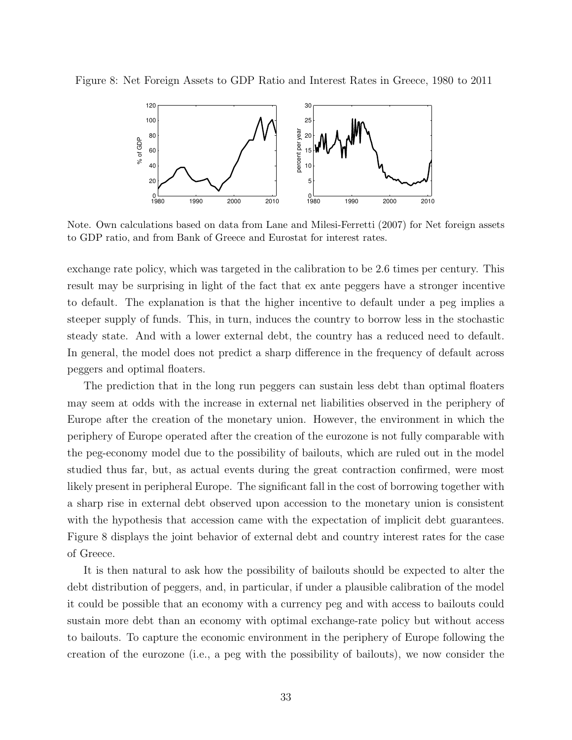Figure 8: Net Foreign Assets to GDP Ratio and Interest Rates in Greece, 1980 to 2011

Note. Own calculations based on data from Lane and Milesi-Ferretti (2007) for Net foreign assets to GDP ratio, and from Bank of Greece and Eurostat for interest rates.

exchange rate policy, which was targeted in the calibration to be 2.6 times per century. This result may be surprising in light of the fact that ex ante peggers have a stronger incentive to default. The explanation is that the higher incentive to default under a peg implies a steeper supply of funds. This, in turn, induces the country to borrow less in the stochastic steady state. And with a lower external debt, the country has a reduced need to default. In general, the model does not predict a sharp difference in the frequency of default across peggers and optimal floaters.

The prediction that in the long run peggers can sustain less debt than optimal floaters may seem at odds with the increase in external net liabilities observed in the periphery of Europe after the creation of the monetary union. However, the environment in which the periphery of Europe operated after the creation of the eurozone is not fully comparable with the peg-economy model due to the possibility of bailouts, which are ruled out in the model studied thus far, but, as actual events during the great contraction confirmed, were most likely present in peripheral Europe. The significant fall in the cost of borrowing together with a sharp rise in external debt observed upon accession to the monetary union is consistent with the hypothesis that accession came with the expectation of implicit debt guarantees. Figure 8 displays the joint behavior of external debt and country interest rates for the case of Greece.

It is then natural to ask how the possibility of bailouts should be expected to alter the debt distribution of peggers, and, in particular, if under a plausible calibration of the model it could be possible that an economy with a currency peg and with access to bailouts could sustain more debt than an economy with optimal exchange-rate policy but without access to bailouts. To capture the economic environment in the periphery of Europe following the creation of the eurozone (i.e., a peg with the possibility of bailouts), we now consider the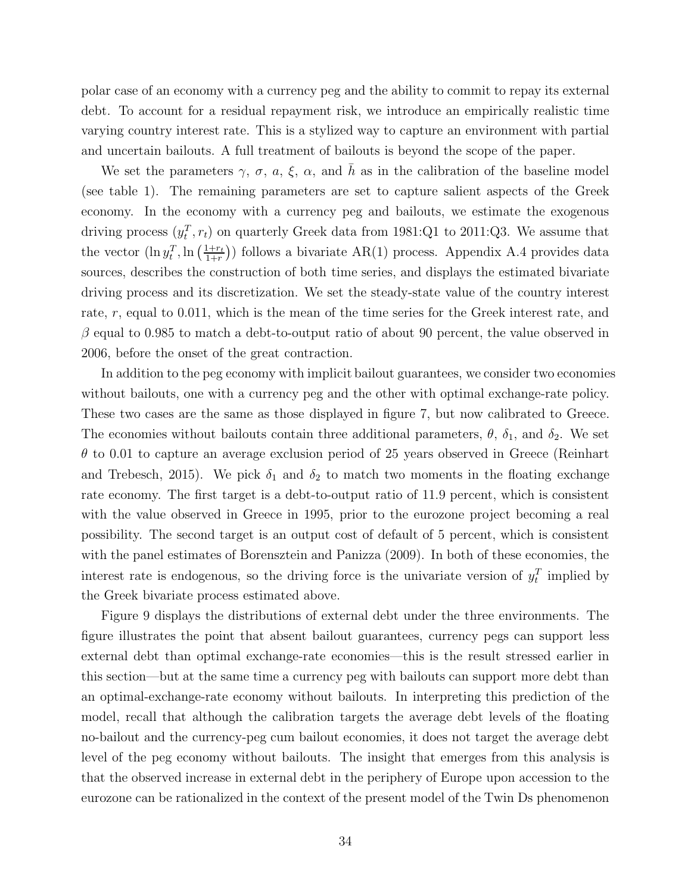polar case of an economy with a currency peg and the ability to commit to repay its external debt. To account for a residual repayment risk, we introduce an empirically realistic time varying country interest rate. This is a stylized way to capture an environment with partial and uncertain bailouts. A full treatment of bailouts is beyond the scope of the paper.

We set the parameters $\gamma$, $\sigma$, $a$, $\xi$, $\alpha$, and $\bar{h}$ as in the calibration of the baseline model (see table 1). The remaining parameters are set to capture salient aspects of the Greek economy. In the economy with a currency peg and bailouts, we estimate the exogenous driving process $(y_t^T, r_t)$ on quarterly Greek data from 1981:Q1 to 2011:Q3. We assume that the vector $(\ln y_t^T, \ln\left(\frac{1+r_t}{1+r}\right))$ follows a bivariate AR(1) process. Appendix A.4 provides data sources, describes the construction of both time series, and displays the estimated bivariate driving process and its discretization. We set the steady-state value of the country interest rate, $r$, equal to 0.011, which is the mean of the time series for the Greek interest rate, and $\beta$ equal to 0.985 to match a debt-to-output ratio of about 90 percent, the value observed in 2006, before the onset of the great contraction.

In addition to the peg economy with implicit bailout guarantees, we consider two economies without bailouts, one with a currency peg and the other with optimal exchange-rate policy. These two cases are the same as those displayed in figure 7, but now calibrated to Greece. The economies without bailouts contain three additional parameters, $\theta$, $\delta_1$, and $\delta_2$. We set $\theta$ to 0.01 to capture an average exclusion period of 25 years observed in Greece (Reinhart and Trebesch, 2015). We pick $\delta_1$ and $\delta_2$ to match two moments in the floating exchange rate economy. The first target is a debt-to-output ratio of 11.9 percent, which is consistent with the value observed in Greece in 1995, prior to the eurozone project becoming a real possibility. The second target is an output cost of default of 5 percent, which is consistent with the panel estimates of Borensztein and Panizza (2009). In both of these economies, the interest rate is endogenous, so the driving force is the univariate version of $y_t^T$ implied by the Greek bivariate process estimated above.

Figure 9 displays the distributions of external debt under the three environments. The figure illustrates the point that absent bailout guarantees, currency pegs can support less external debt than optimal exchange-rate economies—this is the result stressed earlier in this section—but at the same time a currency peg with bailouts can support more debt than an optimal-exchange-rate economy without bailouts. In interpreting this prediction of the model, recall that although the calibration targets the average debt levels of the floating no-bailout and the currency-peg cum bailout economies, it does not target the average debt level of the peg economy without bailouts. The insight that emerges from this analysis is that the observed increase in external debt in the periphery of Europe upon accession to the eurozone can be rationalized in the context of the present model of the Twin Ds phenomenon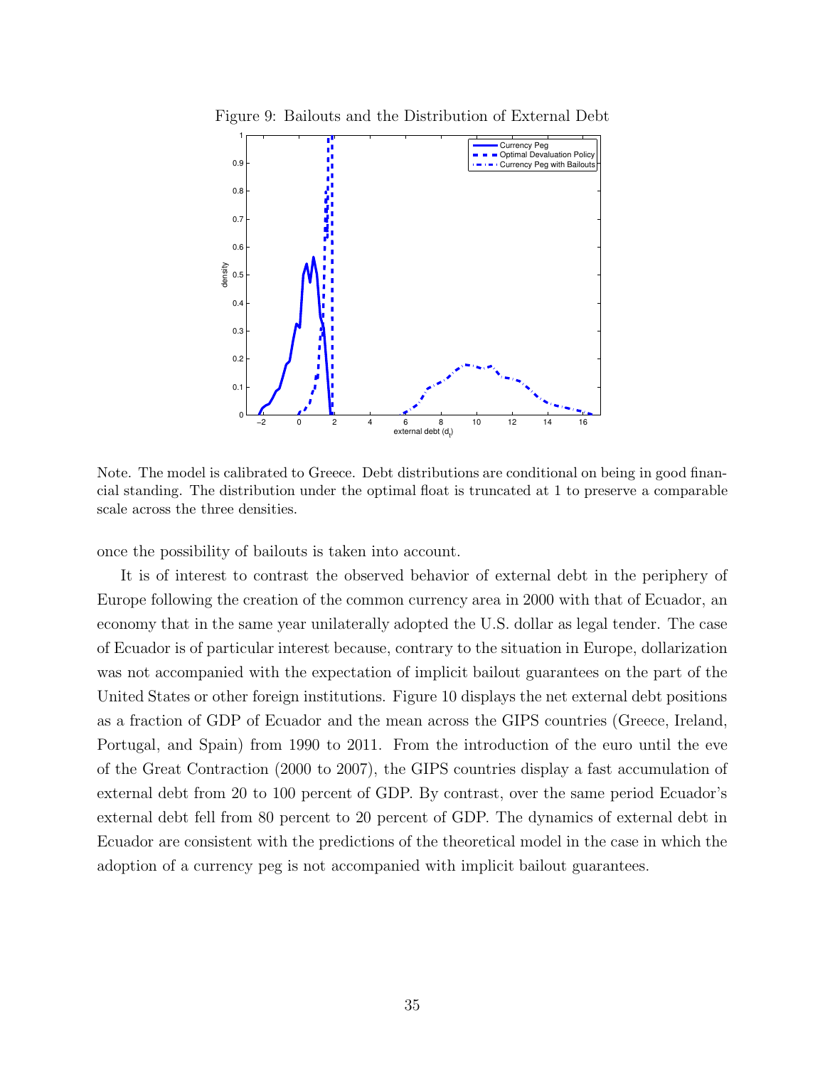Figure 9: Bailouts and the Distribution of External Debt

Note. The model is calibrated to Greece. Debt distributions are conditional on being in good financial standing. The distribution under the optimal float is truncated at 1 to preserve a comparable scale across the three densities.

once the possibility of bailouts is taken into account.

It is of interest to contrast the observed behavior of external debt in the periphery of Europe following the creation of the common currency area in 2000 with that of Ecuador, an economy that in the same year unilaterally adopted the U.S. dollar as legal tender. The case of Ecuador is of particular interest because, contrary to the situation in Europe, dollarization was not accompanied with the expectation of implicit bailout guarantees on the part of the United States or other foreign institutions. Figure 10 displays the net external debt positions as a fraction of GDP of Ecuador and the mean across the GIPS countries (Greece, Ireland, Portugal, and Spain) from 1990 to 2011. From the introduction of the euro until the eve of the Great Contraction (2000 to 2007), the GIPS countries display a fast accumulation of external debt from 20 to 100 percent of GDP. By contrast, over the same period Ecuador's external debt fell from 80 percent to 20 percent of GDP. The dynamics of external debt in Ecuador are consistent with the predictions of the theoretical model in the case in which the adoption of a currency peg is not accompanied with implicit bailout guarantees.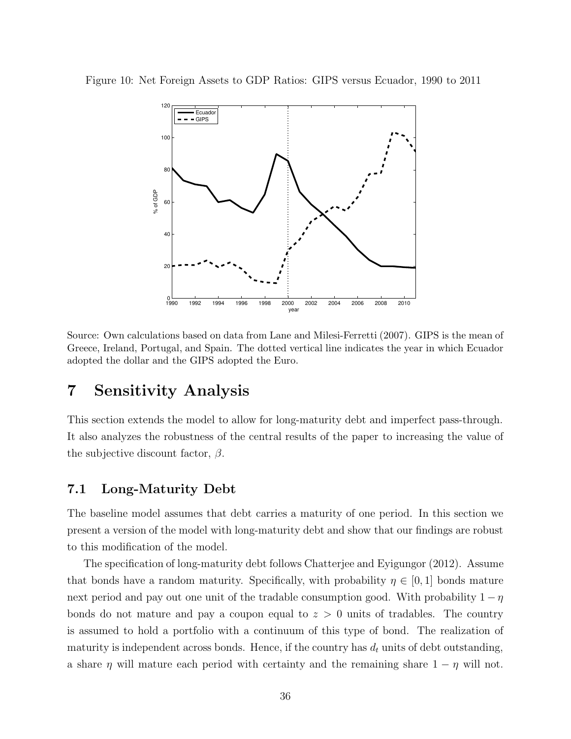Figure 10: Net Foreign Assets to GDP Ratios: GIPS versus Ecuador, 1990 to 2011

Source: Own calculations based on data from Lane and Milesi-Ferretti (2007). GIPS is the mean of Greece, Ireland, Portugal, and Spain. The dotted vertical line indicates the year in which Ecuador adopted the dollar and the GIPS adopted the Euro.

# 7 Sensitivity Analysis

This section extends the model to allow for long-maturity debt and imperfect pass-through. It also analyzes the robustness of the central results of the paper to increasing the value of the subjective discount factor, $\beta$.

## 7.1 Long-Maturity Debt

The baseline model assumes that debt carries a maturity of one period. In this section we present a version of the model with long-maturity debt and show that our findings are robust to this modification of the model.

The specification of long-maturity debt follows Chatterjee and Eyigungor (2012). Assume that bonds have a random maturity. Specifically, with probability $\eta \in [0, 1]$ bonds mature next period and pay out one unit of the tradable consumption good. With probability $1 - \eta$ bonds do not mature and pay a coupon equal to $z > 0$ units of tradables. The country is assumed to hold a portfolio with a continuum of this type of bond. The realization of maturity is independent across bonds. Hence, if the country has $d_t$ units of debt outstanding, a share $\eta$ will mature each period with certainty and the remaining share $1 - \eta$ will not.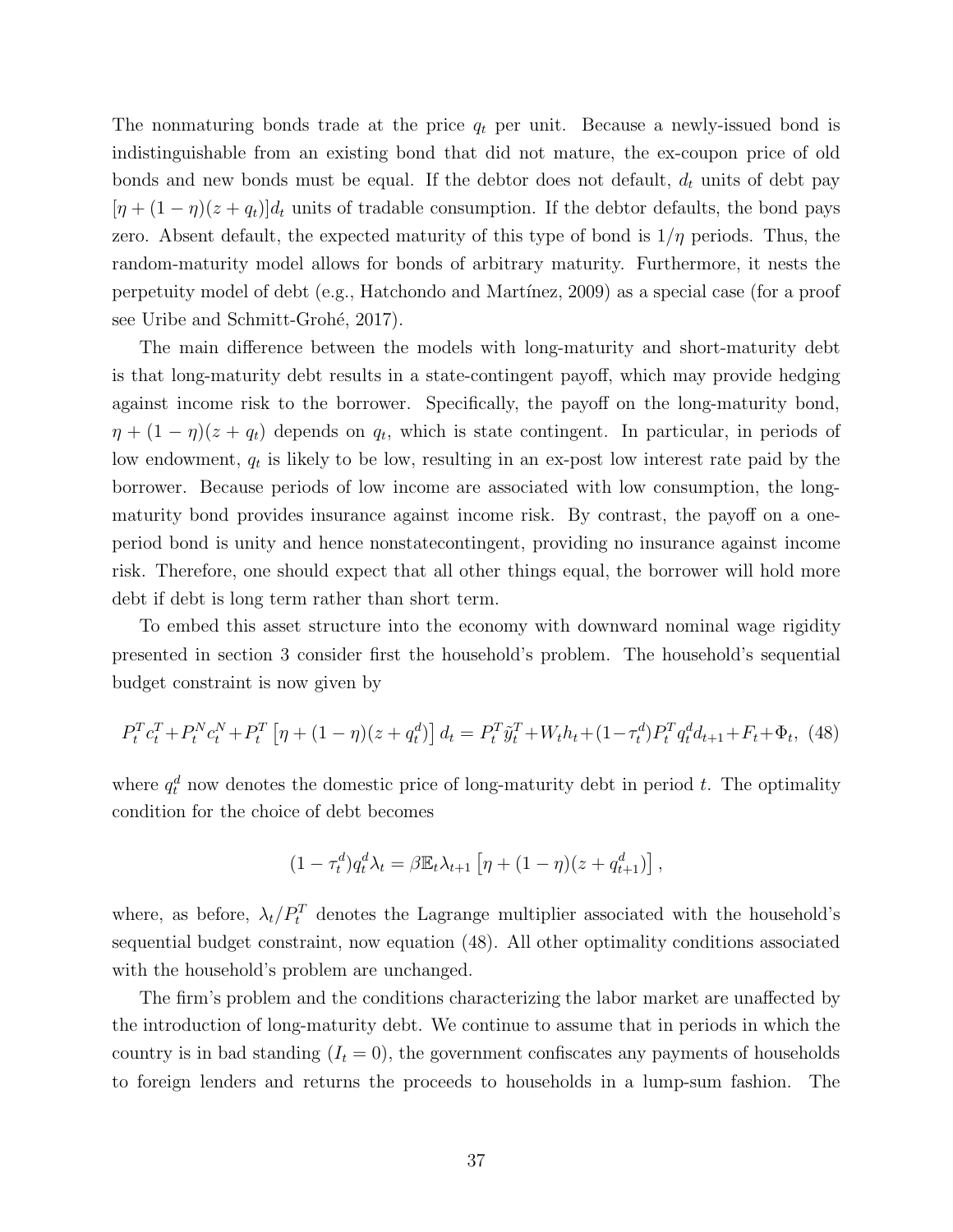The nonmaturing bonds trade at the price $q_t$ per unit. Because a newly-issued bond is indistinguishable from an existing bond that did not mature, the ex-coupon price of old bonds and new bonds must be equal. If the debtor does not default, $d_t$ units of debt pay $[\eta + (1 - \eta)(z + q_t)]d_t$ units of tradable consumption. If the debtor defaults, the bond pays zero. Absent default, the expected maturity of this type of bond is $1/\eta$ periods. Thus, the random-maturity model allows for bonds of arbitrary maturity. Furthermore, it nests the perpetuity model of debt (e.g., Hatchondo and Martínez, 2009) as a special case (for a proof see Uribe and Schmitt-Grohé, 2017).

The main difference between the models with long-maturity and short-maturity debt is that long-maturity debt results in a state-contingent payoff, which may provide hedging against income risk to the borrower. Specifically, the payoff on the long-maturity bond, $\eta + (1 - \eta)(z + q_t)$ depends on $q_t$, which is state contingent. In particular, in periods of low endowment, $q_t$ is likely to be low, resulting in an ex-post low interest rate paid by the borrower. Because periods of low income are associated with low consumption, the long-maturity bond provides insurance against income risk. By contrast, the payoff on a one-period bond is unity and hence nonstatecontingent, providing no insurance against income risk. Therefore, one should expect that all other things equal, the borrower will hold more debt if debt is long term rather than short term.

To embed this asset structure into the economy with downward nominal wage rigidity presented in section 3 consider first the household's problem. The household's sequential budget constraint is now given by

$$P_t^T c_t^T + P_t^N c_t^N + P_t^T \left[\eta + (1 - \eta)(z + q_t^d)\right] d_t = P_t^T \tilde{y}_t^T + W_t h_t + (1 - \tau_t^d) P_t^T q_t^d d_{t+1} + F_t + \Phi_t, \quad (48)$$

where $q_t^d$ now denotes the domestic price of long-maturity debt in period $t$. The optimality condition for the choice of debt becomes

$$(1 - \tau_t^d) q_t^d \lambda_t = \beta \mathbb{E}_t \lambda_{t+1} \left[\eta + (1 - \eta)(z + q_{t+1}^d)\right],$$

where, as before, $\lambda_t / P_t^T$ denotes the Lagrange multiplier associated with the household's sequential budget constraint, now equation (48). All other optimality conditions associated with the household's problem are unchanged.

The firm's problem and the conditions characterizing the labor market are unaffected by the introduction of long-maturity debt. We continue to assume that in periods in which the country is in bad standing ($I_t = 0$), the government confiscates any payments of households to foreign lenders and returns the proceeds to households in a lump-sum fashion. The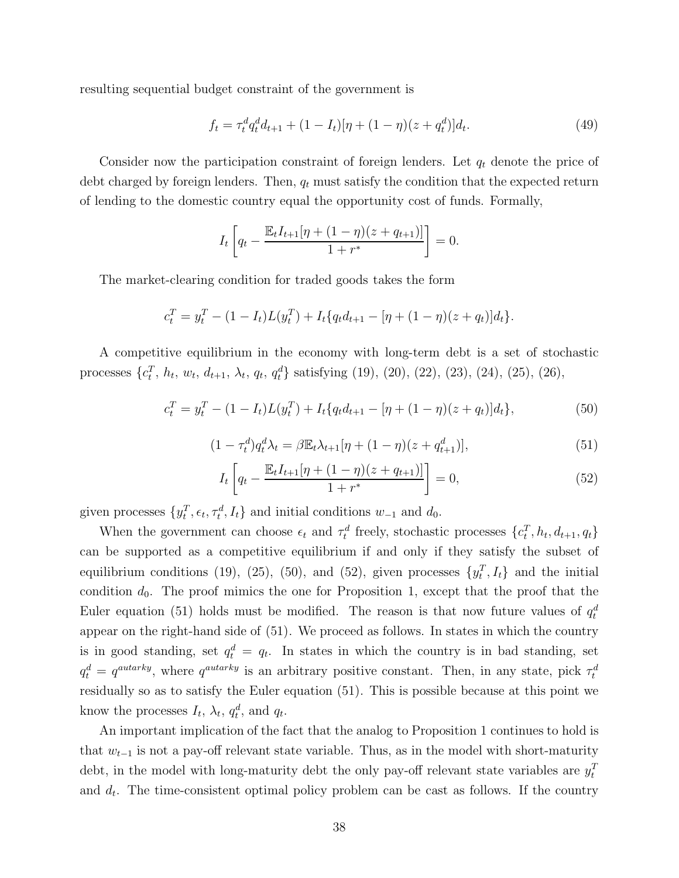resulting sequential budget constraint of the government is

$$f_t = \tau_t^d q_t^d d_{t+1} + (1 - I_t)[\eta + (1-\eta)(z + q_t^d)]d_t. \tag{49}$$

Consider now the participation constraint of foreign lenders. Let $q_t$ denote the price of debt charged by foreign lenders. Then, $q_t$ must satisfy the condition that the expected return of lending to the domestic country equal the opportunity cost of funds. Formally,

$$I_t \left[ q_t - \frac{\mathbb{E}_t I_{t+1}[\eta + (1-\eta)(z + q_{t+1})]}{1 + r^*} \right] = 0.$$

The market-clearing condition for traded goods takes the form

$$c_t^T = y_t^T - (1 - I_t)L(y_t^T) + I_t\{q_t d_{t+1} - [\eta + (1-\eta)(z + q_t)]d_t\}.$$

A competitive equilibrium in the economy with long-term debt is a set of stochastic processes $\{c_t^T, h_t, w_t, d_{t+1}, \lambda_t, q_t, q_t^d\}$ satisfying (19), (20), (22), (23), (24), (25), (26),

$$c_t^T = y_t^T - (1 - I_t)L(y_t^T) + I_t\{q_t d_{t+1} - [\eta + (1-\eta)(z + q_t)]d_t\}, \tag{50}$$

$$(1 - \tau_t^d) q_t^d \lambda_t = \beta \mathbb{E}_t \lambda_{t+1}[\eta + (1-\eta)(z + q_{t+1}^d)], \tag{51}$$

$$I_t \left[ q_t - \frac{\mathbb{E}_t I_{t+1}[\eta + (1-\eta)(z + q_{t+1})]}{1 + r^*} \right] = 0, \tag{52}$$

given processes $\{y_t^T, \epsilon_t, \tau_t^d, I_t\}$ and initial conditions $w_{-1}$ and $d_0$.

When the government can choose $\epsilon_t$ and $\tau_t^d$ freely, stochastic processes $\{c_t^T, h_t, d_{t+1}, q_t\}$ can be supported as a competitive equilibrium if and only if they satisfy the subset of equilibrium conditions (19), (25), (50), and (52), given processes $\{y_t^T, I_t\}$ and the initial condition $d_0$. The proof mimics the one for Proposition 1, except that the proof that the Euler equation (51) holds must be modified. The reason is that now future values of $q_t^d$ appear on the right-hand side of (51). We proceed as follows. In states in which the country is in good standing, set $q_t^d = q_t$. In states in which the country is in bad standing, set $q_t^d = q^{autarky}$, where $q^{autarky}$ is an arbitrary positive constant. Then, in any state, pick $\tau_t^d$ residually so as to satisfy the Euler equation (51). This is possible because at this point we know the processes $I_t$, $\lambda_t$, $q_t^d$, and $q_t$.

An important implication of the fact that the analog to Proposition 1 continues to hold is that $w_{t-1}$ is not a pay-off relevant state variable. Thus, as in the model with short-maturity debt, in the model with long-maturity debt the only pay-off relevant state variables are $y_t^T$ and $d_t$. The time-consistent optimal policy problem can be cast as follows. If the country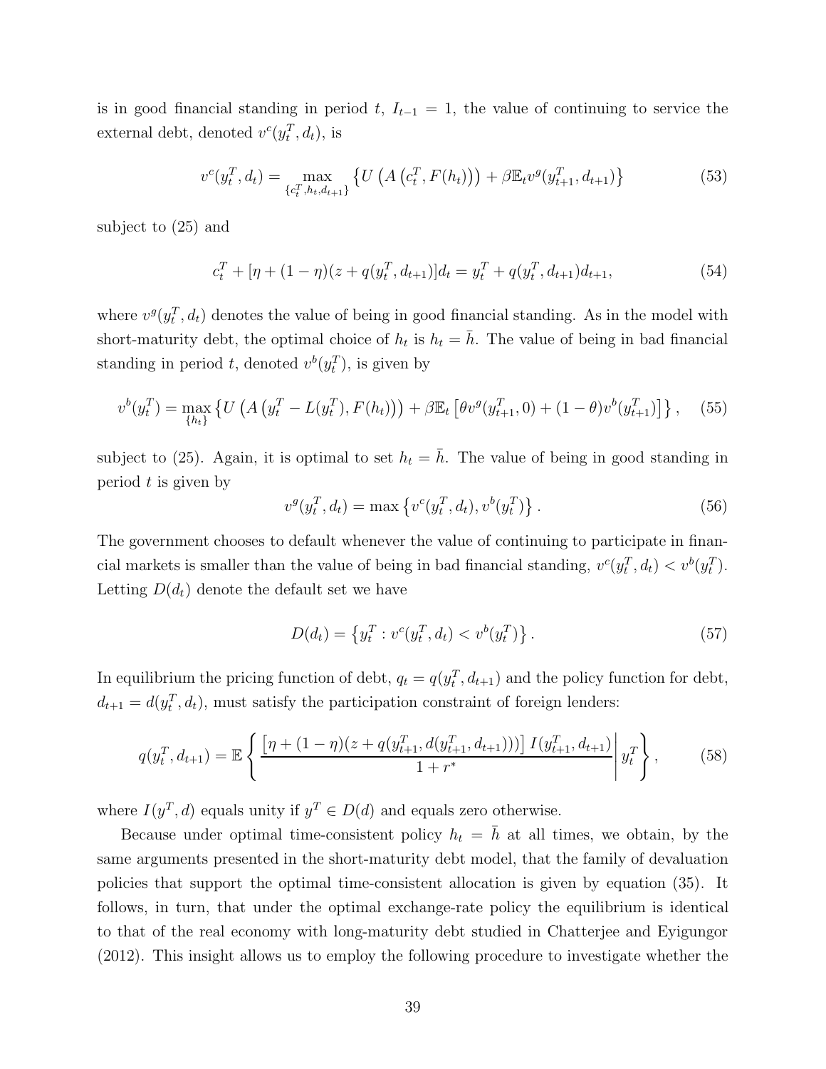is in good financial standing in period $t$, $I_{t-1} = 1$, the value of continuing to service the external debt, denoted $v^c(y_t^T, d_t)$, is

$$v^c(y_t^T, d_t) = \max_{\{c_t^T, h_t, d_{t+1}\}} \left\{ U\left(A\left(c_t^T, F(h_t)\right)\right) + \beta \mathbb{E}_t v^g(y_{t+1}^T, d_{t+1}) \right\} \tag{53}$$

subject to (25) and

$$c_t^T + [\eta + (1-\eta)(z + q(y_t^T, d_{t+1})]d_t = y_t^T + q(y_t^T, d_{t+1})d_{t+1}, \tag{54}$$

where $v^g(y_t^T, d_t)$ denotes the value of being in good financial standing. As in the model with short-maturity debt, the optimal choice of $h_t$ is $h_t = \bar{h}$. The value of being in bad financial standing in period $t$, denoted $v^b(y_t^T)$, is given by

$$v^b(y_t^T) = \max_{\{h_t\}} \left\{ U\left(A\left(y_t^T - L(y_t^T), F(h_t)\right)\right) + \beta \mathbb{E}_t \left[\theta v^g(y_{t+1}^T, 0) + (1-\theta) v^b(y_{t+1}^T)\right] \right\}, \tag{55}$$

subject to (25). Again, it is optimal to set $h_t = \bar{h}$. The value of being in good standing in period $t$ is given by

$$v^g(y_t^T, d_t) = \max\left\{ v^c(y_t^T, d_t), v^b(y_t^T) \right\}. \tag{56}$$

The government chooses to default whenever the value of continuing to participate in financial markets is smaller than the value of being in bad financial standing, $v^c(y_t^T, d_t) < v^b(y_t^T)$. Letting $D(d_t)$ denote the default set we have

$$D(d_t) = \left\{ y_t^T : v^c(y_t^T, d_t) < v^b(y_t^T) \right\}. \tag{57}$$

In equilibrium the pricing function of debt, $q_t = q(y_t^T, d_{t+1})$ and the policy function for debt, $d_{t+1} = d(y_t^T, d_t)$, must satisfy the participation constraint of foreign lenders:

$$q(y_t^T, d_{t+1}) = \mathbb{E}\left\{ \frac{\left[\eta + (1-\eta)(z + q(y_{t+1}^T, d(y_{t+1}^T, d_{t+1})))\right] I(y_{t+1}^T, d_{t+1})}{1 + r^*} \middle| y_t^T \right\}, \tag{58}$$

where $I(y^T, d)$ equals unity if $y^T \in D(d)$ and equals zero otherwise.

Because under optimal time-consistent policy $h_t = \bar{h}$ at all times, we obtain, by the same arguments presented in the short-maturity debt model, that the family of devaluation policies that support the optimal time-consistent allocation is given by equation (35). It follows, in turn, that under the optimal exchange-rate policy the equilibrium is identical to that of the real economy with long-maturity debt studied in Chatterjee and Eyigungor (2012). This insight allows us to employ the following procedure to investigate whether the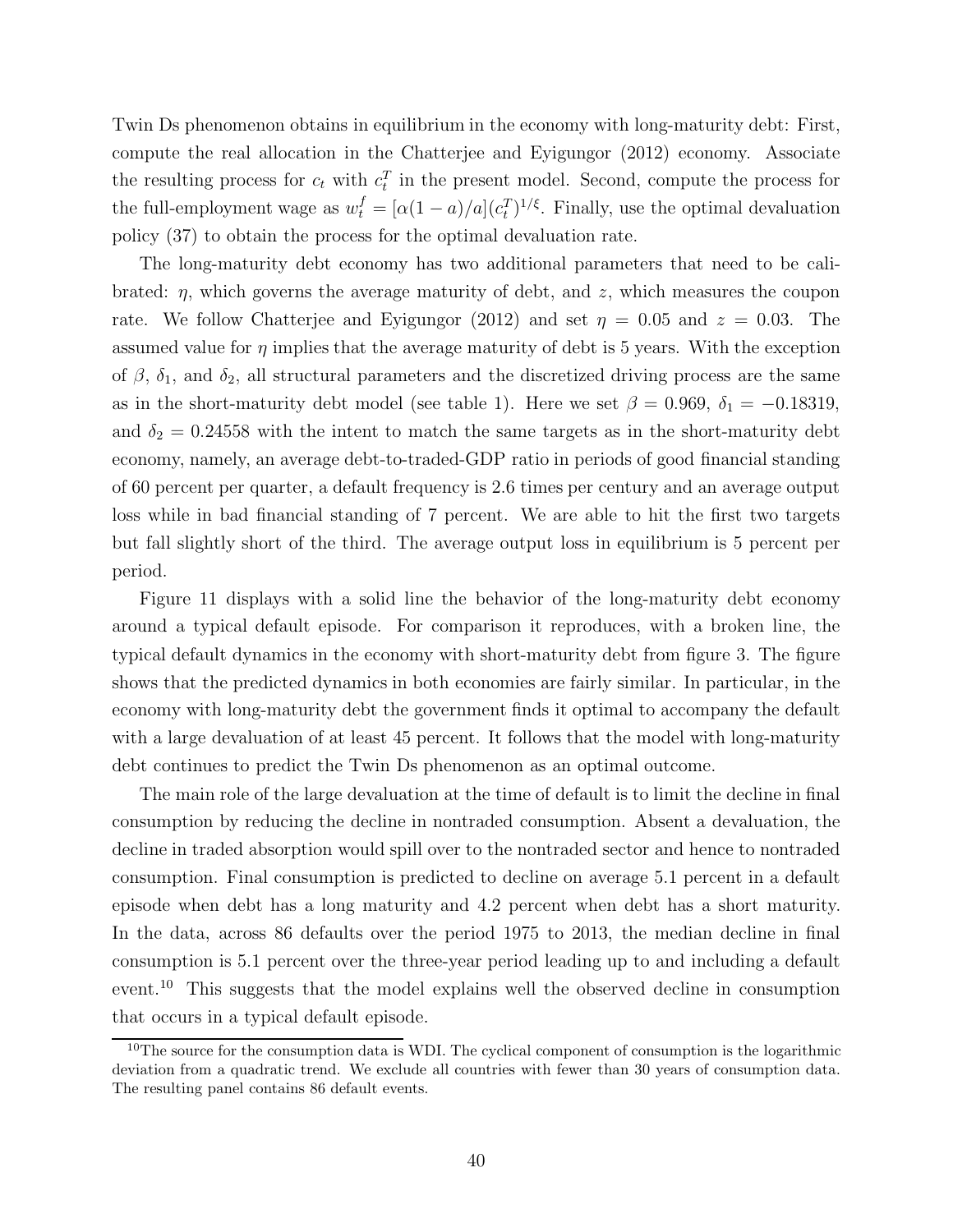Twin Ds phenomenon obtains in equilibrium in the economy with long-maturity debt: First, compute the real allocation in the Chatterjee and Eyigungor (2012) economy. Associate the resulting process for $c_t$ with $c_t^T$ in the present model. Second, compute the process for the full-employment wage as $w_t^f = [\alpha(1-a)/a](c_t^T)^{1/\xi}$. Finally, use the optimal devaluation policy (37) to obtain the process for the optimal devaluation rate.

The long-maturity debt economy has two additional parameters that need to be calibrated: $\eta$, which governs the average maturity of debt, and $z$, which measures the coupon rate. We follow Chatterjee and Eyigungor (2012) and set $\eta = 0.05$ and $z = 0.03$. The assumed value for $\eta$ implies that the average maturity of debt is 5 years. With the exception of $\beta$, $\delta_1$, and $\delta_2$, all structural parameters and the discretized driving process are the same as in the short-maturity debt model (see table 1). Here we set $\beta = 0.969$, $\delta_1 = -0.18319$, and $\delta_2 = 0.24558$ with the intent to match the same targets as in the short-maturity debt economy, namely, an average debt-to-traded-GDP ratio in periods of good financial standing of 60 percent per quarter, a default frequency is 2.6 times per century and an average output loss while in bad financial standing of 7 percent. We are able to hit the first two targets but fall slightly short of the third. The average output loss in equilibrium is 5 percent per period.

Figure 11 displays with a solid line the behavior of the long-maturity debt economy around a typical default episode. For comparison it reproduces, with a broken line, the typical default dynamics in the economy with short-maturity debt from figure 3. The figure shows that the predicted dynamics in both economies are fairly similar. In particular, in the economy with long-maturity debt the government finds it optimal to accompany the default with a large devaluation of at least 45 percent. It follows that the model with long-maturity debt continues to predict the Twin Ds phenomenon as an optimal outcome.

The main role of the large devaluation at the time of default is to limit the decline in final consumption by reducing the decline in nontraded consumption. Absent a devaluation, the decline in traded absorption would spill over to the nontraded sector and hence to nontraded consumption. Final consumption is predicted to decline on average 5.1 percent in a default episode when debt has a long maturity and 4.2 percent when debt has a short maturity. In the data, across 86 defaults over the period 1975 to 2013, the median decline in final consumption is 5.1 percent over the three-year period leading up to and including a default event.[10] This suggests that the model explains well the observed decline in consumption that occurs in a typical default episode.

[10] The source for the consumption data is WDI. The cyclical component of consumption is the logarithmic deviation from a quadratic trend. We exclude all countries with fewer than 30 years of consumption data. The resulting panel contains 86 default events.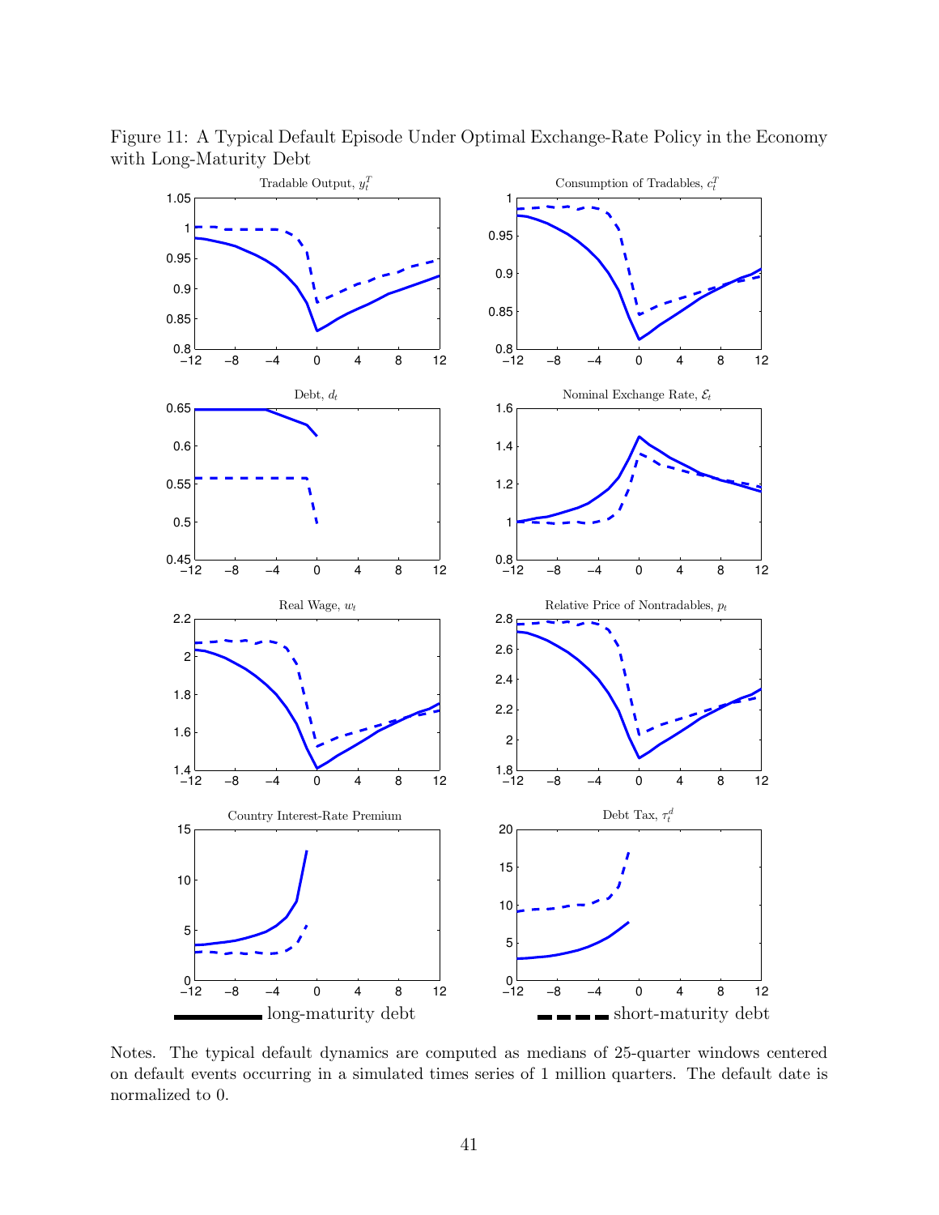Figure 11: A Typical Default Episode Under Optimal Exchange-Rate Policy in the Economy with Long-Maturity Debt

Notes. The typical default dynamics are computed as medians of 25-quarter windows centered on default events occurring in a simulated times series of 1 million quarters. The default date is normalized to 0.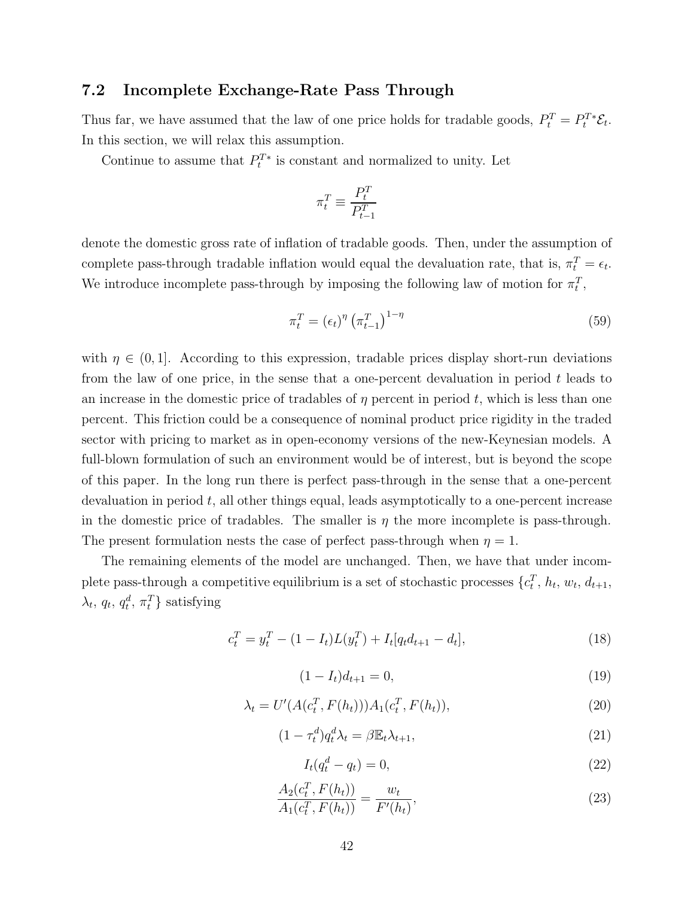## 7.2 Incomplete Exchange-Rate Pass Through

Thus far, we have assumed that the law of one price holds for tradable goods, $P_t^T = P_t^{T*}\mathcal{E}_t$. In this section, we will relax this assumption.

Continue to assume that $P_t^{T*}$ is constant and normalized to unity. Let

$$\pi_t^T \equiv \frac{P_t^T}{P_{t-1}^T}$$

denote the domestic gross rate of inflation of tradable goods. Then, under the assumption of complete pass-through tradable inflation would equal the devaluation rate, that is, $\pi_t^T = \epsilon_t$. We introduce incomplete pass-through by imposing the following law of motion for $\pi_t^T$,

$$\pi_t^T = (\epsilon_t)^\eta \left(\pi_{t-1}^T\right)^{1-\eta} \tag{59}$$

with $\eta \in (0, 1]$. According to this expression, tradable prices display short-run deviations from the law of one price, in the sense that a one-percent devaluation in period $t$ leads to an increase in the domestic price of tradables of $\eta$ percent in period $t$, which is less than one percent. This friction could be a consequence of nominal product price rigidity in the traded sector with pricing to market as in open-economy versions of the new-Keynesian models. A full-blown formulation of such an environment would be of interest, but is beyond the scope of this paper. In the long run there is perfect pass-through in the sense that a one-percent devaluation in period $t$, all other things equal, leads asymptotically to a one-percent increase in the domestic price of tradables. The smaller is $\eta$ the more incomplete is pass-through. The present formulation nests the case of perfect pass-through when $\eta = 1$.

The remaining elements of the model are unchanged. Then, we have that under incomplete pass-through a competitive equilibrium is a set of stochastic processes $\{c_t^T,\ h_t,\ w_t,\ d_{t+1},\ \lambda_t,\ q_t,\ q_t^d,\ \pi_t^T\}$ satisfying

$$c_t^T = y_t^T - (1 - I_t)L(y_t^T) + I_t[q_t d_{t+1} - d_t], \tag{18}$$

$$(1 - I_t)d_{t+1} = 0, \tag{19}$$

$$\lambda_t = U'(A(c_t^T, F(h_t)))A_1(c_t^T, F(h_t)), \tag{20}$$

$$(1 - \tau_t^d)q_t^d \lambda_t = \beta \mathbb{E}_t \lambda_{t+1}, \tag{21}$$

$$I_t(q_t^d - q_t) = 0, \tag{22}$$

$$\frac{A_2(c_t^T, F(h_t))}{A_1(c_t^T, F(h_t))} = \frac{w_t}{F'(h_t)}, \tag{23}$$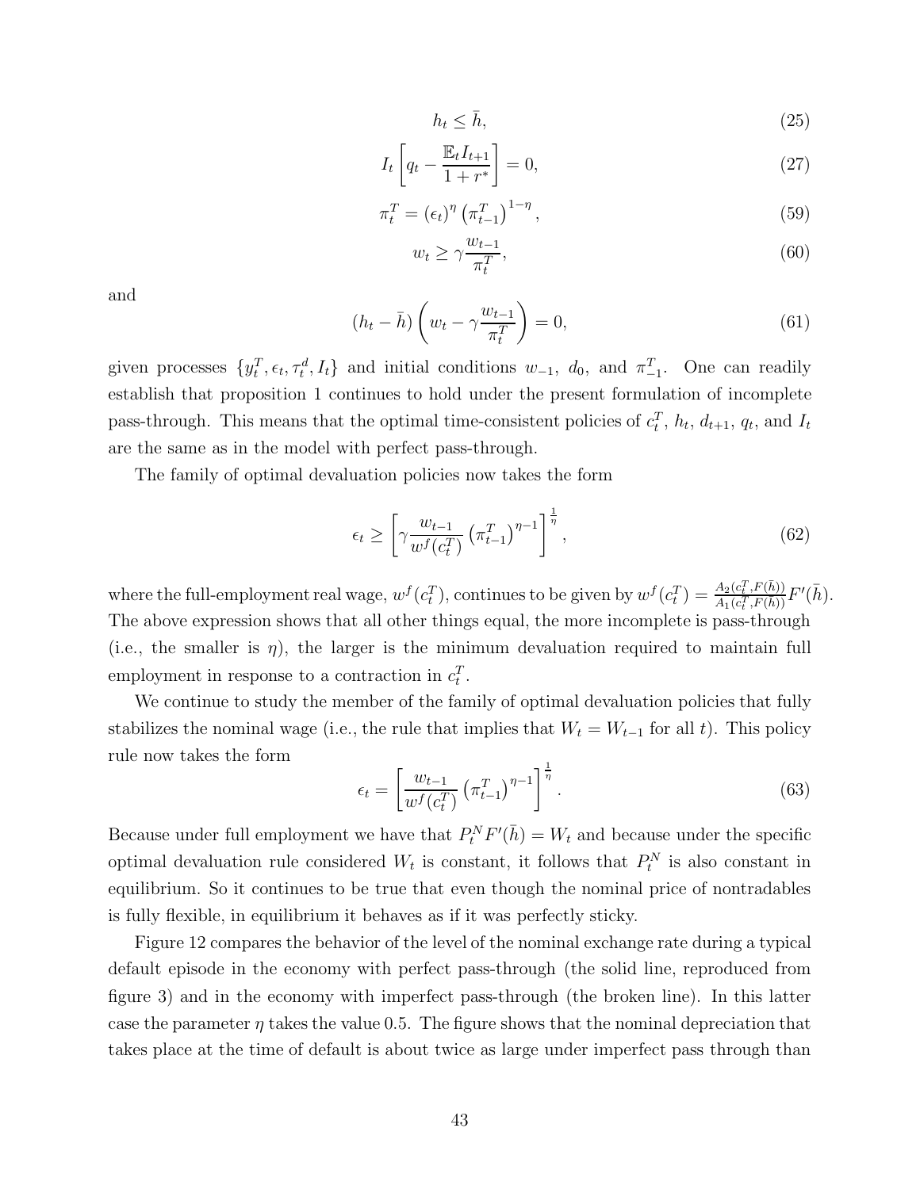$$h_t \leq \bar{h}, \tag{25}$$

$$I_t \left[ q_t - \frac{\mathbb{E}_t I_{t+1}}{1 + r^*} \right] = 0, \tag{27}$$

$$\pi_t^T = (\epsilon_t)^\eta \left(\pi_{t-1}^T\right)^{1-\eta}, \tag{59}$$

$$w_t \geq \gamma \frac{w_{t-1}}{\pi_t^T}, \tag{60}$$

and

$$(h_t - \bar{h}) \left( w_t - \gamma \frac{w_{t-1}}{\pi_t^T} \right) = 0, \tag{61}$$

given processes $\{y_t^T, \epsilon_t, \tau_t^d, I_t\}$ and initial conditions $w_{-1}$, $d_0$, and $\pi_{-1}^T$. One can readily establish that proposition 1 continues to hold under the present formulation of incomplete pass-through. This means that the optimal time-consistent policies of $c_t^T$, $h_t$, $d_{t+1}$, $q_t$, and $I_t$ are the same as in the model with perfect pass-through.

The family of optimal devaluation policies now takes the form

$$\epsilon_t \geq \left[ \gamma \frac{w_{t-1}}{w^f(c_t^T)} \left(\pi_{t-1}^T\right)^{\eta-1} \right]^{\frac{1}{\eta}}, \tag{62}$$

where the full-employment real wage, $w^f(c_t^T)$, continues to be given by $w^f(c_t^T) = \frac{A_2(c_t^T, F(\bar{h}))}{A_1(c_t^T, F(\bar{h}))} F'(\bar{h})$. The above expression shows that all other things equal, the more incomplete is pass-through (i.e., the smaller is $\eta$), the larger is the minimum devaluation required to maintain full employment in response to a contraction in $c_t^T$.

We continue to study the member of the family of optimal devaluation policies that fully stabilizes the nominal wage (i.e., the rule that implies that $W_t = W_{t-1}$ for all $t$). This policy rule now takes the form

$$\epsilon_t = \left[ \frac{w_{t-1}}{w^f(c_t^T)} \left(\pi_{t-1}^T\right)^{\eta-1} \right]^{\frac{1}{\eta}}. \tag{63}$$

Because under full employment we have that $P_t^N F'(\bar{h}) = W_t$ and because under the specific optimal devaluation rule considered $W_t$ is constant, it follows that $P_t^N$ is also constant in equilibrium. So it continues to be true that even though the nominal price of nontradables is fully flexible, in equilibrium it behaves as if it was perfectly sticky.

Figure 12 compares the behavior of the level of the nominal exchange rate during a typical default episode in the economy with perfect pass-through (the solid line, reproduced from figure 3) and in the economy with imperfect pass-through (the broken line). In this latter case the parameter $\eta$ takes the value 0.5. The figure shows that the nominal depreciation that takes place at the time of default is about twice as large under imperfect pass through than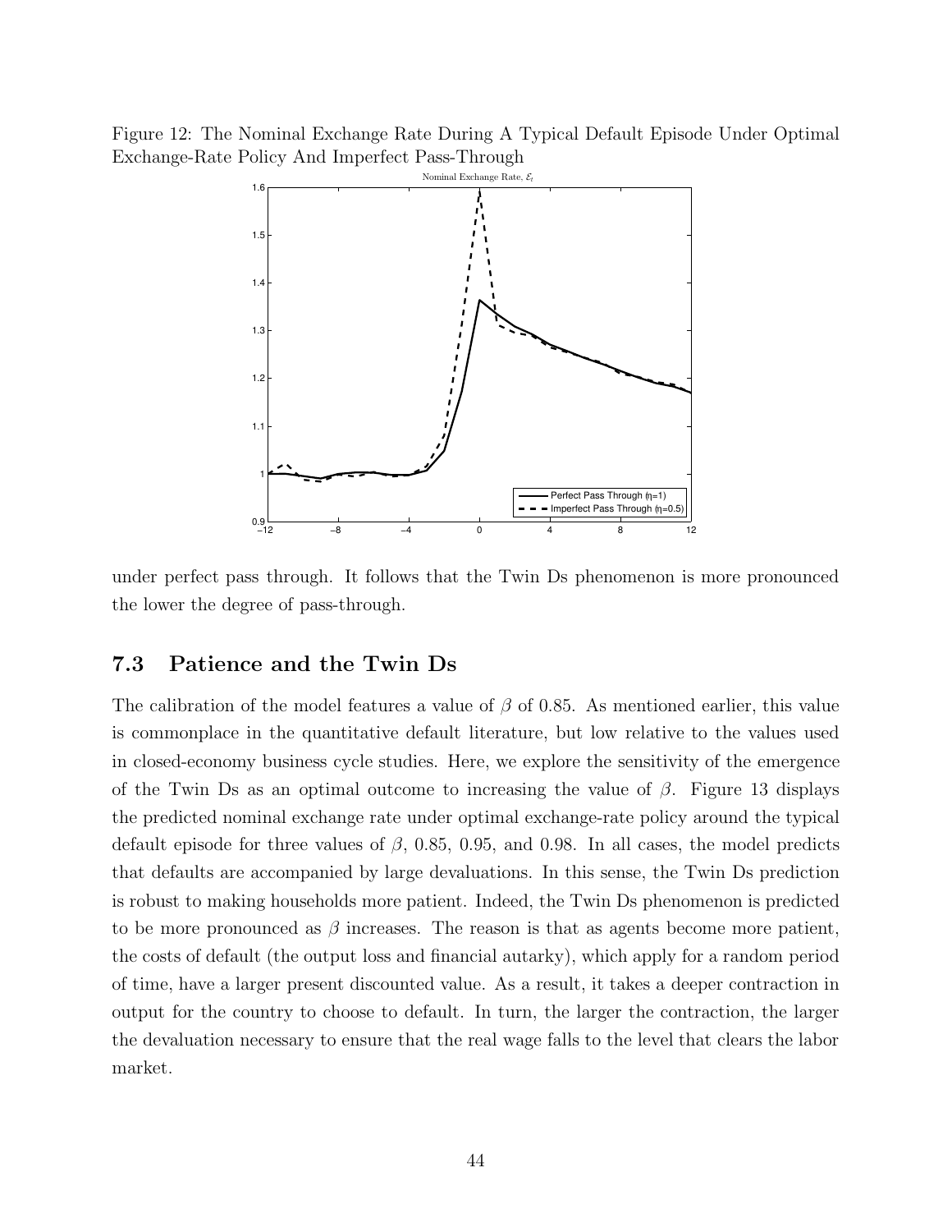Figure 12: The Nominal Exchange Rate During A Typical Default Episode Under Optimal Exchange-Rate Policy And Imperfect Pass-Through

under perfect pass through. It follows that the Twin Ds phenomenon is more pronounced the lower the degree of pass-through.

### 7.3 Patience and the Twin Ds

The calibration of the model features a value of $\beta$ of 0.85. As mentioned earlier, this value is commonplace in the quantitative default literature, but low relative to the values used in closed-economy business cycle studies. Here, we explore the sensitivity of the emergence of the Twin Ds as an optimal outcome to increasing the value of $\beta$. Figure 13 displays the predicted nominal exchange rate under optimal exchange-rate policy around the typical default episode for three values of $\beta$, 0.85, 0.95, and 0.98. In all cases, the model predicts that defaults are accompanied by large devaluations. In this sense, the Twin Ds prediction is robust to making households more patient. Indeed, the Twin Ds phenomenon is predicted to be more pronounced as $\beta$ increases. The reason is that as agents become more patient, the costs of default (the output loss and financial autarky), which apply for a random period of time, have a larger present discounted value. As a result, it takes a deeper contraction in output for the country to choose to default. In turn, the larger the contraction, the larger the devaluation necessary to ensure that the real wage falls to the level that clears the labor market.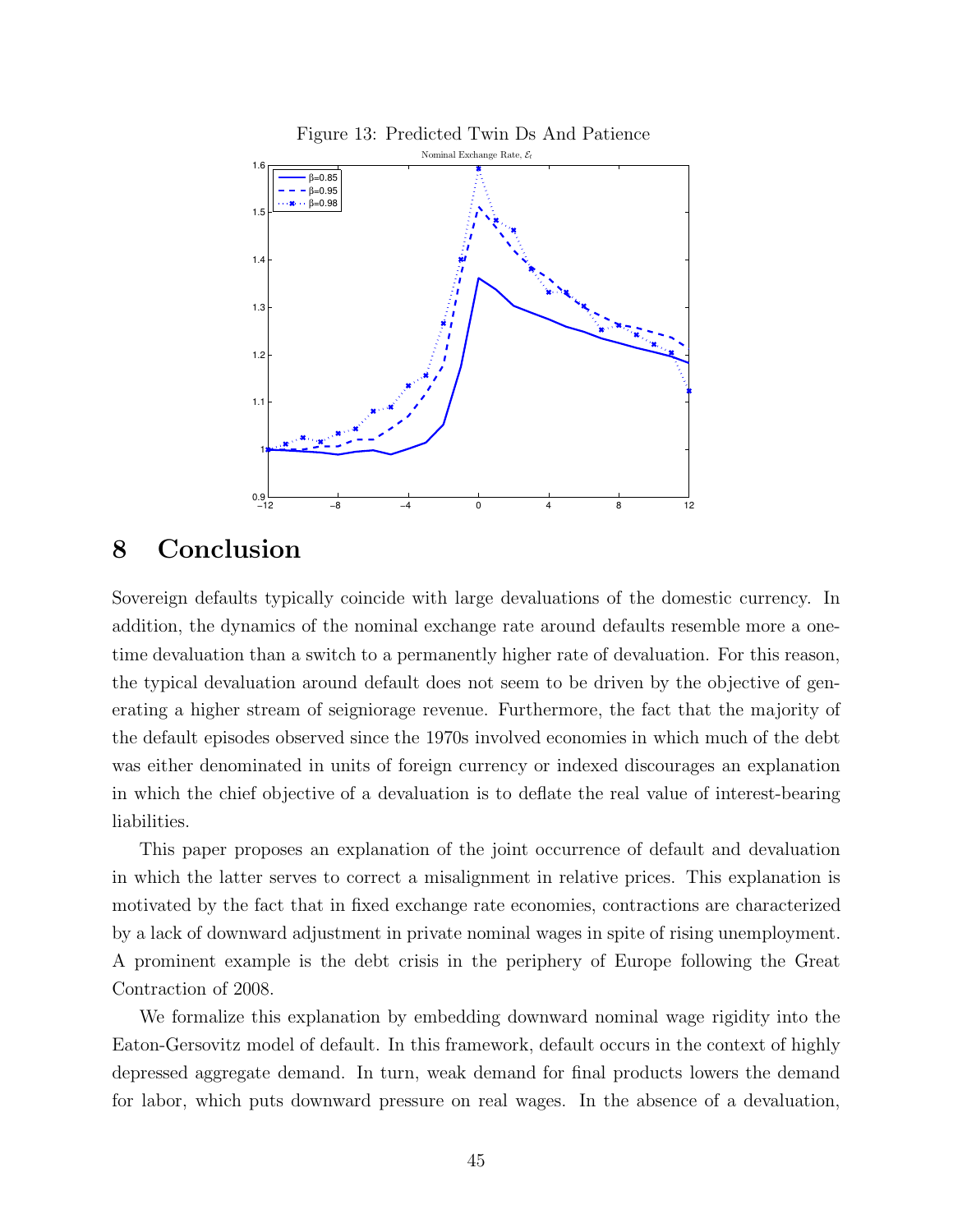Figure 13: Predicted Twin Ds And Patience

# 8 Conclusion

Sovereign defaults typically coincide with large devaluations of the domestic currency. In addition, the dynamics of the nominal exchange rate around defaults resemble more a one-time devaluation than a switch to a permanently higher rate of devaluation. For this reason, the typical devaluation around default does not seem to be driven by the objective of generating a higher stream of seigniorage revenue. Furthermore, the fact that the majority of the default episodes observed since the 1970s involved economies in which much of the debt was either denominated in units of foreign currency or indexed discourages an explanation in which the chief objective of a devaluation is to deflate the real value of interest-bearing liabilities.

This paper proposes an explanation of the joint occurrence of default and devaluation in which the latter serves to correct a misalignment in relative prices. This explanation is motivated by the fact that in fixed exchange rate economies, contractions are characterized by a lack of downward adjustment in private nominal wages in spite of rising unemployment. A prominent example is the debt crisis in the periphery of Europe following the Great Contraction of 2008.

We formalize this explanation by embedding downward nominal wage rigidity into the Eaton-Gersovitz model of default. In this framework, default occurs in the context of highly depressed aggregate demand. In turn, weak demand for final products lowers the demand for labor, which puts downward pressure on real wages. In the absence of a devaluation,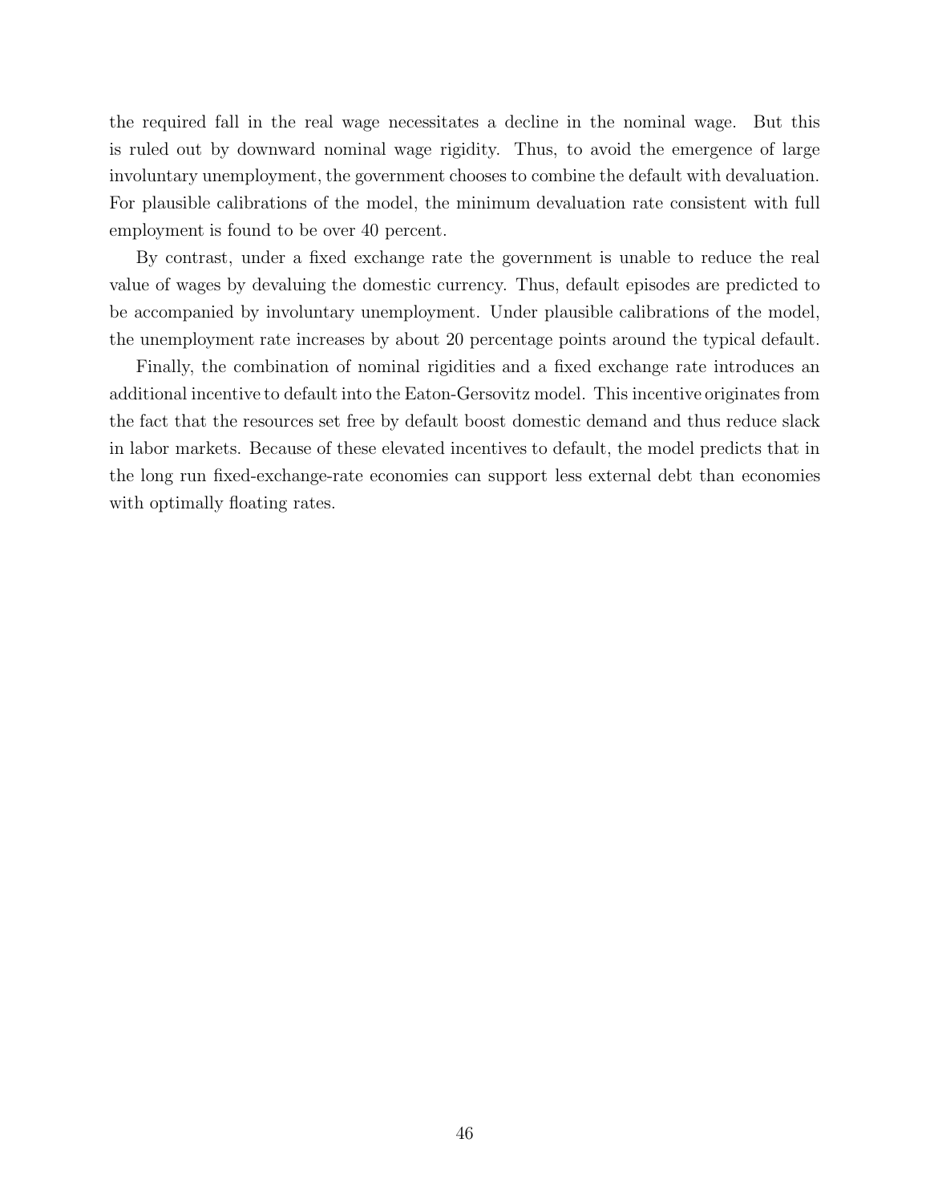the required fall in the real wage necessitates a decline in the nominal wage. But this is ruled out by downward nominal wage rigidity. Thus, to avoid the emergence of large involuntary unemployment, the government chooses to combine the default with devaluation. For plausible calibrations of the model, the minimum devaluation rate consistent with full employment is found to be over 40 percent.

By contrast, under a fixed exchange rate the government is unable to reduce the real value of wages by devaluing the domestic currency. Thus, default episodes are predicted to be accompanied by involuntary unemployment. Under plausible calibrations of the model, the unemployment rate increases by about 20 percentage points around the typical default.

Finally, the combination of nominal rigidities and a fixed exchange rate introduces an additional incentive to default into the Eaton-Gersovitz model. This incentive originates from the fact that the resources set free by default boost domestic demand and thus reduce slack in labor markets. Because of these elevated incentives to default, the model predicts that in the long run fixed-exchange-rate economies can support less external debt than economies with optimally floating rates.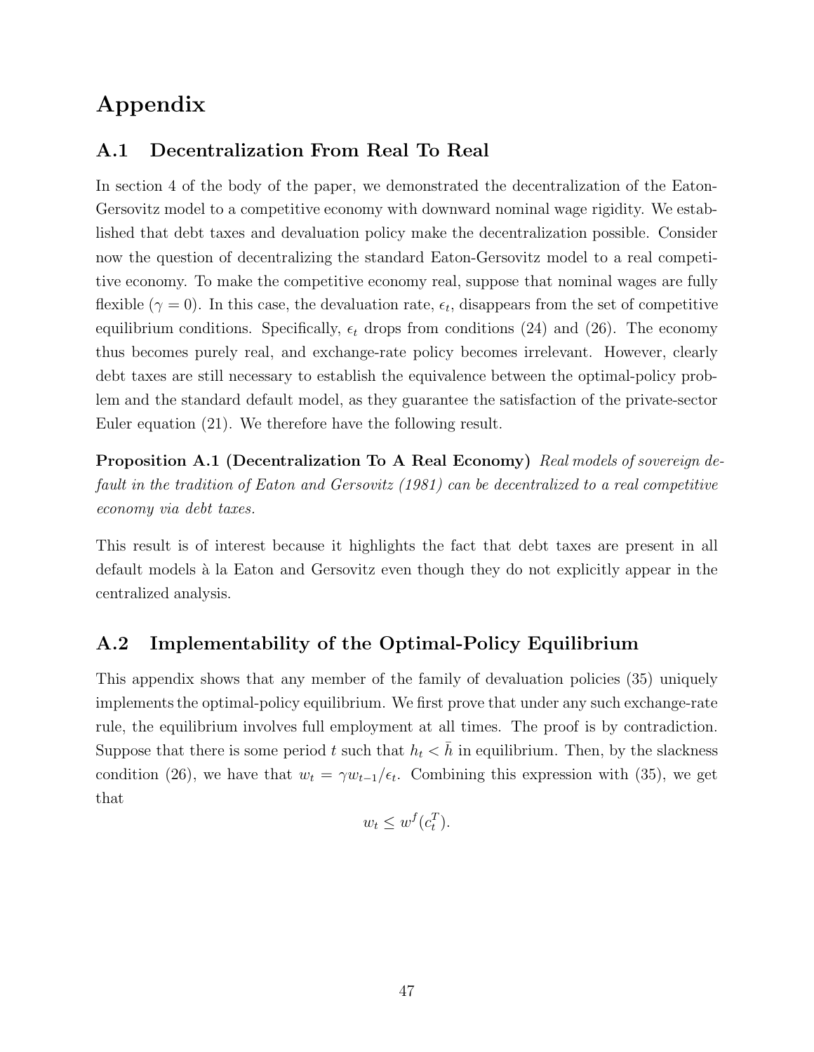# Appendix

## A.1 Decentralization From Real To Real

In section 4 of the body of the paper, we demonstrated the decentralization of the Eaton-Gersovitz model to a competitive economy with downward nominal wage rigidity. We established that debt taxes and devaluation policy make the decentralization possible. Consider now the question of decentralizing the standard Eaton-Gersovitz model to a real competitive economy. To make the competitive economy real, suppose that nominal wages are fully flexible ($\gamma = 0$). In this case, the devaluation rate, $\epsilon_t$, disappears from the set of competitive equilibrium conditions. Specifically, $\epsilon_t$ drops from conditions (24) and (26). The economy thus becomes purely real, and exchange-rate policy becomes irrelevant. However, clearly debt taxes are still necessary to establish the equivalence between the optimal-policy problem and the standard default model, as they guarantee the satisfaction of the private-sector Euler equation (21). We therefore have the following result.

**Proposition A.1 (Decentralization To A Real Economy)** *Real models of sovereign default in the tradition of Eaton and Gersovitz (1981) can be decentralized to a real competitive economy via debt taxes.*

This result is of interest because it highlights the fact that debt taxes are present in all default models à la Eaton and Gersovitz even though they do not explicitly appear in the centralized analysis.

## A.2 Implementability of the Optimal-Policy Equilibrium

This appendix shows that any member of the family of devaluation policies (35) uniquely implements the optimal-policy equilibrium. We first prove that under any such exchange-rate rule, the equilibrium involves full employment at all times. The proof is by contradiction. Suppose that there is some period $t$ such that $h_t < \bar{h}$ in equilibrium. Then, by the slackness condition (26), we have that $w_t = \gamma w_{t-1}/\epsilon_t$. Combining this expression with (35), we get that

$$w_t \leq w^f(c_t^T).$$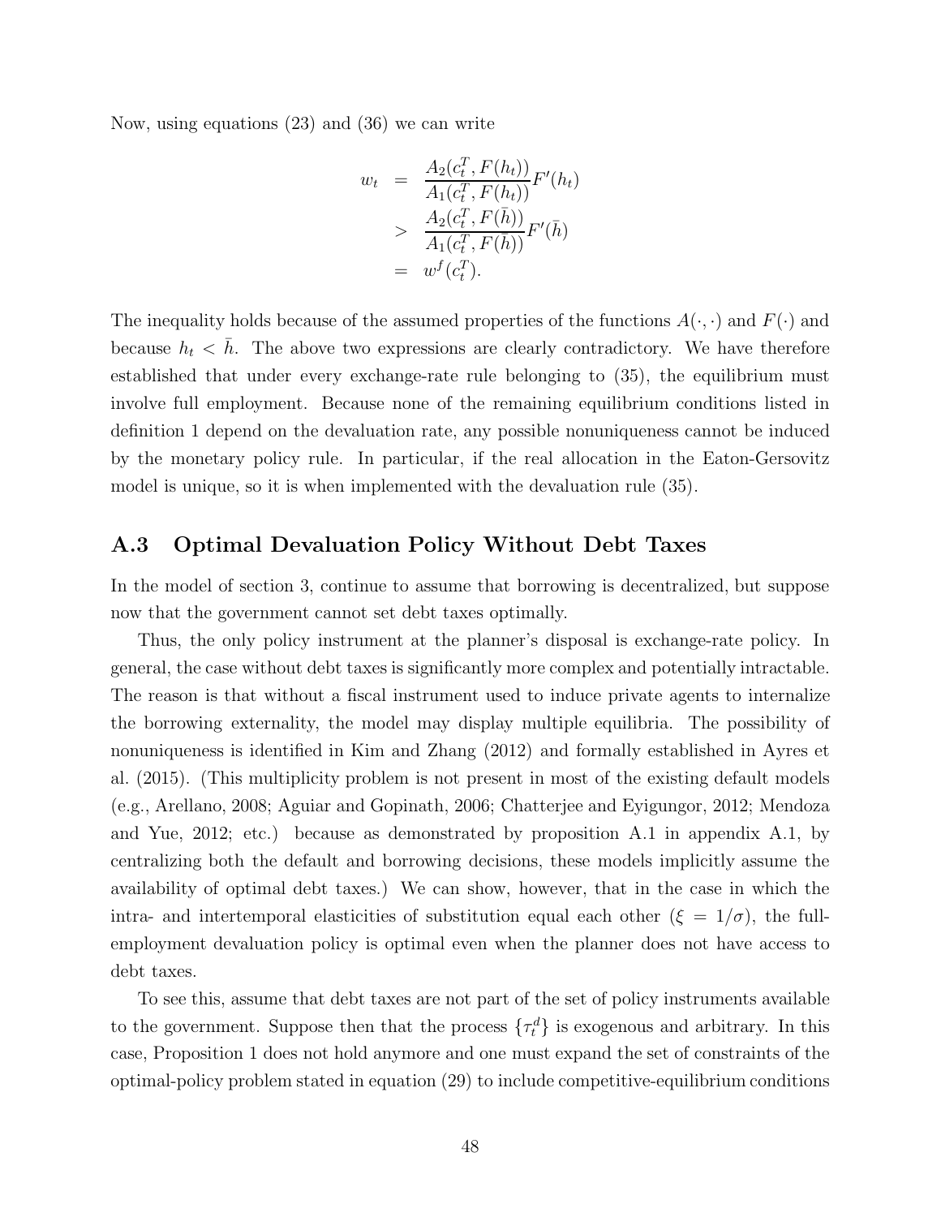Now, using equations (23) and (36) we can write

$$
\begin{aligned}
w_t &= \frac{A_2(c_t^T, F(h_t))}{A_1(c_t^T, F(h_t))} F'(h_t) \\
&> \frac{A_2(c_t^T, F(\bar{h}))}{A_1(c_t^T, F(\bar{h}))} F'(\bar{h}) \\
&= w^f(c_t^T).
\end{aligned}
$$

The inequality holds because of the assumed properties of the functions $A(\cdot, \cdot)$ and $F(\cdot)$ and because $h_t < \bar{h}$. The above two expressions are clearly contradictory. We have therefore established that under every exchange-rate rule belonging to (35), the equilibrium must involve full employment. Because none of the remaining equilibrium conditions listed in definition 1 depend on the devaluation rate, any possible nonuniqueness cannot be induced by the monetary policy rule. In particular, if the real allocation in the Eaton-Gersovitz model is unique, so it is when implemented with the devaluation rule (35).

## A.3 Optimal Devaluation Policy Without Debt Taxes

In the model of section 3, continue to assume that borrowing is decentralized, but suppose now that the government cannot set debt taxes optimally.

Thus, the only policy instrument at the planner's disposal is exchange-rate policy. In general, the case without debt taxes is significantly more complex and potentially intractable. The reason is that without a fiscal instrument used to induce private agents to internalize the borrowing externality, the model may display multiple equilibria. The possibility of nonuniqueness is identified in Kim and Zhang (2012) and formally established in Ayres et al. (2015). (This multiplicity problem is not present in most of the existing default models (e.g., Arellano, 2008; Aguiar and Gopinath, 2006; Chatterjee and Eyigungor, 2012; Mendoza and Yue, 2012; etc.) because as demonstrated by proposition A.1 in appendix A.1, by centralizing both the default and borrowing decisions, these models implicitly assume the availability of optimal debt taxes.) We can show, however, that in the case in which the intra- and intertemporal elasticities of substitution equal each other ($\xi = 1/\sigma$), the full-employment devaluation policy is optimal even when the planner does not have access to debt taxes.

To see this, assume that debt taxes are not part of the set of policy instruments available to the government. Suppose then that the process $\{\tau_t^d\}$ is exogenous and arbitrary. In this case, Proposition 1 does not hold anymore and one must expand the set of constraints of the optimal-policy problem stated in equation (29) to include competitive-equilibrium conditions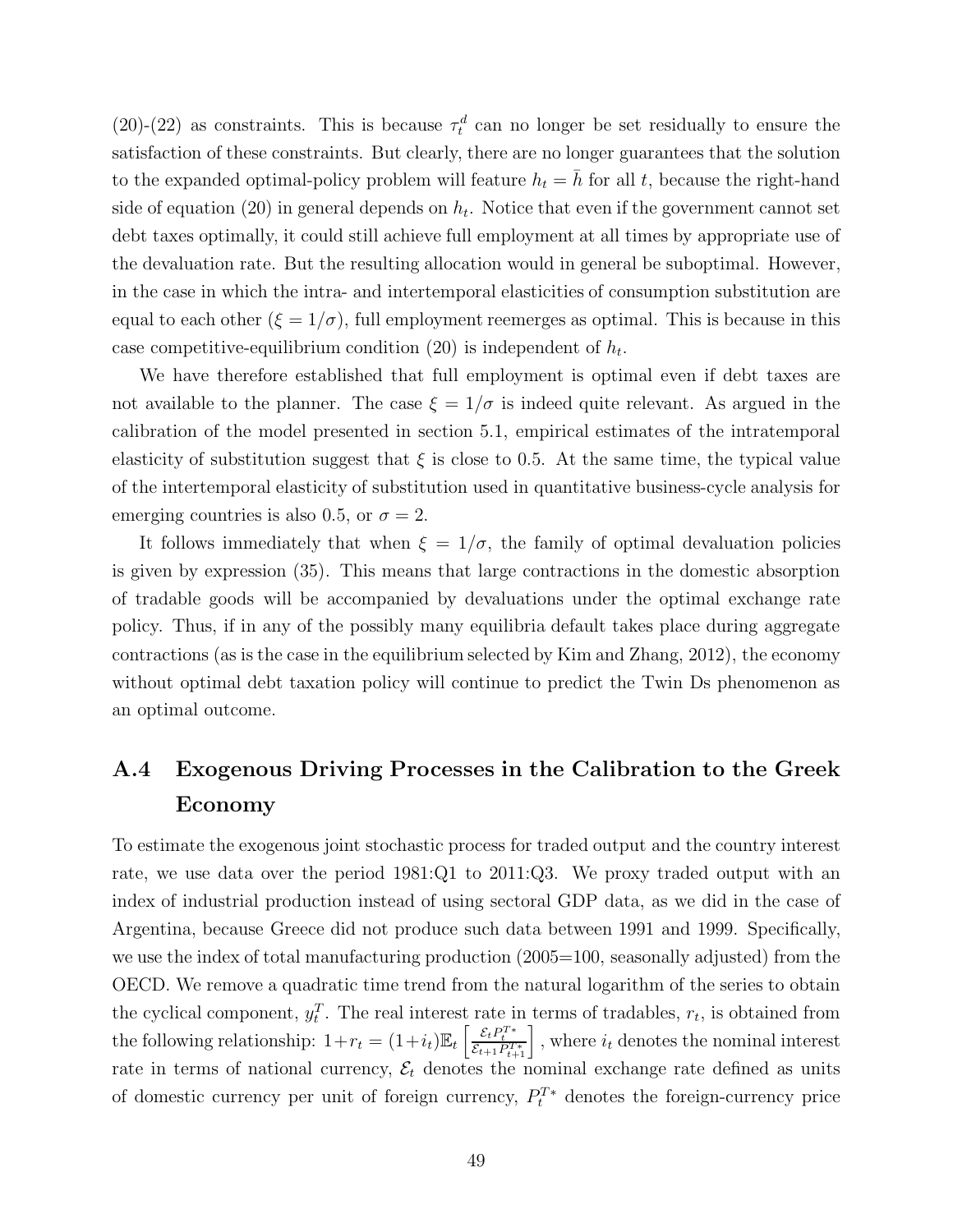(20)-(22) as constraints. This is because $\tau_t^d$ can no longer be set residually to ensure the satisfaction of these constraints. But clearly, there are no longer guarantees that the solution to the expanded optimal-policy problem will feature $h_t = \bar{h}$ for all $t$, because the right-hand side of equation (20) in general depends on $h_t$. Notice that even if the government cannot set debt taxes optimally, it could still achieve full employment at all times by appropriate use of the devaluation rate. But the resulting allocation would in general be suboptimal. However, in the case in which the intra- and intertemporal elasticities of consumption substitution are equal to each other ($\xi = 1/\sigma$), full employment reemerges as optimal. This is because in this case competitive-equilibrium condition (20) is independent of $h_t$.

We have therefore established that full employment is optimal even if debt taxes are not available to the planner. The case $\xi = 1/\sigma$ is indeed quite relevant. As argued in the calibration of the model presented in section 5.1, empirical estimates of the intratemporal elasticity of substitution suggest that $\xi$ is close to 0.5. At the same time, the typical value of the intertemporal elasticity of substitution used in quantitative business-cycle analysis for emerging countries is also 0.5, or $\sigma = 2$.

It follows immediately that when $\xi = 1/\sigma$, the family of optimal devaluation policies is given by expression (35). This means that large contractions in the domestic absorption of tradable goods will be accompanied by devaluations under the optimal exchange rate policy. Thus, if in any of the possibly many equilibria default takes place during aggregate contractions (as is the case in the equilibrium selected by Kim and Zhang, 2012), the economy without optimal debt taxation policy will continue to predict the Twin Ds phenomenon as an optimal outcome.

## A.4 Exogenous Driving Processes in the Calibration to the Greek Economy

To estimate the exogenous joint stochastic process for traded output and the country interest rate, we use data over the period 1981:Q1 to 2011:Q3. We proxy traded output with an index of industrial production instead of using sectoral GDP data, as we did in the case of Argentina, because Greece did not produce such data between 1991 and 1999. Specifically, we use the index of total manufacturing production (2005=100, seasonally adjusted) from the OECD. We remove a quadratic time trend from the natural logarithm of the series to obtain the cyclical component, $y_t^T$. The real interest rate in terms of tradables, $r_t$, is obtained from the following relationship: $1+r_t = (1+i_t)\mathbb{E}_t\left[\frac{\mathcal{E}_t P_t^{T*}}{\mathcal{E}_{t+1} P_{t+1}^{T*}}\right]$, where $i_t$ denotes the nominal interest rate in terms of national currency, $\mathcal{E}_t$ denotes the nominal exchange rate defined as units of domestic currency per unit of foreign currency, $P_t^{T*}$ denotes the foreign-currency price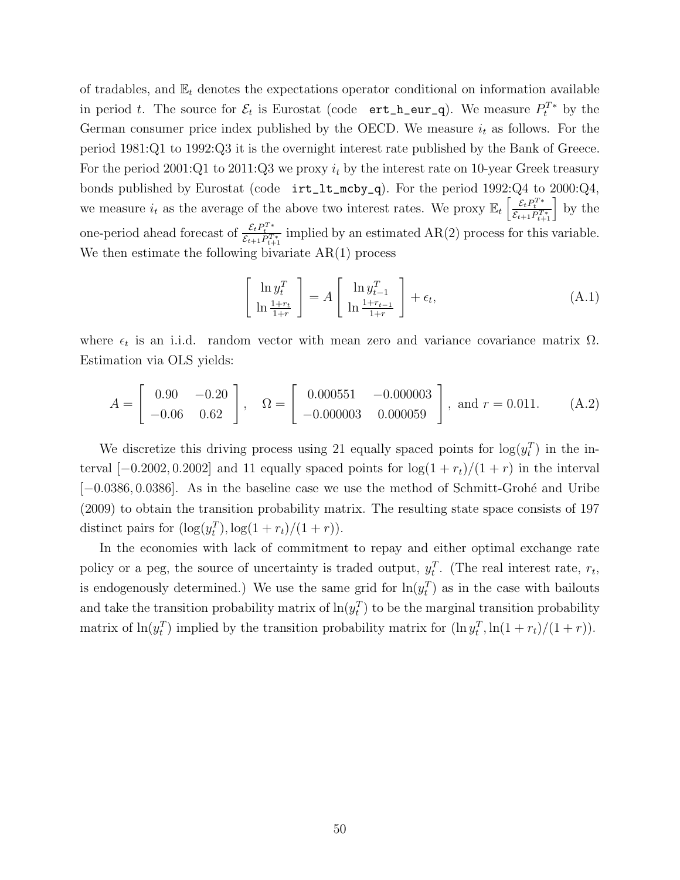of tradables, and $\mathbb{E}_t$ denotes the expectations operator conditional on information available in period $t$. The source for $\mathcal{E}_t$ is Eurostat (code `ert_h_eur_q`). We measure $P_t^{T*}$ by the German consumer price index published by the OECD. We measure $i_t$ as follows. For the period 1981:Q1 to 1992:Q3 it is the overnight interest rate published by the Bank of Greece. For the period 2001:Q1 to 2011:Q3 we proxy $i_t$ by the interest rate on 10-year Greek treasury bonds published by Eurostat (code `irt_lt_mcby_q`). For the period 1992:Q4 to 2000:Q4, we measure $i_t$ as the average of the above two interest rates. We proxy $\mathbb{E}_t\left[\frac{\mathcal{E}_t P_t^{T*}}{\mathcal{E}_{t+1} P_{t+1}^{T*}}\right]$ by the one-period ahead forecast of $\frac{\mathcal{E}_t P_t^{T*}}{\mathcal{E}_{t+1} P_{t+1}^{T*}}$ implied by an estimated AR(2) process for this variable. We then estimate the following bivariate AR(1) process

$$
\begin{bmatrix} \ln y_t^T \\ \ln \frac{1+r_t}{1+r} \end{bmatrix} = A \begin{bmatrix} \ln y_{t-1}^T \\ \ln \frac{1+r_{t-1}}{1+r} \end{bmatrix} + \epsilon_t, \tag{A.1}
$$

where $\epsilon_t$ is an i.i.d. random vector with mean zero and variance covariance matrix $\Omega$. Estimation via OLS yields:

$$
A = \begin{bmatrix} 0.90 & -0.20 \\ -0.06 & 0.62 \end{bmatrix}, \quad \Omega = \begin{bmatrix} 0.000551 & -0.000003 \\ -0.000003 & 0.000059 \end{bmatrix}, \text{ and } r = 0.011. \tag{A.2}
$$

We discretize this driving process using 21 equally spaced points for $\log(y_t^T)$ in the interval $[-0.2002, 0.2002]$ and 11 equally spaced points for $\log(1+r_t)/(1+r)$ in the interval $[-0.0386, 0.0386]$. As in the baseline case we use the method of Schmitt-Grohé and Uribe (2009) to obtain the transition probability matrix. The resulting state space consists of 197 distinct pairs for $(\log(y_t^T), \log(1+r_t)/(1+r))$.

In the economies with lack of commitment to repay and either optimal exchange rate policy or a peg, the source of uncertainty is traded output, $y_t^T$. (The real interest rate, $r_t$, is endogenously determined.) We use the same grid for $\ln(y_t^T)$ as in the case with bailouts and take the transition probability matrix of $\ln(y_t^T)$ to be the marginal transition probability matrix of $\ln(y_t^T)$ implied by the transition probability matrix for $(\ln y_t^T, \ln(1+r_t)/(1+r))$.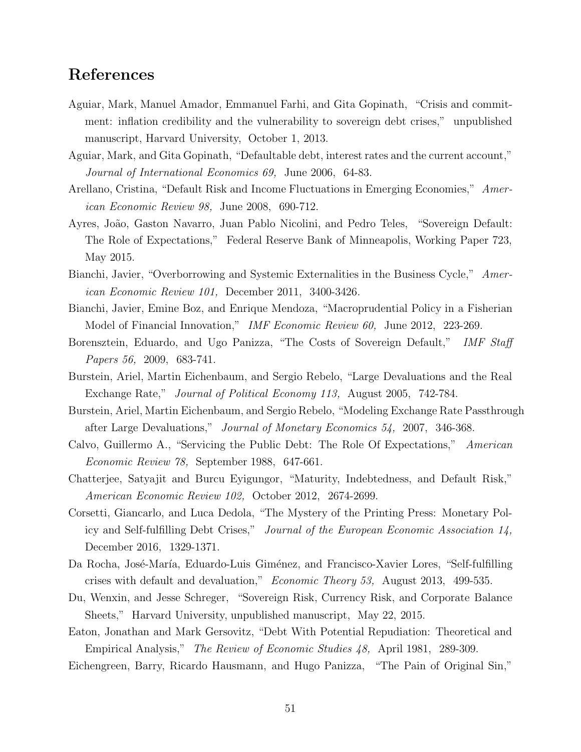## References

Aguiar, Mark, Manuel Amador, Emmanuel Farhi, and Gita Gopinath, "Crisis and commitment: inflation credibility and the vulnerability to sovereign debt crises," unpublished manuscript, Harvard University, October 1, 2013.

Aguiar, Mark, and Gita Gopinath, "Defaultable debt, interest rates and the current account," *Journal of International Economics 69,* June 2006, 64-83.

Arellano, Cristina, "Default Risk and Income Fluctuations in Emerging Economies," *American Economic Review 98,* June 2008, 690-712.

Ayres, João, Gaston Navarro, Juan Pablo Nicolini, and Pedro Teles, "Sovereign Default: The Role of Expectations," Federal Reserve Bank of Minneapolis, Working Paper 723, May 2015.

Bianchi, Javier, "Overborrowing and Systemic Externalities in the Business Cycle," *American Economic Review 101,* December 2011, 3400-3426.

Bianchi, Javier, Emine Boz, and Enrique Mendoza, "Macroprudential Policy in a Fisherian Model of Financial Innovation," *IMF Economic Review 60,* June 2012, 223-269.

Borensztein, Eduardo, and Ugo Panizza, "The Costs of Sovereign Default," *IMF Staff Papers 56,* 2009, 683-741.

Burstein, Ariel, Martin Eichenbaum, and Sergio Rebelo, "Large Devaluations and the Real Exchange Rate," *Journal of Political Economy 113,* August 2005, 742-784.

Burstein, Ariel, Martin Eichenbaum, and Sergio Rebelo, "Modeling Exchange Rate Passthrough after Large Devaluations," *Journal of Monetary Economics 54,* 2007, 346-368.

Calvo, Guillermo A., "Servicing the Public Debt: The Role Of Expectations," *American Economic Review 78,* September 1988, 647-661.

Chatterjee, Satyajit and Burcu Eyigungor, "Maturity, Indebtedness, and Default Risk," *American Economic Review 102,* October 2012, 2674-2699.

Corsetti, Giancarlo, and Luca Dedola, "The Mystery of the Printing Press: Monetary Policy and Self-fulfilling Debt Crises," *Journal of the European Economic Association 14,* December 2016, 1329-1371.

Da Rocha, José-María, Eduardo-Luis Giménez, and Francisco-Xavier Lores, "Self-fulfilling crises with default and devaluation," *Economic Theory 53,* August 2013, 499-535.

Du, Wenxin, and Jesse Schreger, "Sovereign Risk, Currency Risk, and Corporate Balance Sheets," Harvard University, unpublished manuscript, May 22, 2015.

Eaton, Jonathan and Mark Gersovitz, "Debt With Potential Repudiation: Theoretical and Empirical Analysis," *The Review of Economic Studies 48,* April 1981, 289-309.

Eichengreen, Barry, Ricardo Hausmann, and Hugo Panizza, "The Pain of Original Sin,"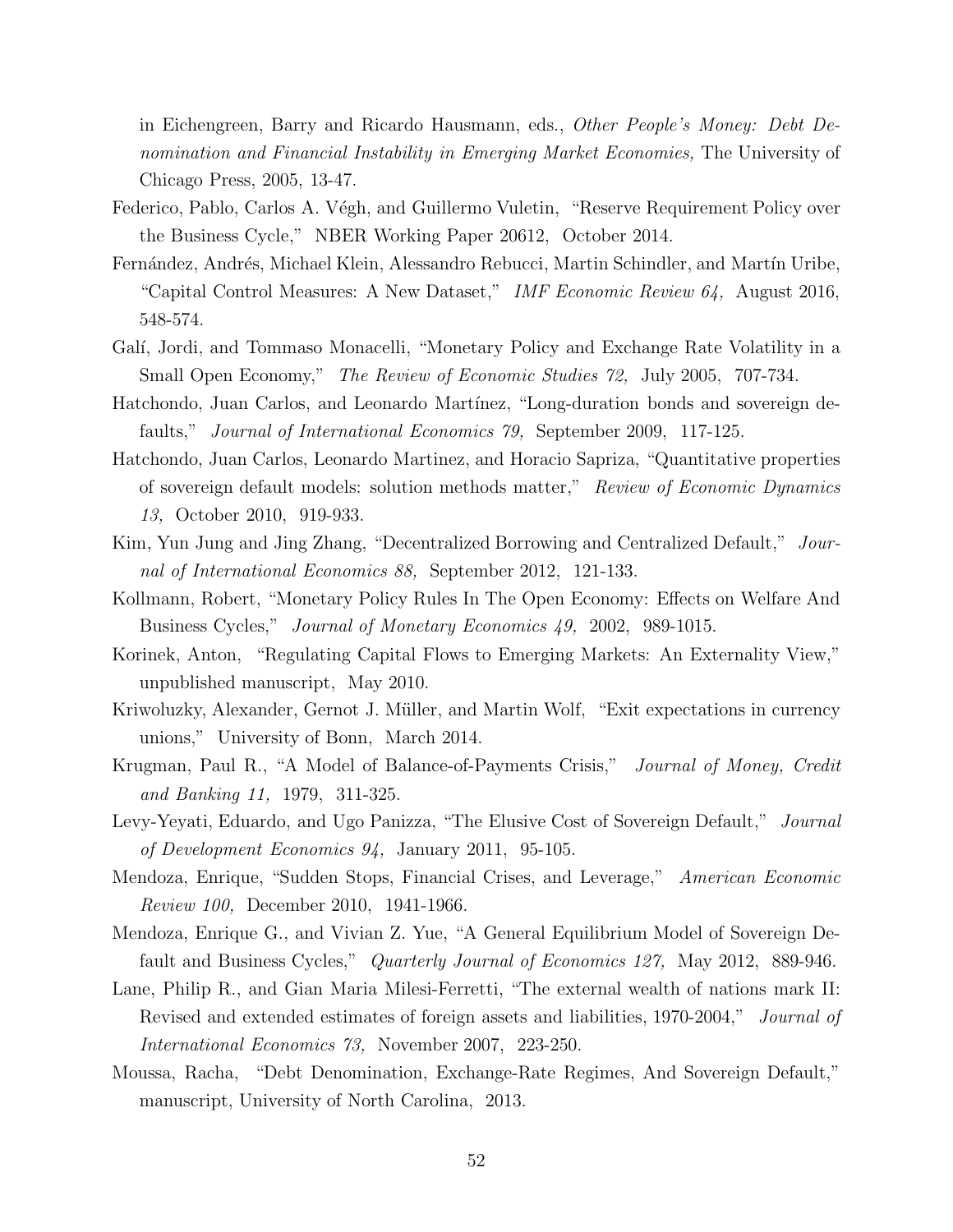in Eichengreen, Barry and Ricardo Hausmann, eds., *Other People's Money: Debt Denomination and Financial Instability in Emerging Market Economies,* The University of Chicago Press, 2005, 13-47.

Federico, Pablo, Carlos A. Végh, and Guillermo Vuletin, "Reserve Requirement Policy over the Business Cycle," NBER Working Paper 20612, October 2014.

Fernández, Andrés, Michael Klein, Alessandro Rebucci, Martin Schindler, and Martín Uribe, "Capital Control Measures: A New Dataset," *IMF Economic Review 64,* August 2016, 548-574.

Galí, Jordi, and Tommaso Monacelli, "Monetary Policy and Exchange Rate Volatility in a Small Open Economy," *The Review of Economic Studies 72,* July 2005, 707-734.

Hatchondo, Juan Carlos, and Leonardo Martínez, "Long-duration bonds and sovereign defaults," *Journal of International Economics 79,* September 2009, 117-125.

Hatchondo, Juan Carlos, Leonardo Martinez, and Horacio Sapriza, "Quantitative properties of sovereign default models: solution methods matter," *Review of Economic Dynamics 13,* October 2010, 919-933.

Kim, Yun Jung and Jing Zhang, "Decentralized Borrowing and Centralized Default," *Journal of International Economics 88,* September 2012, 121-133.

Kollmann, Robert, "Monetary Policy Rules In The Open Economy: Effects on Welfare And Business Cycles," *Journal of Monetary Economics 49,* 2002, 989-1015.

Korinek, Anton, "Regulating Capital Flows to Emerging Markets: An Externality View," unpublished manuscript, May 2010.

Kriwoluzky, Alexander, Gernot J. Müller, and Martin Wolf, "Exit expectations in currency unions," University of Bonn, March 2014.

Krugman, Paul R., "A Model of Balance-of-Payments Crisis," *Journal of Money, Credit and Banking 11,* 1979, 311-325.

Levy-Yeyati, Eduardo, and Ugo Panizza, "The Elusive Cost of Sovereign Default," *Journal of Development Economics 94,* January 2011, 95-105.

Mendoza, Enrique, "Sudden Stops, Financial Crises, and Leverage," *American Economic Review 100,* December 2010, 1941-1966.

Mendoza, Enrique G., and Vivian Z. Yue, "A General Equilibrium Model of Sovereign Default and Business Cycles," *Quarterly Journal of Economics 127,* May 2012, 889-946.

Lane, Philip R., and Gian Maria Milesi-Ferretti, "The external wealth of nations mark II: Revised and extended estimates of foreign assets and liabilities, 1970-2004," *Journal of International Economics 73,* November 2007, 223-250.

Moussa, Racha, "Debt Denomination, Exchange-Rate Regimes, And Sovereign Default," manuscript, University of North Carolina, 2013.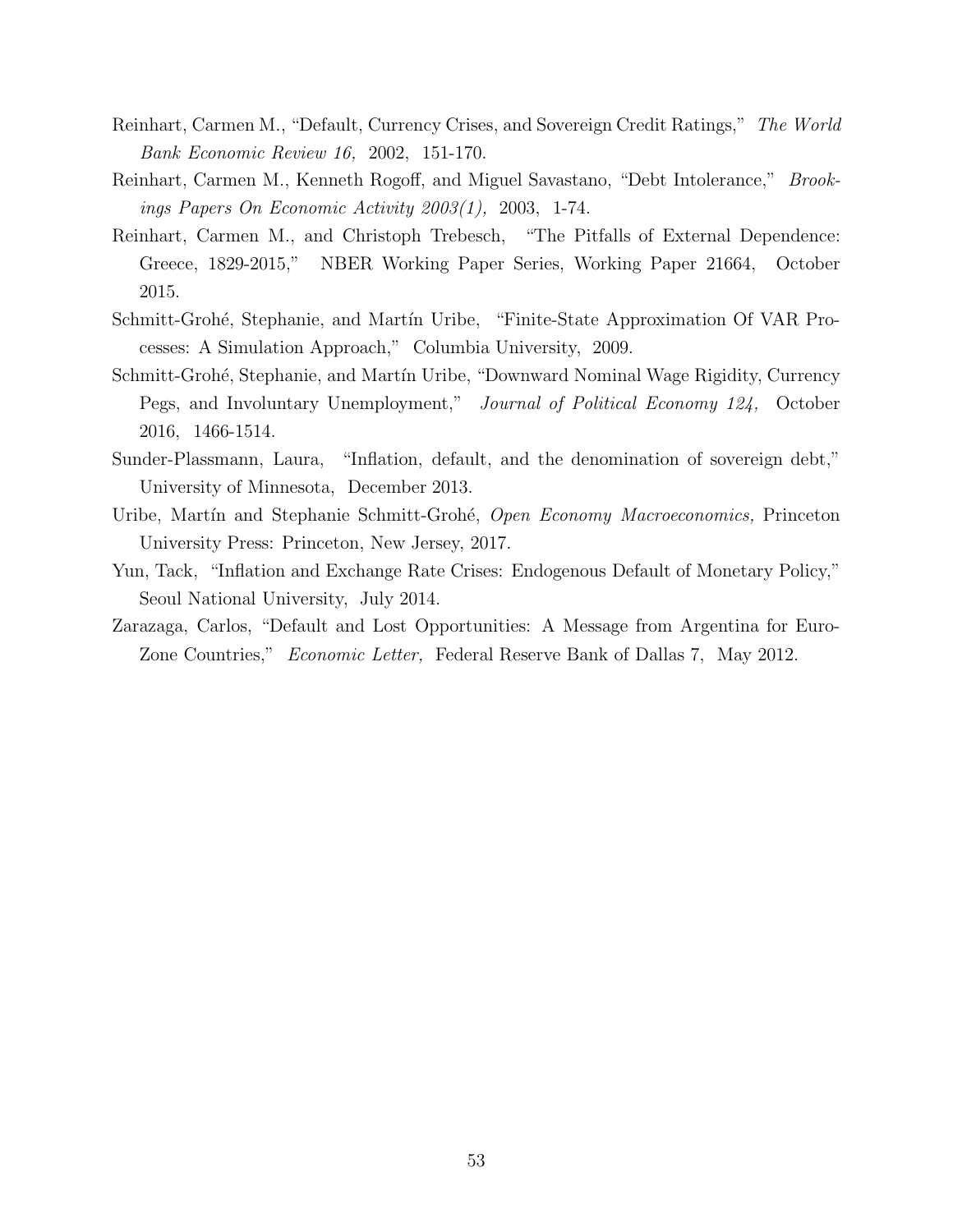Reinhart, Carmen M., "Default, Currency Crises, and Sovereign Credit Ratings," *The World Bank Economic Review 16,* 2002, 151-170.

Reinhart, Carmen M., Kenneth Rogoff, and Miguel Savastano, "Debt Intolerance," *Brookings Papers On Economic Activity 2003(1),* 2003, 1-74.

Reinhart, Carmen M., and Christoph Trebesch, "The Pitfalls of External Dependence: Greece, 1829-2015," NBER Working Paper Series, Working Paper 21664, October 2015.

Schmitt-Grohé, Stephanie, and Martín Uribe, "Finite-State Approximation Of VAR Processes: A Simulation Approach," Columbia University, 2009.

Schmitt-Grohé, Stephanie, and Martín Uribe, "Downward Nominal Wage Rigidity, Currency Pegs, and Involuntary Unemployment," *Journal of Political Economy 124,* October 2016, 1466-1514.

Sunder-Plassmann, Laura, "Inflation, default, and the denomination of sovereign debt," University of Minnesota, December 2013.

Uribe, Martín and Stephanie Schmitt-Grohé, *Open Economy Macroeconomics,* Princeton University Press: Princeton, New Jersey, 2017.

Yun, Tack, "Inflation and Exchange Rate Crises: Endogenous Default of Monetary Policy," Seoul National University, July 2014.

Zarazaga, Carlos, "Default and Lost Opportunities: A Message from Argentina for Euro-Zone Countries," *Economic Letter,* Federal Reserve Bank of Dallas 7, May 2012.